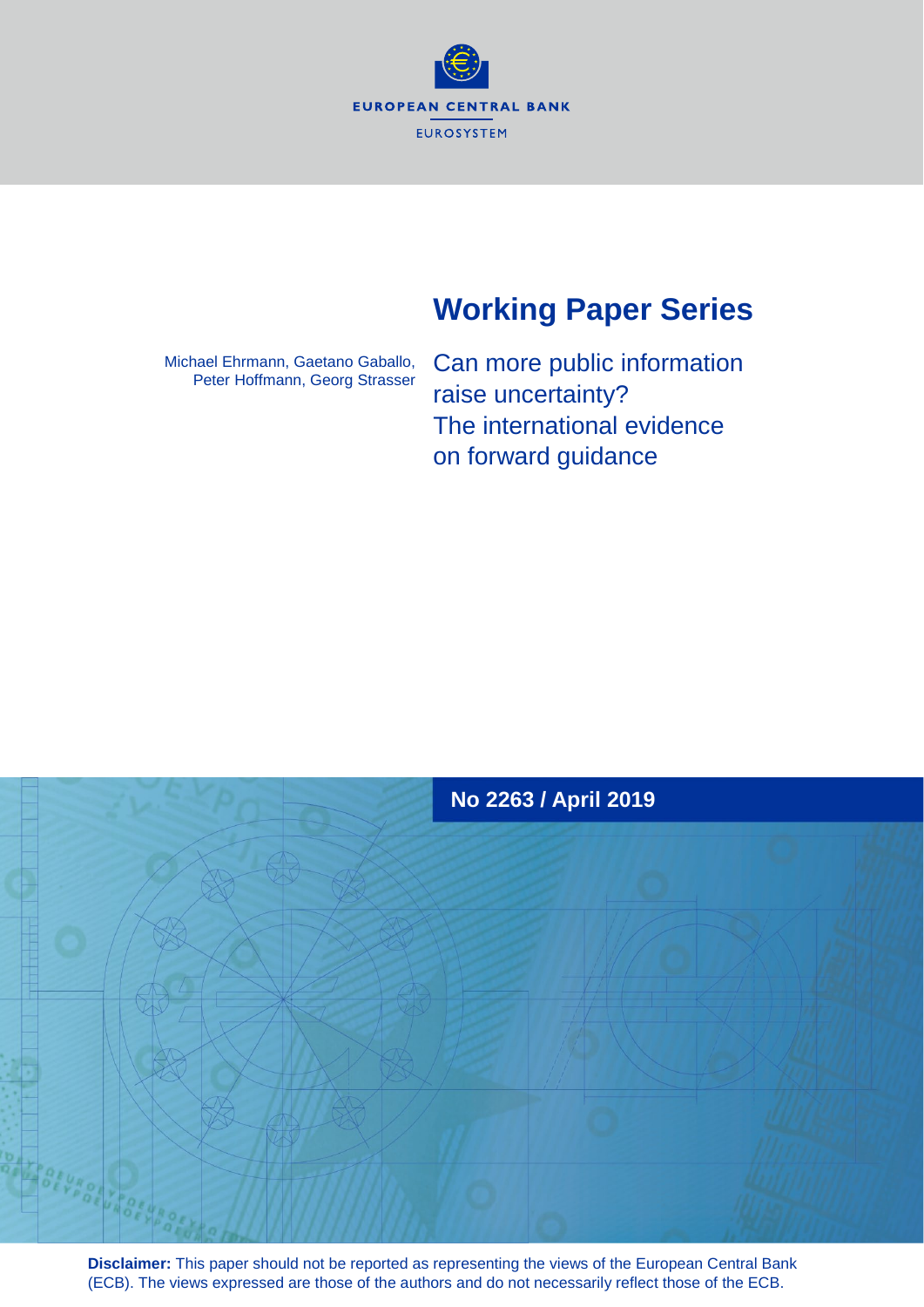EUROPEAN CENTRAL BANK

EUROSYSTEM

# Working Paper Series

Michael Ehrmann, Gaetano Gaballo, Peter Hoffmann, Georg Strasser

## Can more public information raise uncertainty? The international evidence on forward guidance

**No 2263 / April 2019**

**Disclaimer:** This paper should not be reported as representing the views of the European Central Bank (ECB). The views expressed are those of the authors and do not necessarily reflect those of the ECB.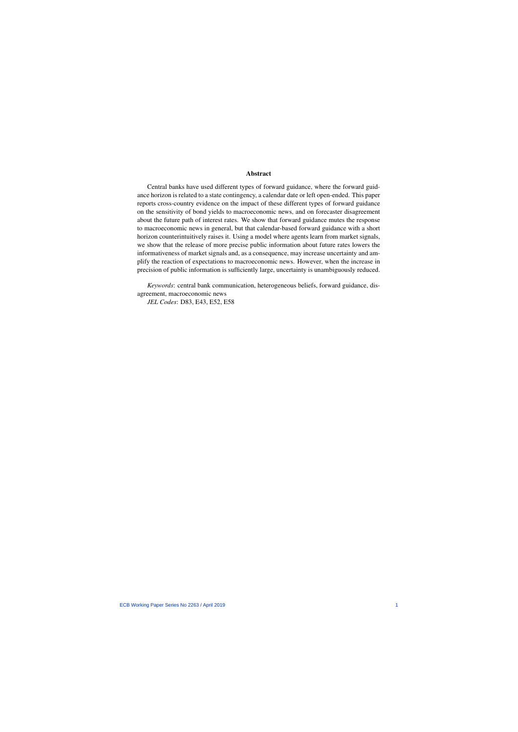## Abstract

Central banks have used different types of forward guidance, where the forward guidance horizon is related to a state contingency, a calendar date or left open-ended. This paper reports cross-country evidence on the impact of these different types of forward guidance on the sensitivity of bond yields to macroeconomic news, and on forecaster disagreement about the future path of interest rates. We show that forward guidance mutes the response to macroeconomic news in general, but that calendar-based forward guidance with a short horizon counterintuitively raises it. Using a model where agents learn from market signals, we show that the release of more precise public information about future rates lowers the informativeness of market signals and, as a consequence, may increase uncertainty and amplify the reaction of expectations to macroeconomic news. However, when the increase in precision of public information is sufficiently large, uncertainty is unambiguously reduced.

*Keywords*: central bank communication, heterogeneous beliefs, forward guidance, disagreement, macroeconomic news

*JEL Codes*: D83, E43, E52, E58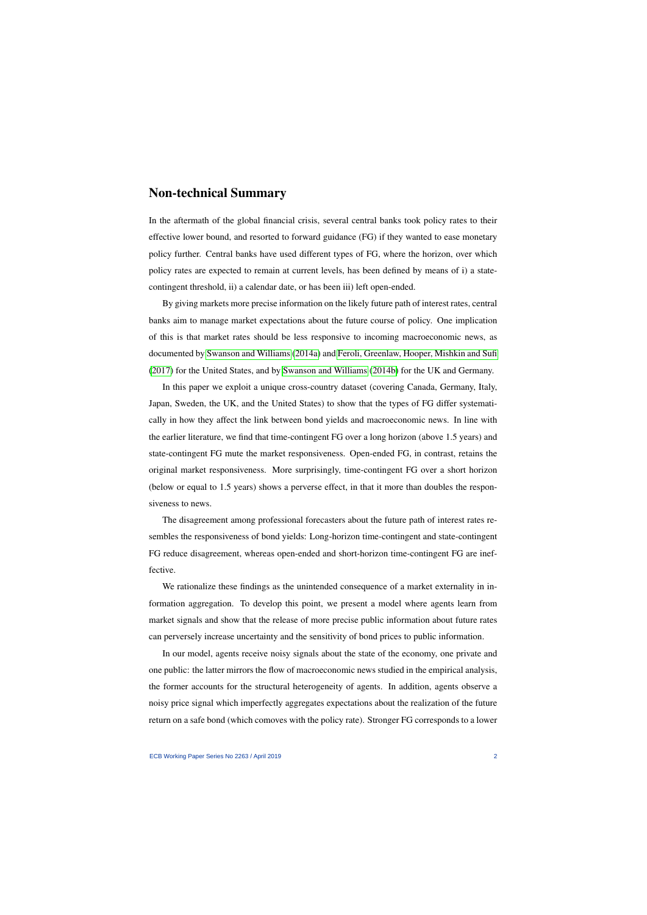## Non-technical Summary

In the aftermath of the global financial crisis, several central banks took policy rates to their effective lower bound, and resorted to forward guidance (FG) if they wanted to ease monetary policy further. Central banks have used different types of FG, where the horizon, over which policy rates are expected to remain at current levels, has been defined by means of i) a state-contingent threshold, ii) a calendar date, or has been iii) left open-ended.

By giving markets more precise information on the likely future path of interest rates, central banks aim to manage market expectations about the future course of policy. One implication of this is that market rates should be less responsive to incoming macroeconomic news, as documented by Swanson and Williams (2014a) and Feroli, Greenlaw, Hooper, Mishkin and Sufi (2017) for the United States, and by Swanson and Williams (2014b) for the UK and Germany.

In this paper we exploit a unique cross-country dataset (covering Canada, Germany, Italy, Japan, Sweden, the UK, and the United States) to show that the types of FG differ systematically in how they affect the link between bond yields and macroeconomic news. In line with the earlier literature, we find that time-contingent FG over a long horizon (above 1.5 years) and state-contingent FG mute the market responsiveness. Open-ended FG, in contrast, retains the original market responsiveness. More surprisingly, time-contingent FG over a short horizon (below or equal to 1.5 years) shows a perverse effect, in that it more than doubles the responsiveness to news.

The disagreement among professional forecasters about the future path of interest rates resembles the responsiveness of bond yields: Long-horizon time-contingent and state-contingent FG reduce disagreement, whereas open-ended and short-horizon time-contingent FG are ineffective.

We rationalize these findings as the unintended consequence of a market externality in information aggregation. To develop this point, we present a model where agents learn from market signals and show that the release of more precise public information about future rates can perversely increase uncertainty and the sensitivity of bond prices to public information.

In our model, agents receive noisy signals about the state of the economy, one private and one public: the latter mirrors the flow of macroeconomic news studied in the empirical analysis, the former accounts for the structural heterogeneity of agents. In addition, agents observe a noisy price signal which imperfectly aggregates expectations about the realization of the future return on a safe bond (which comoves with the policy rate). Stronger FG corresponds to a lower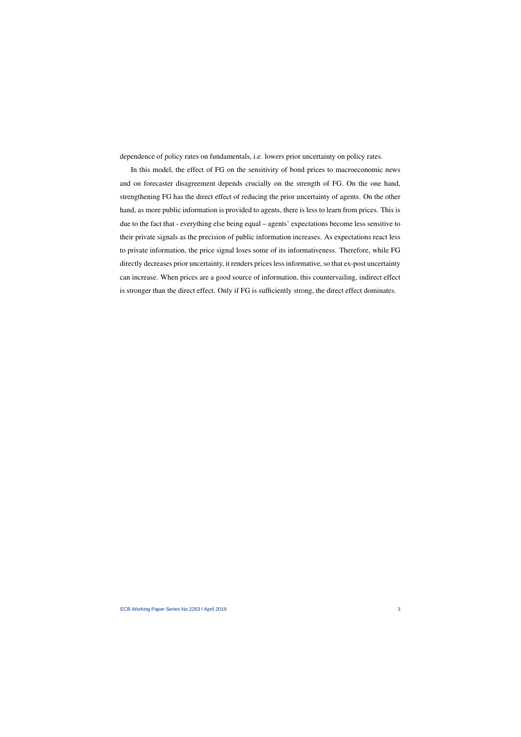dependence of policy rates on fundamentals, i.e. lowers prior uncertainty on policy rates.

In this model, the effect of FG on the sensitivity of bond prices to macroeconomic news and on forecaster disagreement depends crucially on the strength of FG. On the one hand, strengthening FG has the direct effect of reducing the prior uncertainty of agents. On the other hand, as more public information is provided to agents, there is less to learn from prices. This is due to the fact that - everything else being equal – agents' expectations become less sensitive to their private signals as the precision of public information increases. As expectations react less to private information, the price signal loses some of its informativeness. Therefore, while FG directly decreases prior uncertainty, it renders prices less informative, so that ex-post uncertainty can increase. When prices are a good source of information, this countervailing, indirect effect is stronger than the direct effect. Only if FG is sufficiently strong, the direct effect dominates.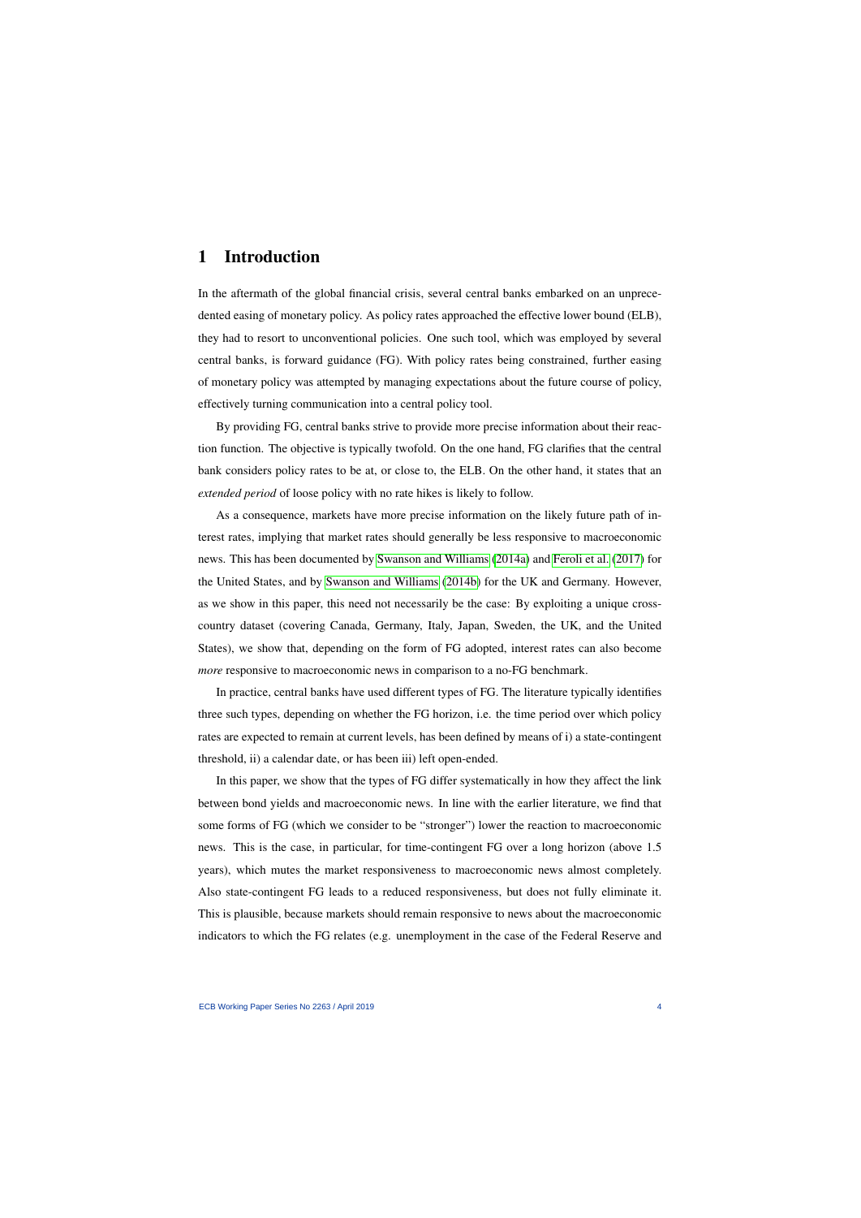# 1 Introduction

In the aftermath of the global financial crisis, several central banks embarked on an unprecedented easing of monetary policy. As policy rates approached the effective lower bound (ELB), they had to resort to unconventional policies. One such tool, which was employed by several central banks, is forward guidance (FG). With policy rates being constrained, further easing of monetary policy was attempted by managing expectations about the future course of policy, effectively turning communication into a central policy tool.

By providing FG, central banks strive to provide more precise information about their reaction function. The objective is typically twofold. On the one hand, FG clarifies that the central bank considers policy rates to be at, or close to, the ELB. On the other hand, it states that an *extended period* of loose policy with no rate hikes is likely to follow.

As a consequence, markets have more precise information on the likely future path of interest rates, implying that market rates should generally be less responsive to macroeconomic news. This has been documented by Swanson and Williams (2014a) and Feroli et al. (2017) for the United States, and by Swanson and Williams (2014b) for the UK and Germany. However, as we show in this paper, this need not necessarily be the case: By exploiting a unique cross-country dataset (covering Canada, Germany, Italy, Japan, Sweden, the UK, and the United States), we show that, depending on the form of FG adopted, interest rates can also become *more* responsive to macroeconomic news in comparison to a no-FG benchmark.

In practice, central banks have used different types of FG. The literature typically identifies three such types, depending on whether the FG horizon, i.e. the time period over which policy rates are expected to remain at current levels, has been defined by means of i) a state-contingent threshold, ii) a calendar date, or has been iii) left open-ended.

In this paper, we show that the types of FG differ systematically in how they affect the link between bond yields and macroeconomic news. In line with the earlier literature, we find that some forms of FG (which we consider to be "stronger") lower the reaction to macroeconomic news. This is the case, in particular, for time-contingent FG over a long horizon (above 1.5 years), which mutes the market responsiveness to macroeconomic news almost completely. Also state-contingent FG leads to a reduced responsiveness, but does not fully eliminate it. This is plausible, because markets should remain responsive to news about the macroeconomic indicators to which the FG relates (e.g. unemployment in the case of the Federal Reserve and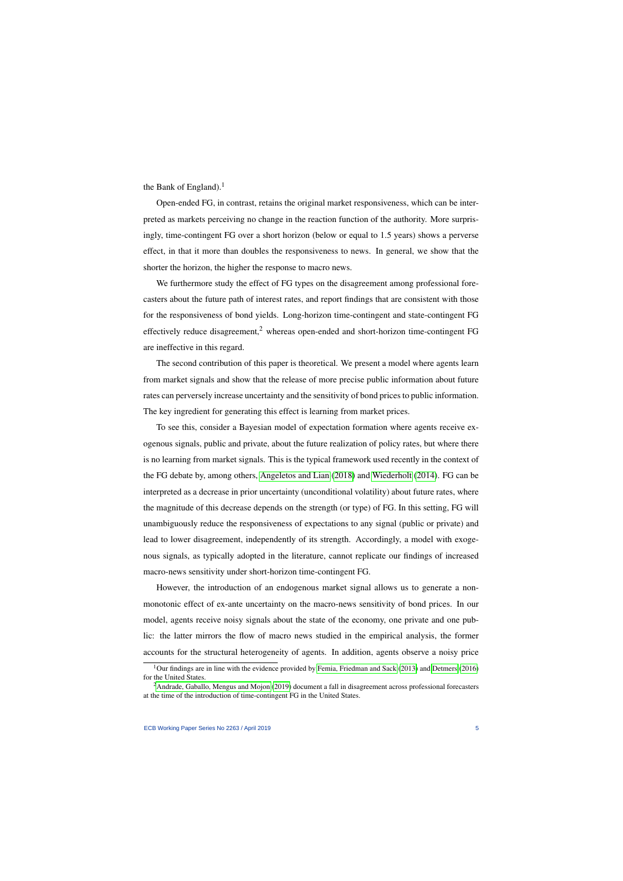the Bank of England).[1]

Open-ended FG, in contrast, retains the original market responsiveness, which can be interpreted as markets perceiving no change in the reaction function of the authority. More surprisingly, time-contingent FG over a short horizon (below or equal to 1.5 years) shows a perverse effect, in that it more than doubles the responsiveness to news. In general, we show that the shorter the horizon, the higher the response to macro news.

We furthermore study the effect of FG types on the disagreement among professional forecasters about the future path of interest rates, and report findings that are consistent with those for the responsiveness of bond yields. Long-horizon time-contingent and state-contingent FG effectively reduce disagreement,[2] whereas open-ended and short-horizon time-contingent FG are ineffective in this regard.

The second contribution of this paper is theoretical. We present a model where agents learn from market signals and show that the release of more precise public information about future rates can perversely increase uncertainty and the sensitivity of bond prices to public information. The key ingredient for generating this effect is learning from market prices.

To see this, consider a Bayesian model of expectation formation where agents receive exogenous signals, public and private, about the future realization of policy rates, but where there is no learning from market signals. This is the typical framework used recently in the context of the FG debate by, among others, Angeletos and Lian (2018) and Wiederholt (2014). FG can be interpreted as a decrease in prior uncertainty (unconditional volatility) about future rates, where the magnitude of this decrease depends on the strength (or type) of FG. In this setting, FG will unambiguously reduce the responsiveness of expectations to any signal (public or private) and lead to lower disagreement, independently of its strength. Accordingly, a model with exogenous signals, as typically adopted in the literature, cannot replicate our findings of increased macro-news sensitivity under short-horizon time-contingent FG.

However, the introduction of an endogenous market signal allows us to generate a non-monotonic effect of ex-ante uncertainty on the macro-news sensitivity of bond prices. In our model, agents receive noisy signals about the state of the economy, one private and one public: the latter mirrors the flow of macro news studied in the empirical analysis, the former accounts for the structural heterogeneity of agents. In addition, agents observe a noisy price

[1] Our findings are in line with the evidence provided by Femia, Friedman and Sack (2013) and Detmers (2016) for the United States.

[2] Andrade, Gaballo, Mengus and Mojon (2019) document a fall in disagreement across professional forecasters at the time of the introduction of time-contingent FG in the United States.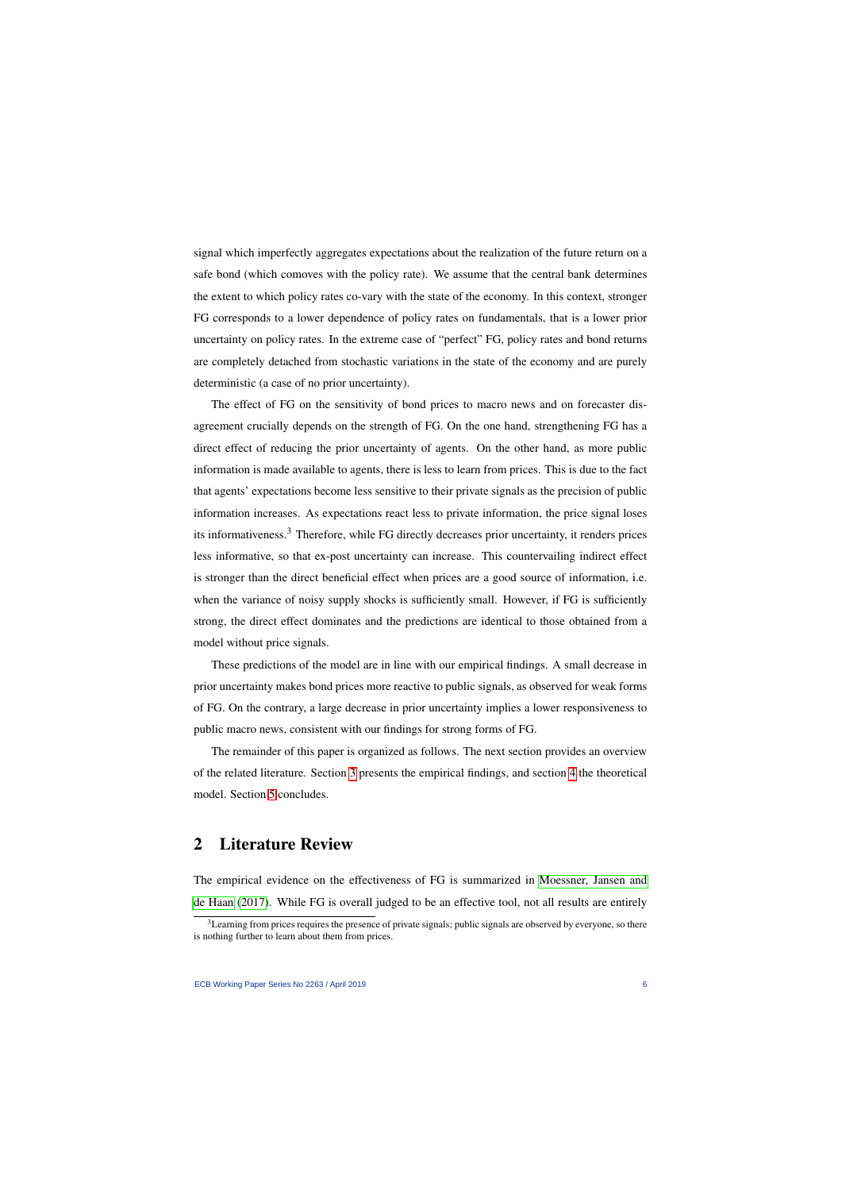signal which imperfectly aggregates expectations about the realization of the future return on a safe bond (which comoves with the policy rate). We assume that the central bank determines the extent to which policy rates co-vary with the state of the economy. In this context, stronger FG corresponds to a lower dependence of policy rates on fundamentals, that is a lower prior uncertainty on policy rates. In the extreme case of "perfect" FG, policy rates and bond returns are completely detached from stochastic variations in the state of the economy and are purely deterministic (a case of no prior uncertainty).

The effect of FG on the sensitivity of bond prices to macro news and on forecaster disagreement crucially depends on the strength of FG. On the one hand, strengthening FG has a direct effect of reducing the prior uncertainty of agents. On the other hand, as more public information is made available to agents, there is less to learn from prices. This is due to the fact that agents' expectations become less sensitive to their private signals as the precision of public information increases. As expectations react less to private information, the price signal loses its informativeness.[3] Therefore, while FG directly decreases prior uncertainty, it renders prices less informative, so that ex-post uncertainty can increase. This countervailing indirect effect is stronger than the direct beneficial effect when prices are a good source of information, i.e. when the variance of noisy supply shocks is sufficiently small. However, if FG is sufficiently strong, the direct effect dominates and the predictions are identical to those obtained from a model without price signals.

These predictions of the model are in line with our empirical findings. A small decrease in prior uncertainty makes bond prices more reactive to public signals, as observed for weak forms of FG. On the contrary, a large decrease in prior uncertainty implies a lower responsiveness to public macro news, consistent with our findings for strong forms of FG.

The remainder of this paper is organized as follows. The next section provides an overview of the related literature. Section 3 presents the empirical findings, and section 4 the theoretical model. Section 5 concludes.

## 2 Literature Review

The empirical evidence on the effectiveness of FG is summarized in Moessner, Jansen and de Haan (2017). While FG is overall judged to be an effective tool, not all results are entirely

[3] Learning from prices requires the presence of private signals; public signals are observed by everyone, so there is nothing further to learn about them from prices.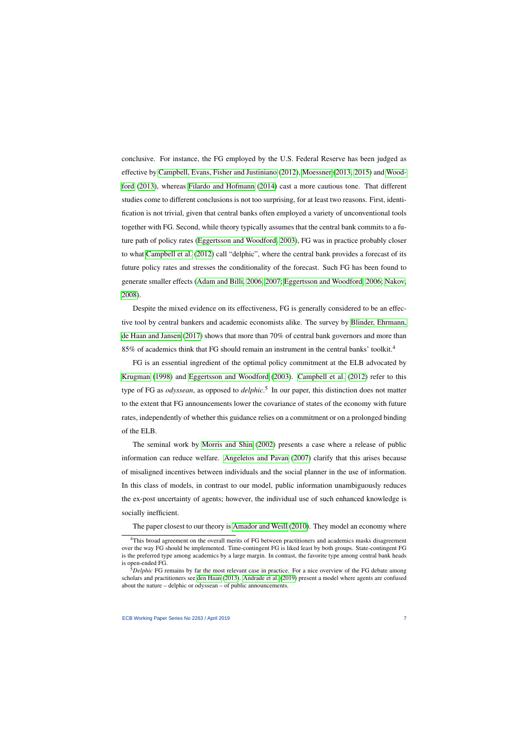conclusive. For instance, the FG employed by the U.S. Federal Reserve has been judged as effective by Campbell, Evans, Fisher and Justiniano (2012), Moessner (2013, 2015) and Woodford (2013), whereas Filardo and Hofmann (2014) cast a more cautious tone. That different studies come to different conclusions is not too surprising, for at least two reasons. First, identification is not trivial, given that central banks often employed a variety of unconventional tools together with FG. Second, while theory typically assumes that the central bank commits to a future path of policy rates (Eggertsson and Woodford, 2003), FG was in practice probably closer to what Campbell et al. (2012) call "delphic", where the central bank provides a forecast of its future policy rates and stresses the conditionality of the forecast. Such FG has been found to generate smaller effects (Adam and Billi, 2006, 2007; Eggertsson and Woodford, 2006; Nakov, 2008).

Despite the mixed evidence on its effectiveness, FG is generally considered to be an effective tool by central bankers and academic economists alike. The survey by Blinder, Ehrmann, de Haan and Jansen (2017) shows that more than 70% of central bank governors and more than 85% of academics think that FG should remain an instrument in the central banks' toolkit.[4]

FG is an essential ingredient of the optimal policy commitment at the ELB advocated by Krugman (1998) and Eggertsson and Woodford (2003). Campbell et al. (2012) refer to this type of FG as *odyssean*, as opposed to *delphic*.[5] In our paper, this distinction does not matter to the extent that FG announcements lower the covariance of states of the economy with future rates, independently of whether this guidance relies on a commitment or on a prolonged binding of the ELB.

The seminal work by Morris and Shin (2002) presents a case where a release of public information can reduce welfare. Angeletos and Pavan (2007) clarify that this arises because of misaligned incentives between individuals and the social planner in the use of information. In this class of models, in contrast to our model, public information unambiguously reduces the ex-post uncertainty of agents; however, the individual use of such enhanced knowledge is socially inefficient.

The paper closest to our theory is Amador and Weill (2010). They model an economy where

[4] This broad agreement on the overall merits of FG between practitioners and academics masks disagreement over the way FG should be implemented. Time-contingent FG is liked least by both groups. State-contingent FG is the preferred type among academics by a large margin. In contrast, the favorite type among central bank heads is open-ended FG.

[5] *Delphic* FG remains by far the most relevant case in practice. For a nice overview of the FG debate among scholars and practitioners see den Haan (2013). Andrade et al. (2019) present a model where agents are confused about the nature – delphic or odyssean – of public announcements.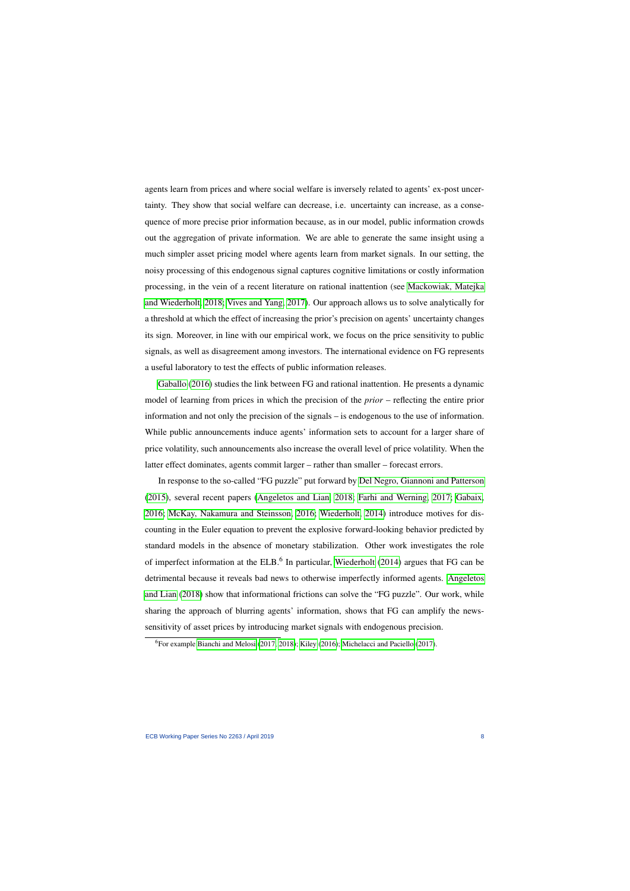agents learn from prices and where social welfare is inversely related to agents' ex-post uncertainty. They show that social welfare can decrease, i.e. uncertainty can increase, as a consequence of more precise prior information because, as in our model, public information crowds out the aggregation of private information. We are able to generate the same insight using a much simpler asset pricing model where agents learn from market signals. In our setting, the noisy processing of this endogenous signal captures cognitive limitations or costly information processing, in the vein of a recent literature on rational inattention (see Mackowiak, Matejka and Wiederholt, 2018; Vives and Yang, 2017). Our approach allows us to solve analytically for a threshold at which the effect of increasing the prior's precision on agents' uncertainty changes its sign. Moreover, in line with our empirical work, we focus on the price sensitivity to public signals, as well as disagreement among investors. The international evidence on FG represents a useful laboratory to test the effects of public information releases.

Gaballo (2016) studies the link between FG and rational inattention. He presents a dynamic model of learning from prices in which the precision of the *prior* – reflecting the entire prior information and not only the precision of the signals – is endogenous to the use of information. While public announcements induce agents' information sets to account for a larger share of price volatility, such announcements also increase the overall level of price volatility. When the latter effect dominates, agents commit larger – rather than smaller – forecast errors.

In response to the so-called "FG puzzle" put forward by Del Negro, Giannoni and Patterson (2015), several recent papers (Angeletos and Lian, 2018; Farhi and Werning, 2017; Gabaix, 2016; McKay, Nakamura and Steinsson, 2016; Wiederholt, 2014) introduce motives for discounting in the Euler equation to prevent the explosive forward-looking behavior predicted by standard models in the absence of monetary stabilization. Other work investigates the role of imperfect information at the ELB.[6] In particular, Wiederholt (2014) argues that FG can be detrimental because it reveals bad news to otherwise imperfectly informed agents. Angeletos and Lian (2018) show that informational frictions can solve the "FG puzzle". Our work, while sharing the approach of blurring agents' information, shows that FG can amplify the news-sensitivity of asset prices by introducing market signals with endogenous precision.

[6] For example Bianchi and Melosi (2017, 2018); Kiley (2016); Michelacci and Paciello (2017).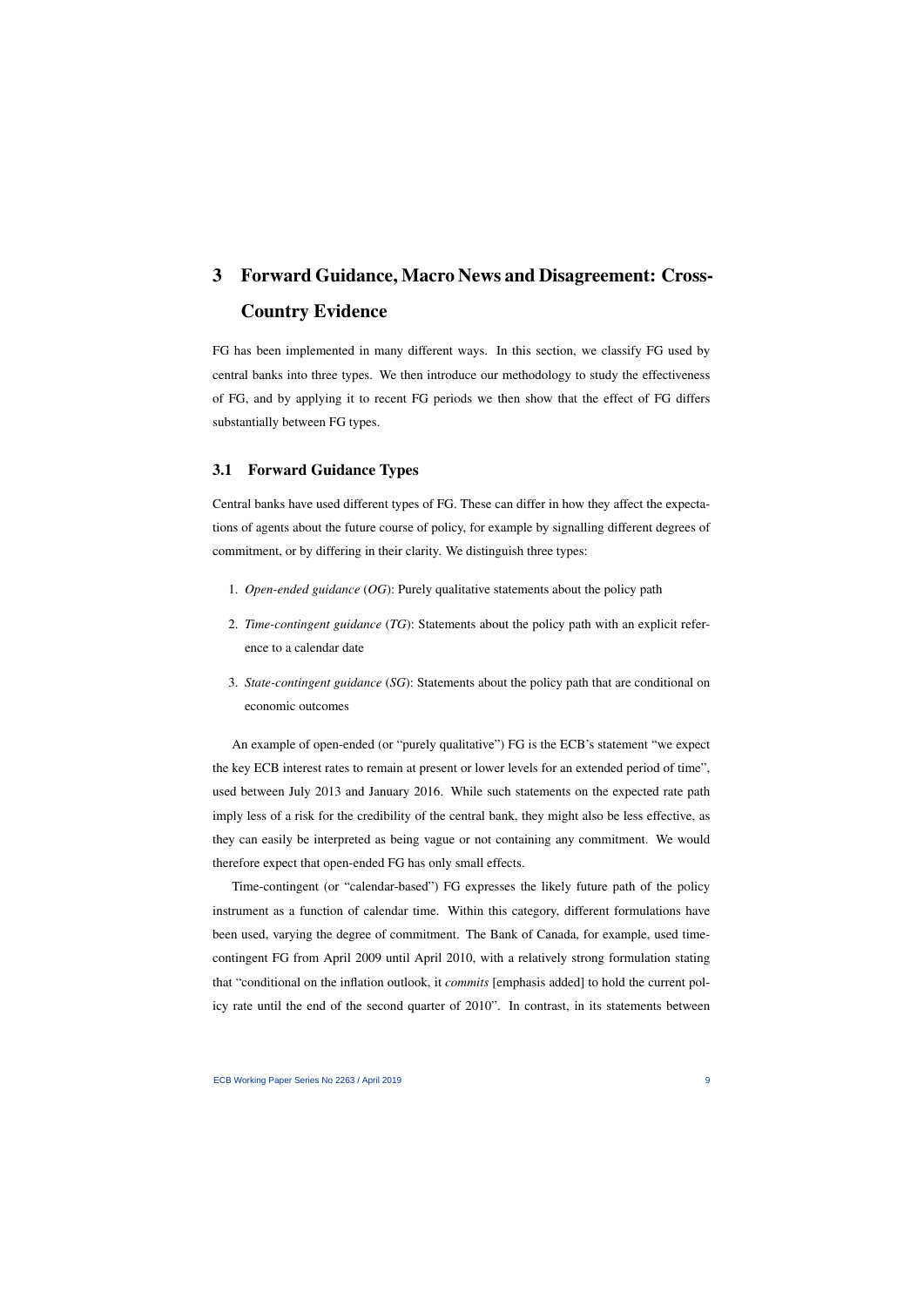# 3 Forward Guidance, Macro News and Disagreement: Cross-Country Evidence

FG has been implemented in many different ways. In this section, we classify FG used by central banks into three types. We then introduce our methodology to study the effectiveness of FG, and by applying it to recent FG periods we then show that the effect of FG differs substantially between FG types.

## 3.1 Forward Guidance Types

Central banks have used different types of FG. These can differ in how they affect the expectations of agents about the future course of policy, for example by signalling different degrees of commitment, or by differing in their clarity. We distinguish three types:

1. *Open-ended guidance* (*OG*): Purely qualitative statements about the policy path
2. *Time-contingent guidance* (*TG*): Statements about the policy path with an explicit reference to a calendar date
3. *State-contingent guidance* (*SG*): Statements about the policy path that are conditional on economic outcomes

An example of open-ended (or "purely qualitative") FG is the ECB's statement "we expect the key ECB interest rates to remain at present or lower levels for an extended period of time", used between July 2013 and January 2016. While such statements on the expected rate path imply less of a risk for the credibility of the central bank, they might also be less effective, as they can easily be interpreted as being vague or not containing any commitment. We would therefore expect that open-ended FG has only small effects.

Time-contingent (or "calendar-based") FG expresses the likely future path of the policy instrument as a function of calendar time. Within this category, different formulations have been used, varying the degree of commitment. The Bank of Canada, for example, used time-contingent FG from April 2009 until April 2010, with a relatively strong formulation stating that "conditional on the inflation outlook, it *commits* [emphasis added] to hold the current policy rate until the end of the second quarter of 2010". In contrast, in its statements between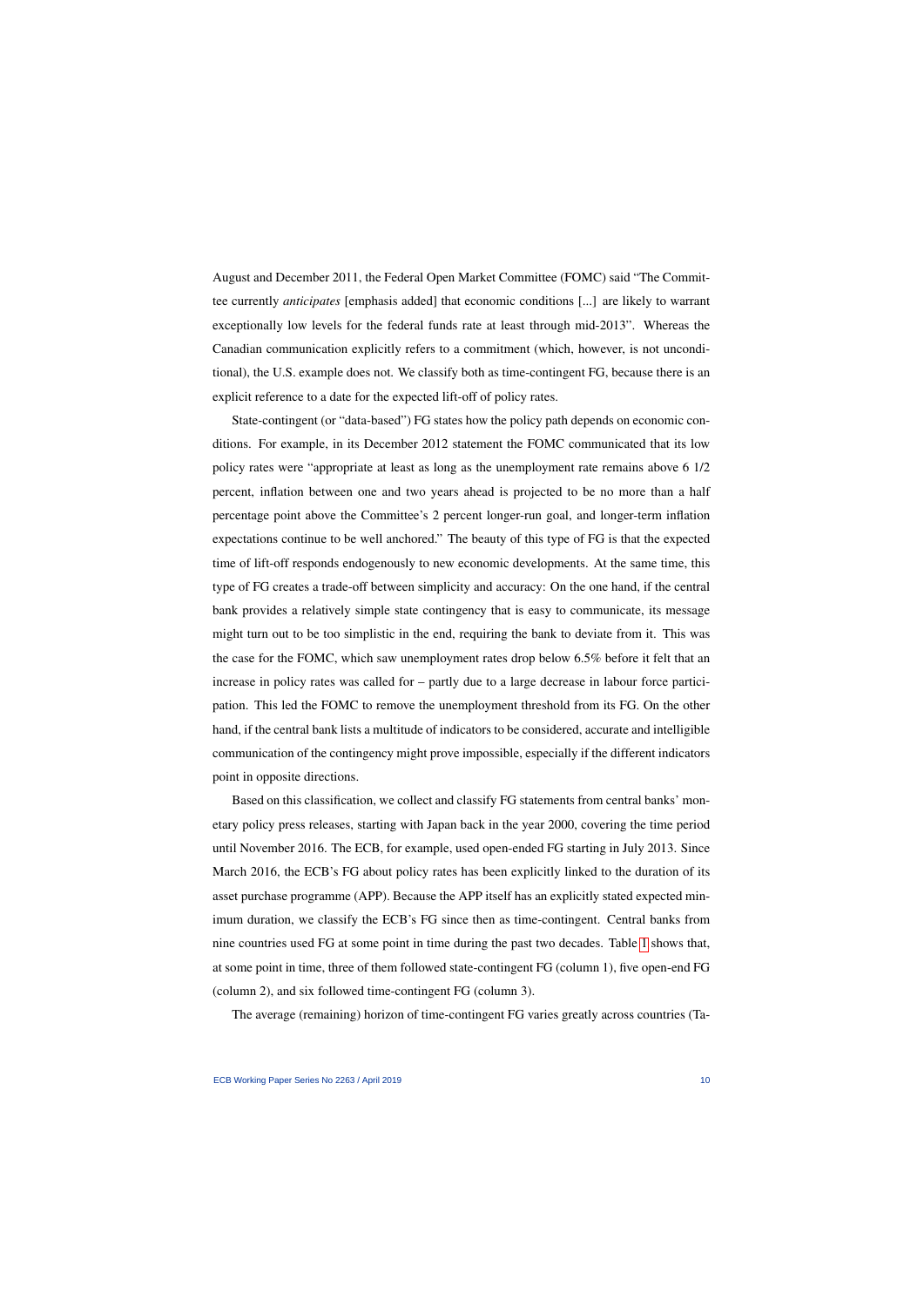August and December 2011, the Federal Open Market Committee (FOMC) said "The Committee currently *anticipates* [emphasis added] that economic conditions [...] are likely to warrant exceptionally low levels for the federal funds rate at least through mid-2013". Whereas the Canadian communication explicitly refers to a commitment (which, however, is not unconditional), the U.S. example does not. We classify both as time-contingent FG, because there is an explicit reference to a date for the expected lift-off of policy rates.

State-contingent (or "data-based") FG states how the policy path depends on economic conditions. For example, in its December 2012 statement the FOMC communicated that its low policy rates were "appropriate at least as long as the unemployment rate remains above 6 1/2 percent, inflation between one and two years ahead is projected to be no more than a half percentage point above the Committee's 2 percent longer-run goal, and longer-term inflation expectations continue to be well anchored." The beauty of this type of FG is that the expected time of lift-off responds endogenously to new economic developments. At the same time, this type of FG creates a trade-off between simplicity and accuracy: On the one hand, if the central bank provides a relatively simple state contingency that is easy to communicate, its message might turn out to be too simplistic in the end, requiring the bank to deviate from it. This was the case for the FOMC, which saw unemployment rates drop below 6.5% before it felt that an increase in policy rates was called for – partly due to a large decrease in labour force participation. This led the FOMC to remove the unemployment threshold from its FG. On the other hand, if the central bank lists a multitude of indicators to be considered, accurate and intelligible communication of the contingency might prove impossible, especially if the different indicators point in opposite directions.

Based on this classification, we collect and classify FG statements from central banks' monetary policy press releases, starting with Japan back in the year 2000, covering the time period until November 2016. The ECB, for example, used open-ended FG starting in July 2013. Since March 2016, the ECB's FG about policy rates has been explicitly linked to the duration of its asset purchase programme (APP). Because the APP itself has an explicitly stated expected minimum duration, we classify the ECB's FG since then as time-contingent. Central banks from nine countries used FG at some point in time during the past two decades. Table 1 shows that, at some point in time, three of them followed state-contingent FG (column 1), five open-end FG (column 2), and six followed time-contingent FG (column 3).

The average (remaining) horizon of time-contingent FG varies greatly across countries (Ta-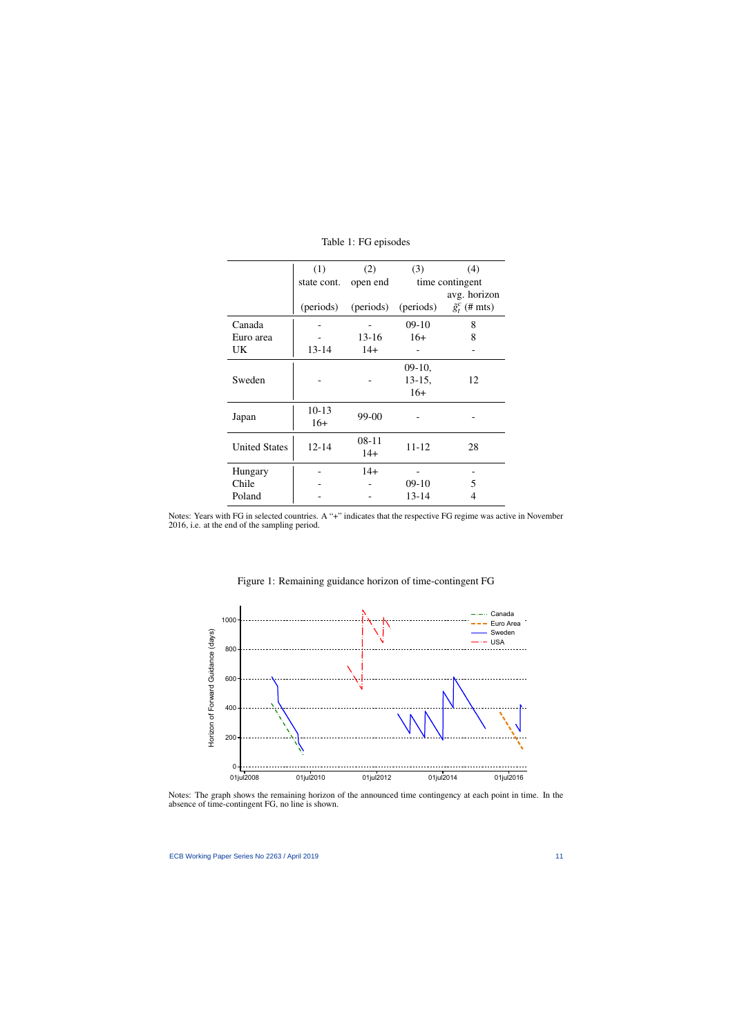Table 1: FG episodes

| | (1) state cont. (periods) | (2) open end (periods) | (3) time contingent (periods) | (4) time contingent avg. horizon $\bar{g}_t^c$ (# mts) |
|---|---|---|---|---|
| Canada | - | - | 09-10 | 8 |
| Euro area | - | 13-16 | 16+ | 8 |
| UK | 13-14 | 14+ | - | - |
| Sweden | - | - | 09-10, 13-15, 16+ | 12 |
| Japan | 10-13 16+ | 99-00 | - | - |
| United States | 12-14 | 08-11 14+ | 11-12 | 28 |
| Hungary | - | 14+ | - | - |
| Chile | - | - | 09-10 | 5 |
| Poland | - | - | 13-14 | 4 |

Notes: Years with FG in selected countries. A "+" indicates that the respective FG regime was active in November 2016, i.e. at the end of the sampling period.

Figure 1: Remaining guidance horizon of time-contingent FG

Notes: The graph shows the remaining horizon of the announced time contingency at each point in time. In the absence of time-contingent FG, no line is shown.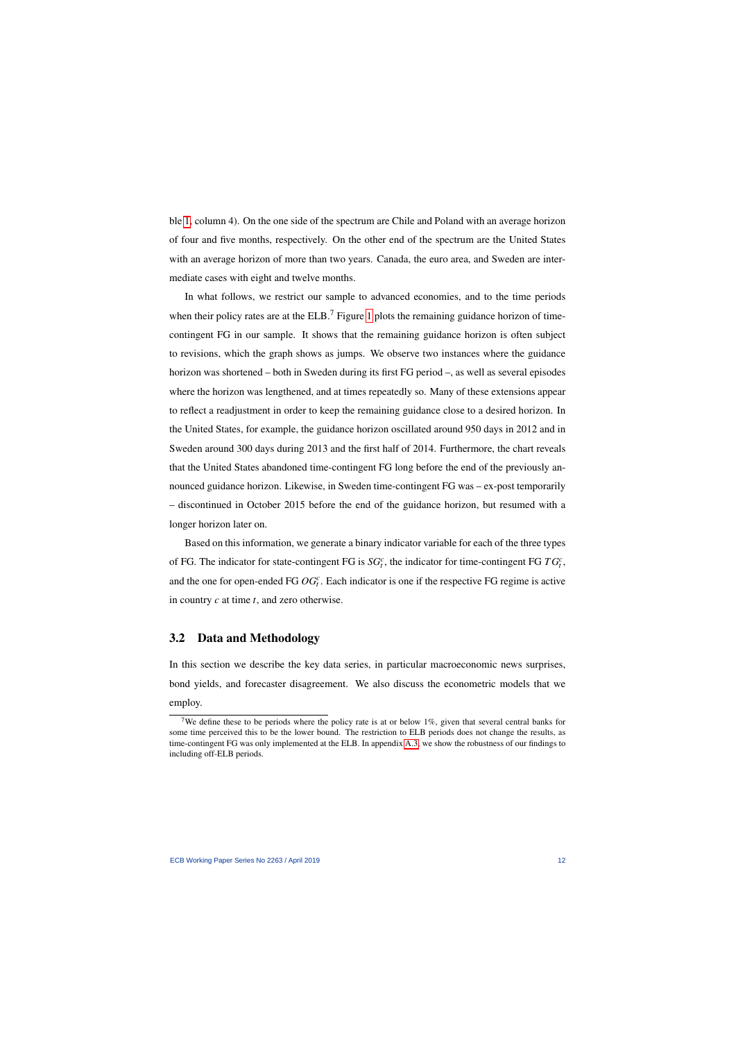ble 1, column 4). On the one side of the spectrum are Chile and Poland with an average horizon of four and five months, respectively. On the other end of the spectrum are the United States with an average horizon of more than two years. Canada, the euro area, and Sweden are intermediate cases with eight and twelve months.

In what follows, we restrict our sample to advanced economies, and to the time periods when their policy rates are at the ELB.[7] Figure 1 plots the remaining guidance horizon of time-contingent FG in our sample. It shows that the remaining guidance horizon is often subject to revisions, which the graph shows as jumps. We observe two instances where the guidance horizon was shortened – both in Sweden during its first FG period –, as well as several episodes where the horizon was lengthened, and at times repeatedly so. Many of these extensions appear to reflect a readjustment in order to keep the remaining guidance close to a desired horizon. In the United States, for example, the guidance horizon oscillated around 950 days in 2012 and in Sweden around 300 days during 2013 and the first half of 2014. Furthermore, the chart reveals that the United States abandoned time-contingent FG long before the end of the previously announced guidance horizon. Likewise, in Sweden time-contingent FG was – ex-post temporarily – discontinued in October 2015 before the end of the guidance horizon, but resumed with a longer horizon later on.

Based on this information, we generate a binary indicator variable for each of the three types of FG. The indicator for state-contingent FG is $SG_t^c$, the indicator for time-contingent FG $TG_t^c$, and the one for open-ended FG $OG_t^c$. Each indicator is one if the respective FG regime is active in country $c$ at time $t$, and zero otherwise.

## 3.2 Data and Methodology

In this section we describe the key data series, in particular macroeconomic news surprises, bond yields, and forecaster disagreement. We also discuss the econometric models that we employ.

[7] We define these to be periods where the policy rate is at or below 1%, given that several central banks for some time perceived this to be the lower bound. The restriction to ELB periods does not change the results, as time-contingent FG was only implemented at the ELB. In appendix A.3, we show the robustness of our findings to including off-ELB periods.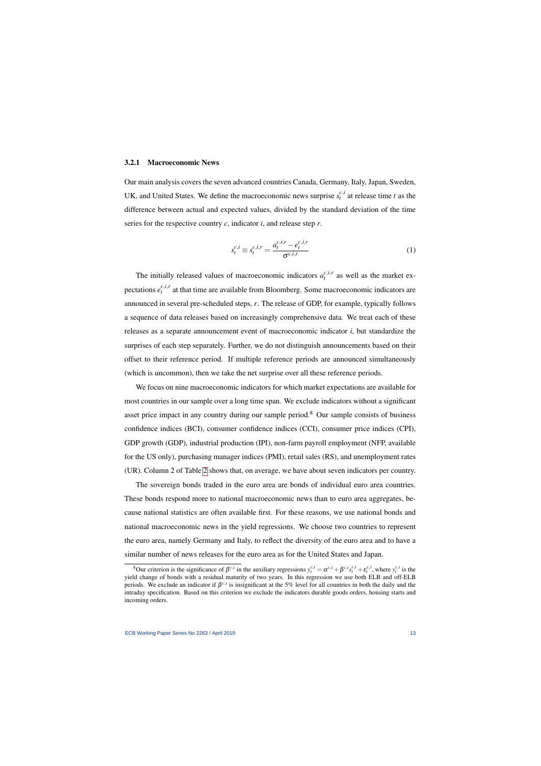### 3.2.1 Macroeconomic News

Our main analysis covers the seven advanced countries Canada, Germany, Italy, Japan, Sweden, UK, and United States. We define the macroeconomic news surprise $s_t^{c,i}$ at release time $t$ as the difference between actual and expected values, divided by the standard deviation of the time series for the respective country $c$, indicator $i$, and release step $r$.

$$s_t^{c,i} \equiv s_t^{c,i,r} = \frac{a_t^{c,i,r} - e_t^{c,i,r}}{\sigma^{c,i,r}} \tag{1}$$

The initially released values of macroeconomic indicators $a_t^{c,i,r}$ as well as the market expectations $e_t^{c,i,r}$ at that time are available from Bloomberg. Some macroeconomic indicators are announced in several pre-scheduled steps, $r$. The release of GDP, for example, typically follows a sequence of data releases based on increasingly comprehensive data. We treat each of these releases as a separate announcement event of macroeconomic indicator $i$, but standardize the surprises of each step separately. Further, we do not distinguish announcements based on their offset to their reference period. If multiple reference periods are announced simultaneously (which is uncommon), then we take the net surprise over all these reference periods.

We focus on nine macroeconomic indicators for which market expectations are available for most countries in our sample over a long time span. We exclude indicators without a significant asset price impact in any country during our sample period.[8] Our sample consists of business confidence indices (BCI), consumer confidence indices (CCI), consumer price indices (CPI), GDP growth (GDP), industrial production (IPI), non-farm payroll employment (NFP, available for the US only), purchasing manager indices (PMI), retail sales (RS), and unemployment rates (UR). Column 2 of Table 2 shows that, on average, we have about seven indicators per country.

The sovereign bonds traded in the euro area are bonds of individual euro area countries. These bonds respond more to national macroeconomic news than to euro area aggregates, because national statistics are often available first. For these reasons, we use national bonds and national macroeconomic news in the yield regressions. We choose two countries to represent the euro area, namely Germany and Italy, to reflect the diversity of the euro area and to have a similar number of news releases for the euro area as for the United States and Japan.

[8] Our criterion is the significance of $\beta^{c,i}$ in the auxiliary regressions $y_t^{c,i} = \alpha^{c,i} + \beta^{c,i} s_t^{c,i} + \varepsilon_t^{c,i}$, where $y_t^{c,i}$ is the yield change of bonds with a residual maturity of two years. In this regression we use both ELB and off-ELB periods. We exclude an indicator if $\beta^{c,i}$ is insignificant at the 5% level for all countries in both the daily and the intraday specification. Based on this criterion we exclude the indicators durable goods orders, housing starts and incoming orders.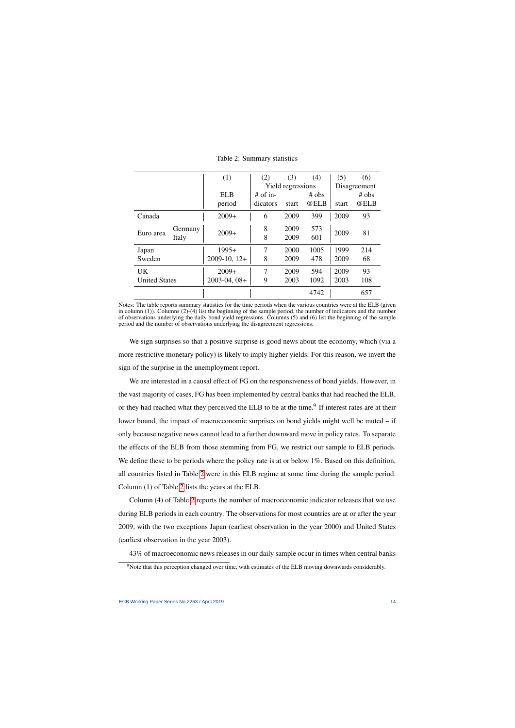Table 2: Summary statistics

| | | (1) | (2) | (3) | (4) | (5) | (6) |
|---|---|---|---|---|---|---|---|
| | | | Yield regressions | | | Disagreement | |
| | | ELB period | # of indicators | start | # obs @ELB | start | # obs @ELB |
| Canada | | 2009+ | 6 | 2009 | 399 | 2009 | 93 |
| Euro area | Germany | 2009+ | 8 | 2009 | 573 | 2009 | 81 |
| | Italy | | 8 | 2009 | 601 | | |
| Japan | | 1995+ | 7 | 2000 | 1005 | 1999 | 214 |
| Sweden | | 2009-10, 12+ | 8 | 2009 | 478 | 2009 | 68 |
| UK | | 2009+ | 7 | 2009 | 594 | 2009 | 93 |
| United States | | 2003-04, 08+ | 9 | 2003 | 1092 | 2003 | 108 |
| | | | | | 4742 | | 657 |

Notes: The table reports summary statistics for the time periods when the various countries were at the ELB (given in column (1)). Columns (2)-(4) list the beginning of the sample period, the number of indicators and the number of observations underlying the daily bond yield regressions. Columns (5) and (6) list the beginning of the sample period and the number of observations underlying the disagreement regressions.

We sign surprises so that a positive surprise is good news about the economy, which (via a more restrictive monetary policy) is likely to imply higher yields. For this reason, we invert the sign of the surprise in the unemployment report.

We are interested in a causal effect of FG on the responsiveness of bond yields. However, in the vast majority of cases, FG has been implemented by central banks that had reached the ELB, or they had reached what they perceived the ELB to be at the time.[9] If interest rates are at their lower bound, the impact of macroeconomic surprises on bond yields might well be muted – if only because negative news cannot lead to a further downward move in policy rates. To separate the effects of the ELB from those stemming from FG, we restrict our sample to ELB periods. We define these to be periods where the policy rate is at or below 1%. Based on this definition, all countries listed in Table 2 were in this ELB regime at some time during the sample period. Column (1) of Table 2 lists the years at the ELB.

Column (4) of Table 2 reports the number of macroeconomic indicator releases that we use during ELB periods in each country. The observations for most countries are at or after the year 2009, with the two exceptions Japan (earliest observation in the year 2000) and United States (earliest observation in the year 2003).

43% of macroeconomic news releases in our daily sample occur in times when central banks

[9] Note that this perception changed over time, with estimates of the ELB moving downwards considerably.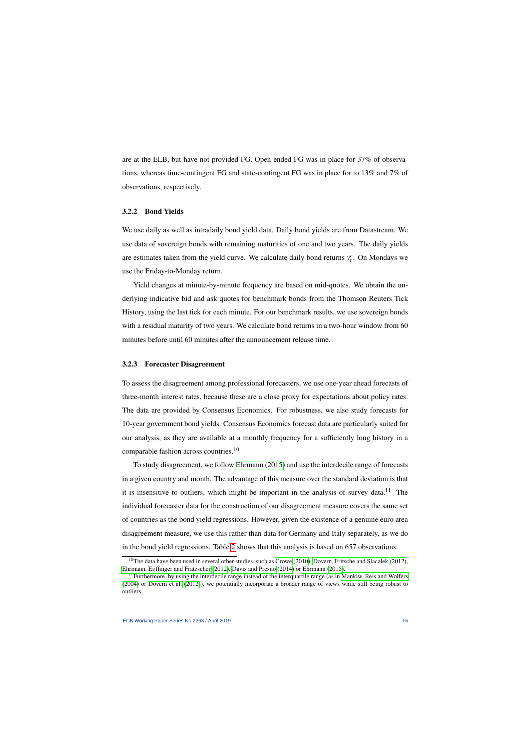are at the ELB, but have not provided FG. Open-ended FG was in place for 37% of observations, whereas time-contingent FG and state-contingent FG was in place for to 13% and 7% of observations, respectively.

### 3.2.2 Bond Yields

We use daily as well as intradaily bond yield data. Daily bond yields are from Datastream. We use data of sovereign bonds with remaining maturities of one and two years. The daily yields are estimates taken from the yield curve. We calculate daily bond returns $y_t^c$. On Mondays we use the Friday-to-Monday return.

Yield changes at minute-by-minute frequency are based on mid-quotes. We obtain the underlying indicative bid and ask quotes for benchmark bonds from the Thomson Reuters Tick History, using the last tick for each minute. For our benchmark results, we use sovereign bonds with a residual maturity of two years. We calculate bond returns in a two-hour window from 60 minutes before until 60 minutes after the announcement release time.

### 3.2.3 Forecaster Disagreement

To assess the disagreement among professional forecasters, we use one-year ahead forecasts of three-month interest rates, because these are a close proxy for expectations about policy rates. The data are provided by Consensus Economics. For robustness, we also study forecasts for 10-year government bond yields. Consensus Economics forecast data are particularly suited for our analysis, as they are available at a monthly frequency for a sufficiently long history in a comparable fashion across countries.[10]

To study disagreement, we follow Ehrmann (2015) and use the interdecile range of forecasts in a given country and month. The advantage of this measure over the standard deviation is that it is insensitive to outliers, which might be important in the analysis of survey data.[11] The individual forecaster data for the construction of our disagreement measure covers the same set of countries as the bond yield regressions. However, given the existence of a genuine euro area disagreement measure, we use this rather than data for Germany and Italy separately, as we do in the bond yield regressions. Table 2 shows that this analysis is based on 657 observations.

[10] The data have been used in several other studies, such as Crowe (2010), Dovern, Fritsche and Slacalek (2012), Ehrmann, Eijffinger and Fratzscher (2012), Davis and Presno (2014) or Ehrmann (2015).

[11] Furthermore, by using the interdecile range instead of the interquartile range (as in Mankiw, Reis and Wolfers (2004) or Dovern et al. (2012)), we potentially incorporate a broader range of views while still being robust to outliers.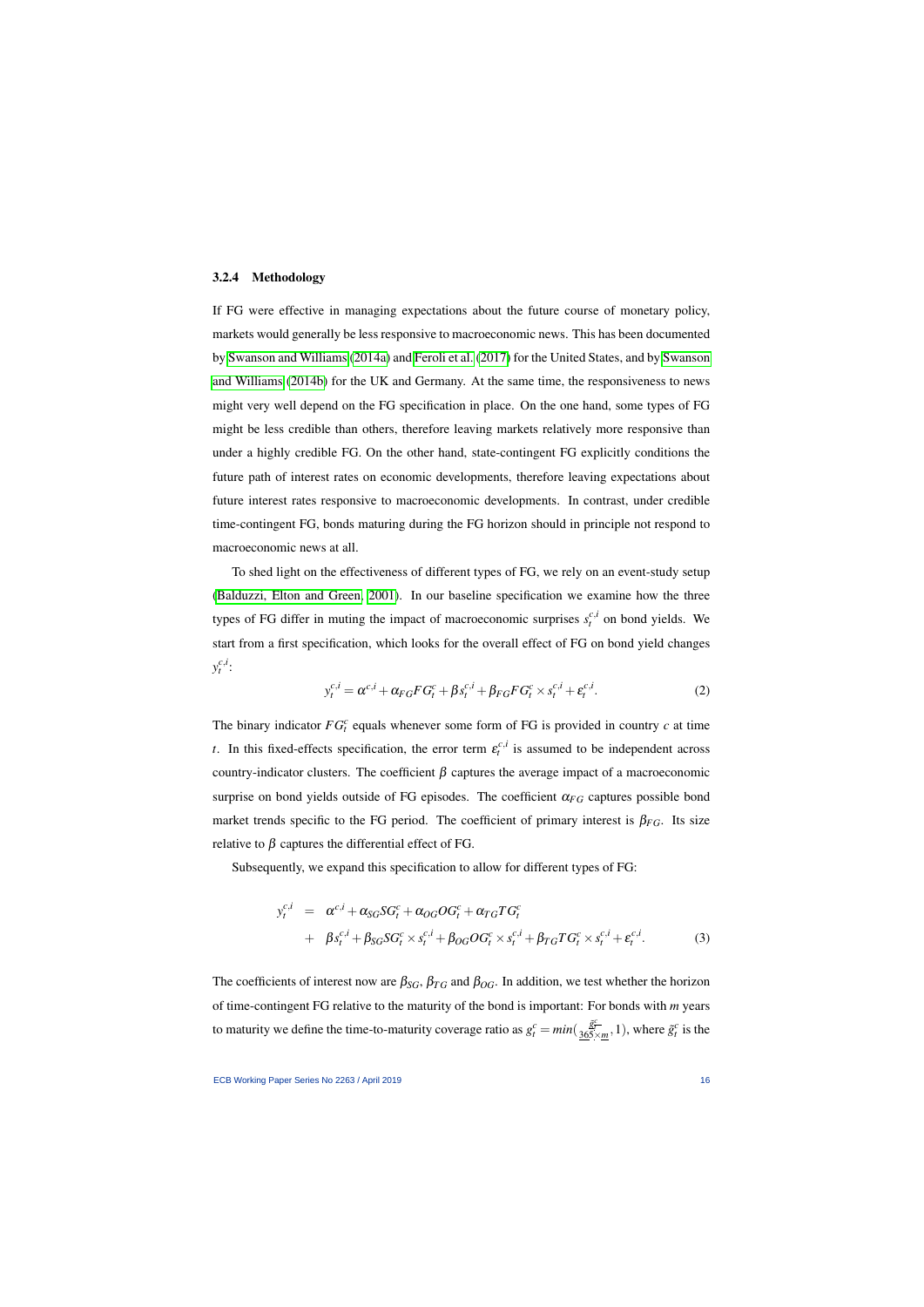### 3.2.4 Methodology

If FG were effective in managing expectations about the future course of monetary policy, markets would generally be less responsive to macroeconomic news. This has been documented by Swanson and Williams (2014a) and Feroli et al. (2017) for the United States, and by Swanson and Williams (2014b) for the UK and Germany. At the same time, the responsiveness to news might very well depend on the FG specification in place. On the one hand, some types of FG might be less credible than others, therefore leaving markets relatively more responsive than under a highly credible FG. On the other hand, state-contingent FG explicitly conditions the future path of interest rates on economic developments, therefore leaving expectations about future interest rates responsive to macroeconomic developments. In contrast, under credible time-contingent FG, bonds maturing during the FG horizon should in principle not respond to macroeconomic news at all.

To shed light on the effectiveness of different types of FG, we rely on an event-study setup (Balduzzi, Elton and Green, 2001). In our baseline specification we examine how the three types of FG differ in muting the impact of macroeconomic surprises $s_t^{c,i}$ on bond yields. We start from a first specification, which looks for the overall effect of FG on bond yield changes $y_t^{c,i}$:

$$y_t^{c,i} = \alpha^{c,i} + \alpha_{FG} FG_t^c + \beta s_t^{c,i} + \beta_{FG} FG_t^c \times s_t^{c,i} + \varepsilon_t^{c,i}. \tag{2}$$

The binary indicator $FG_t^c$ equals whenever some form of FG is provided in country $c$ at time $t$. In this fixed-effects specification, the error term $\varepsilon_t^{c,i}$ is assumed to be independent across country-indicator clusters. The coefficient $\beta$ captures the average impact of a macroeconomic surprise on bond yields outside of FG episodes. The coefficient $\alpha_{FG}$ captures possible bond market trends specific to the FG period. The coefficient of primary interest is $\beta_{FG}$. Its size relative to $\beta$ captures the differential effect of FG.

Subsequently, we expand this specification to allow for different types of FG:

$$\begin{aligned} y_t^{c,i} &= \alpha^{c,i} + \alpha_{SG} SG_t^c + \alpha_{OG} OG_t^c + \alpha_{TG} TG_t^c \\ &+ \beta s_t^{c,i} + \beta_{SG} SG_t^c \times s_t^{c,i} + \beta_{OG} OG_t^c \times s_t^{c,i} + \beta_{TG} TG_t^c \times s_t^{c,i} + \varepsilon_t^{c,i}. \end{aligned} \tag{3}$$

The coefficients of interest now are $\beta_{SG}$, $\beta_{TG}$ and $\beta_{OG}$. In addition, we test whether the horizon of time-contingent FG relative to the maturity of the bond is important: For bonds with $m$ years to maturity we define the time-to-maturity coverage ratio as $g_t^c = min(\frac{\tilde{g}_t^c}{365 \times m}, 1)$, where $\tilde{g}_t^c$ is the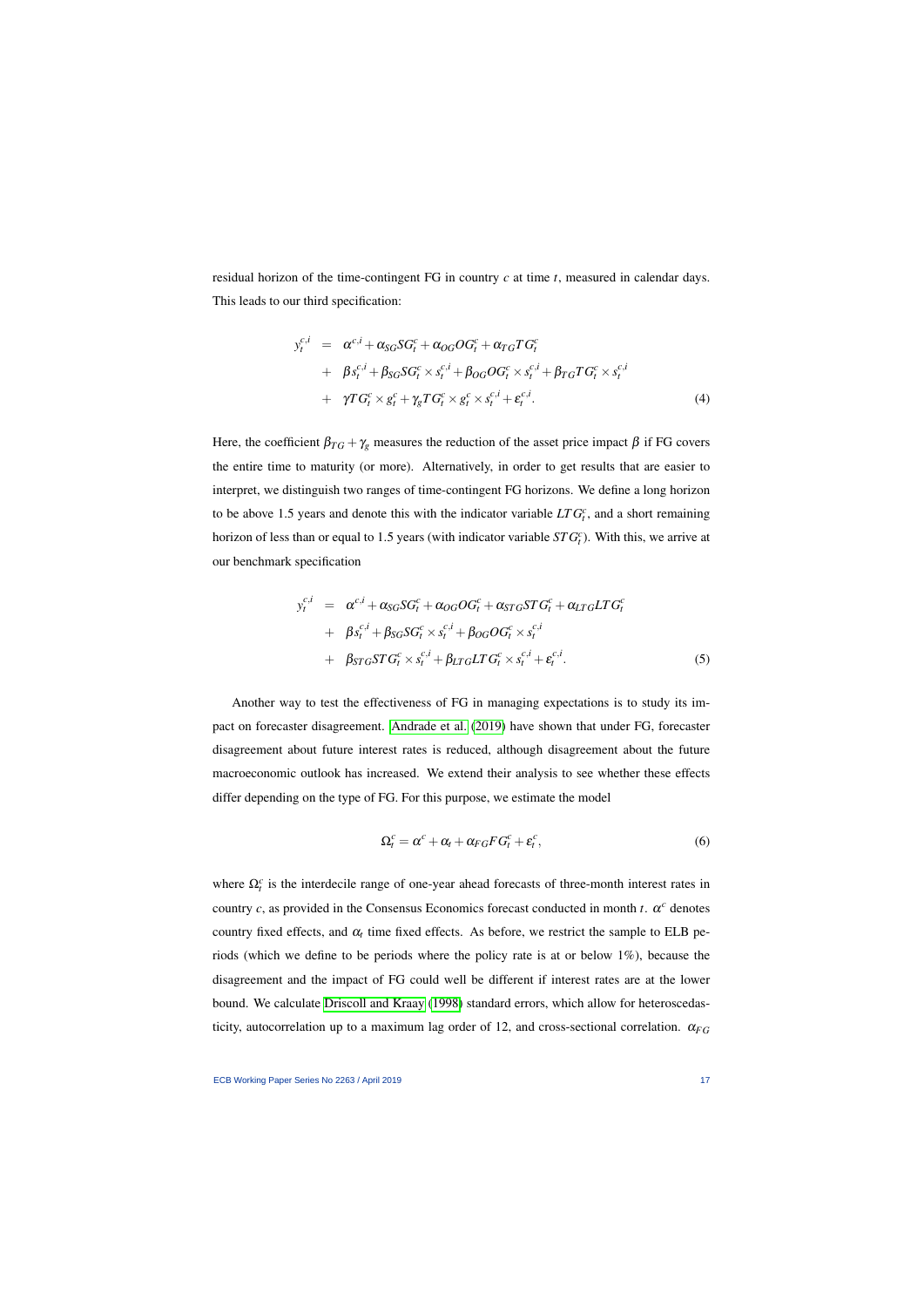residual horizon of the time-contingent FG in country $c$ at time $t$, measured in calendar days. This leads to our third specification:

$$
\begin{aligned}
y_t^{c,i} &= \alpha^{c,i} + \alpha_{SG} SG_t^c + \alpha_{OG} OG_t^c + \alpha_{TG} TG_t^c \\
&+ \beta s_t^{c,i} + \beta_{SG} SG_t^c \times s_t^{c,i} + \beta_{OG} OG_t^c \times s_t^{c,i} + \beta_{TG} TG_t^c \times s_t^{c,i} \\
&+ \gamma TG_t^c \times g_t^c + \gamma_g TG_t^c \times g_t^c \times s_t^{c,i} + \varepsilon_t^{c,i}.
\end{aligned} \tag{4}
$$

Here, the coefficient $\beta_{TG} + \gamma_g$ measures the reduction of the asset price impact $\beta$ if FG covers the entire time to maturity (or more). Alternatively, in order to get results that are easier to interpret, we distinguish two ranges of time-contingent FG horizons. We define a long horizon to be above 1.5 years and denote this with the indicator variable $LTG_t^c$, and a short remaining horizon of less than or equal to 1.5 years (with indicator variable $STG_t^c$). With this, we arrive at our benchmark specification

$$
\begin{aligned}
y_t^{c,i} &= \alpha^{c,i} + \alpha_{SG} SG_t^c + \alpha_{OG} OG_t^c + \alpha_{STG} STG_t^c + \alpha_{LTG} LTG_t^c \\
&+ \beta s_t^{c,i} + \beta_{SG} SG_t^c \times s_t^{c,i} + \beta_{OG} OG_t^c \times s_t^{c,i} \\
&+ \beta_{STG} STG_t^c \times s_t^{c,i} + \beta_{LTG} LTG_t^c \times s_t^{c,i} + \varepsilon_t^{c,i}.
\end{aligned} \tag{5}
$$

Another way to test the effectiveness of FG in managing expectations is to study its impact on forecaster disagreement. Andrade et al. (2019) have shown that under FG, forecaster disagreement about future interest rates is reduced, although disagreement about the future macroeconomic outlook has increased. We extend their analysis to see whether these effects differ depending on the type of FG. For this purpose, we estimate the model

$$
\Omega_t^c = \alpha^c + \alpha_t + \alpha_{FG} FG_t^c + \varepsilon_t^c, \tag{6}
$$

where $\Omega_t^c$ is the interdecile range of one-year ahead forecasts of three-month interest rates in country $c$, as provided in the Consensus Economics forecast conducted in month $t$. $\alpha^c$ denotes country fixed effects, and $\alpha_t$ time fixed effects. As before, we restrict the sample to ELB periods (which we define to be periods where the policy rate is at or below 1%), because the disagreement and the impact of FG could well be different if interest rates are at the lower bound. We calculate Driscoll and Kraay (1998) standard errors, which allow for heteroscedasticity, autocorrelation up to a maximum lag order of 12, and cross-sectional correlation. $\alpha_{FG}$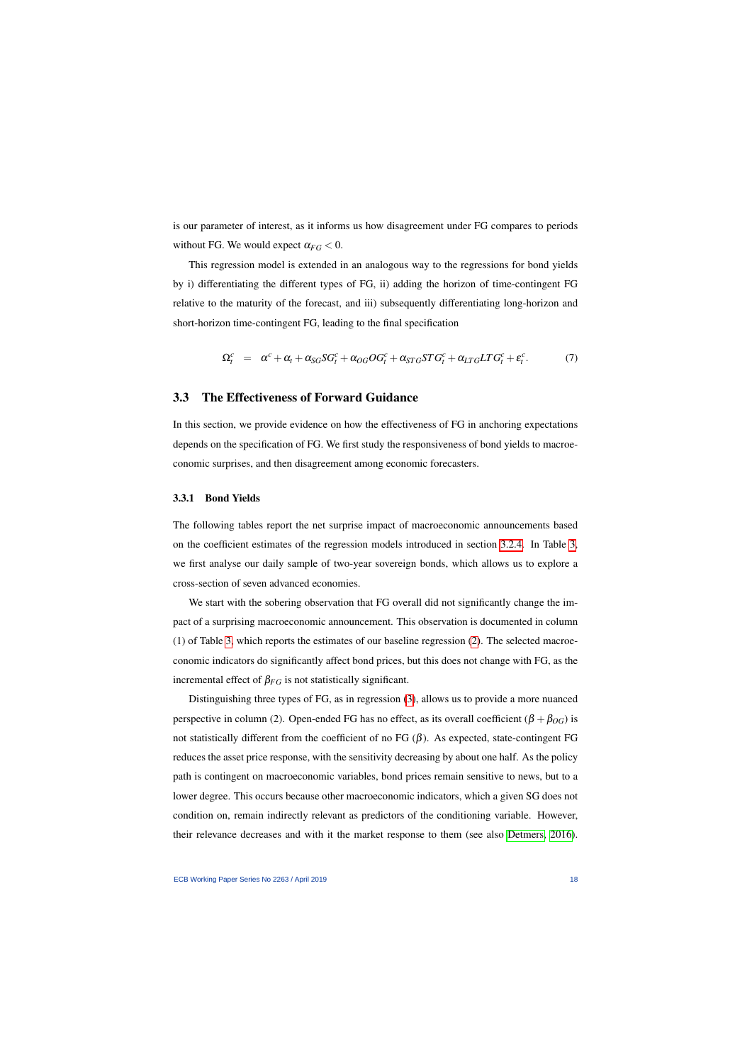is our parameter of interest, as it informs us how disagreement under FG compares to periods without FG. We would expect $\alpha_{FG} < 0$.

This regression model is extended in an analogous way to the regressions for bond yields by i) differentiating the different types of FG, ii) adding the horizon of time-contingent FG relative to the maturity of the forecast, and iii) subsequently differentiating long-horizon and short-horizon time-contingent FG, leading to the final specification

$$\Omega_t^c \quad = \quad \alpha^c + \alpha_t + \alpha_{SG} SG_t^c + \alpha_{OG} OG_t^c + \alpha_{STG} STG_t^c + \alpha_{LTG} LTG_t^c + \varepsilon_t^c. \tag{7}$$

## 3.3 The Effectiveness of Forward Guidance

In this section, we provide evidence on how the effectiveness of FG in anchoring expectations depends on the specification of FG. We first study the responsiveness of bond yields to macroeconomic surprises, and then disagreement among economic forecasters.

### 3.3.1 Bond Yields

The following tables report the net surprise impact of macroeconomic announcements based on the coefficient estimates of the regression models introduced in section 3.2.4. In Table 3, we first analyse our daily sample of two-year sovereign bonds, which allows us to explore a cross-section of seven advanced economies.

We start with the sobering observation that FG overall did not significantly change the impact of a surprising macroeconomic announcement. This observation is documented in column (1) of Table 3, which reports the estimates of our baseline regression (2). The selected macroeconomic indicators do significantly affect bond prices, but this does not change with FG, as the incremental effect of $\beta_{FG}$ is not statistically significant.

Distinguishing three types of FG, as in regression (3), allows us to provide a more nuanced perspective in column (2). Open-ended FG has no effect, as its overall coefficient ($\beta + \beta_{OG}$) is not statistically different from the coefficient of no FG ($\beta$). As expected, state-contingent FG reduces the asset price response, with the sensitivity decreasing by about one half. As the policy path is contingent on macroeconomic variables, bond prices remain sensitive to news, but to a lower degree. This occurs because other macroeconomic indicators, which a given SG does not condition on, remain indirectly relevant as predictors of the conditioning variable. However, their relevance decreases and with it the market response to them (see also Detmers, 2016).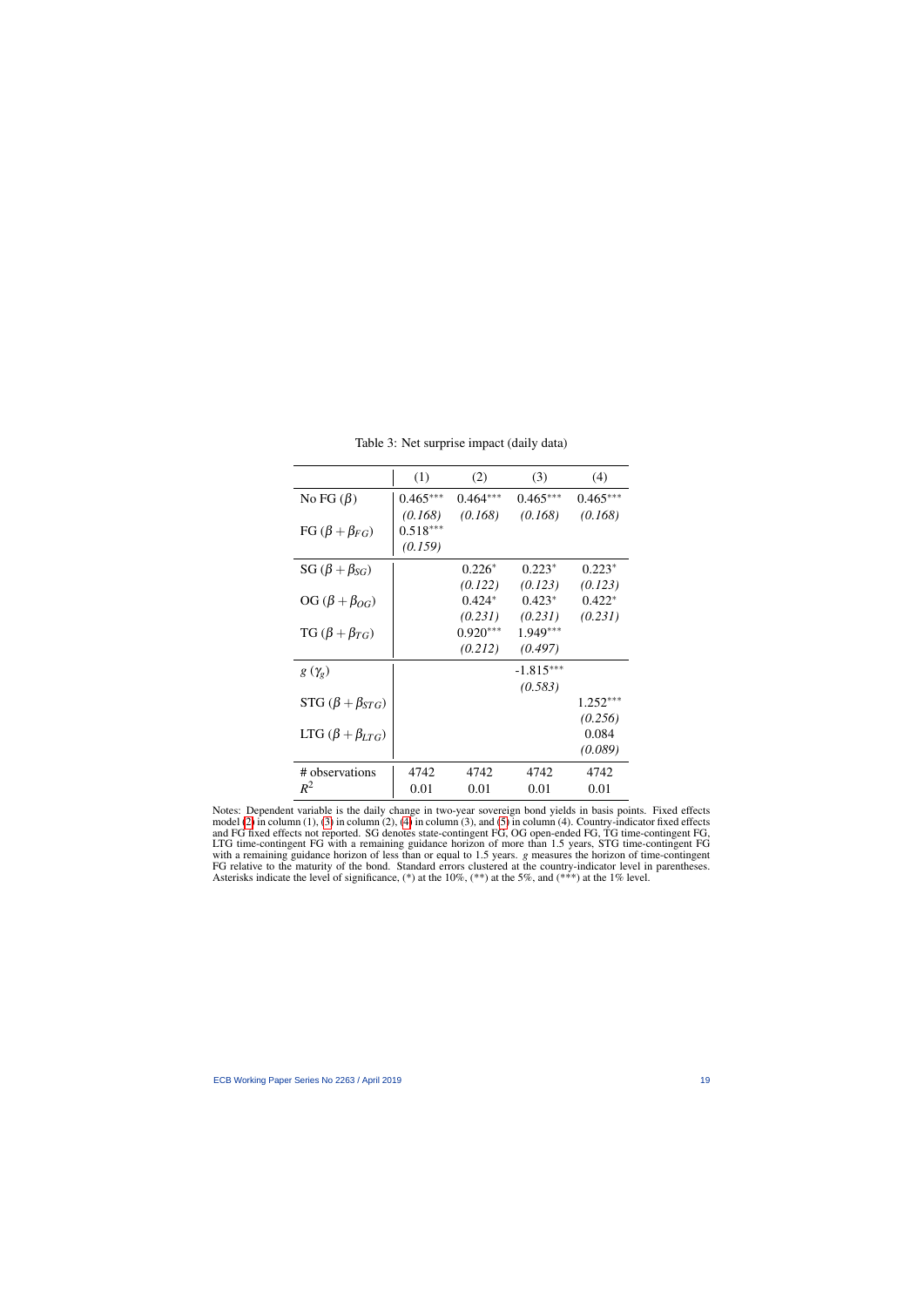Table 3: Net surprise impact (daily data)

| | (1) | (2) | (3) | (4) |
|---|---|---|---|---|
| No FG ($\beta$) | 0.465*** | 0.464*** | 0.465*** | 0.465*** |
| | *(0.168)* | *(0.168)* | *(0.168)* | *(0.168)* |
| FG ($\beta + \beta_{FG}$) | 0.518*** | | | |
| | *(0.159)* | | | |
| SG ($\beta + \beta_{SG}$) | | 0.226* | 0.223* | 0.223* |
| | | *(0.122)* | *(0.123)* | *(0.123)* |
| OG ($\beta + \beta_{OG}$) | | 0.424* | 0.423* | 0.422* |
| | | *(0.231)* | *(0.231)* | *(0.231)* |
| TG ($\beta + \beta_{TG}$) | | 0.920*** | 1.949*** | |
| | | *(0.212)* | *(0.497)* | |
| $g$ ($\gamma_g$) | | | -1.815*** | |
| | | | *(0.583)* | |
| STG ($\beta + \beta_{STG}$) | | | | 1.252*** |
| | | | | *(0.256)* |
| LTG ($\beta + \beta_{LTG}$) | | | | 0.084 |
| | | | | *(0.089)* |
| # observations | 4742 | 4742 | 4742 | 4742 |
| $R^2$ | 0.01 | 0.01 | 0.01 | 0.01 |

Notes: Dependent variable is the daily change in two-year sovereign bond yields in basis points. Fixed effects model (2) in column (1), (3) in column (2), (4) in column (3), and (5) in column (4). Country-indicator fixed effects and FG fixed effects not reported. SG denotes state-contingent FG, OG open-ended FG, TG time-contingent FG, LTG time-contingent FG with a remaining guidance horizon of more than 1.5 years, STG time-contingent FG with a remaining guidance horizon of less than or equal to 1.5 years. $g$ measures the horizon of time-contingent FG relative to the maturity of the bond. Standard errors clustered at the country-indicator level in parentheses. Asterisks indicate the level of significance, (*) at the 10%, (**) at the 5%, and (***) at the 1% level.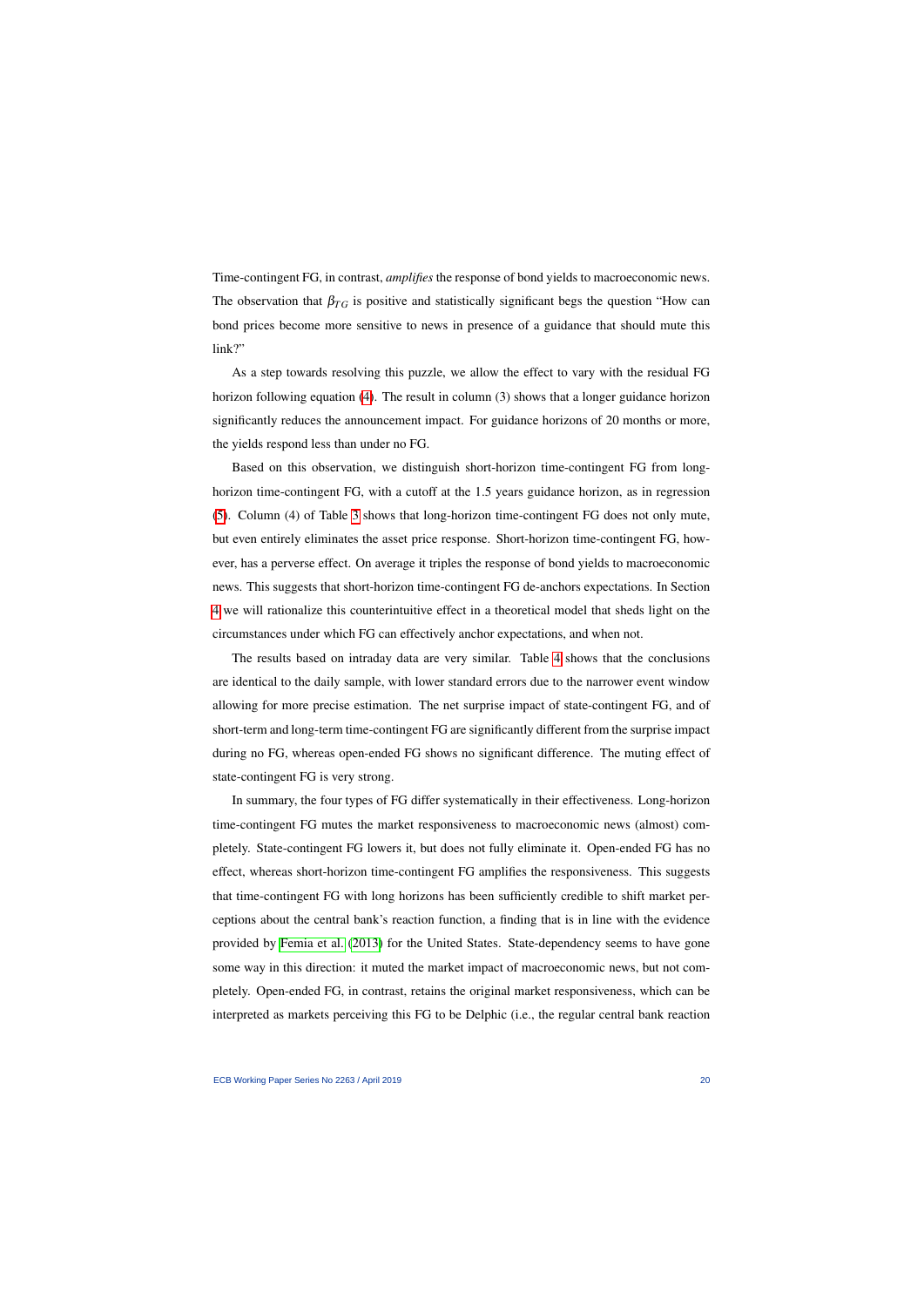Time-contingent FG, in contrast, *amplifies* the response of bond yields to macroeconomic news. The observation that $\beta_{TG}$ is positive and statistically significant begs the question "How can bond prices become more sensitive to news in presence of a guidance that should mute this link?"

As a step towards resolving this puzzle, we allow the effect to vary with the residual FG horizon following equation (4). The result in column (3) shows that a longer guidance horizon significantly reduces the announcement impact. For guidance horizons of 20 months or more, the yields respond less than under no FG.

Based on this observation, we distinguish short-horizon time-contingent FG from long-horizon time-contingent FG, with a cutoff at the 1.5 years guidance horizon, as in regression (5). Column (4) of Table 3 shows that long-horizon time-contingent FG does not only mute, but even entirely eliminates the asset price response. Short-horizon time-contingent FG, however, has a perverse effect. On average it triples the response of bond yields to macroeconomic news. This suggests that short-horizon time-contingent FG de-anchors expectations. In Section 4 we will rationalize this counterintuitive effect in a theoretical model that sheds light on the circumstances under which FG can effectively anchor expectations, and when not.

The results based on intraday data are very similar. Table 4 shows that the conclusions are identical to the daily sample, with lower standard errors due to the narrower event window allowing for more precise estimation. The net surprise impact of state-contingent FG, and of short-term and long-term time-contingent FG are significantly different from the surprise impact during no FG, whereas open-ended FG shows no significant difference. The muting effect of state-contingent FG is very strong.

In summary, the four types of FG differ systematically in their effectiveness. Long-horizon time-contingent FG mutes the market responsiveness to macroeconomic news (almost) completely. State-contingent FG lowers it, but does not fully eliminate it. Open-ended FG has no effect, whereas short-horizon time-contingent FG amplifies the responsiveness. This suggests that time-contingent FG with long horizons has been sufficiently credible to shift market perceptions about the central bank's reaction function, a finding that is in line with the evidence provided by Femia et al. (2013) for the United States. State-dependency seems to have gone some way in this direction: it muted the market impact of macroeconomic news, but not completely. Open-ended FG, in contrast, retains the original market responsiveness, which can be interpreted as markets perceiving this FG to be Delphic (i.e., the regular central bank reaction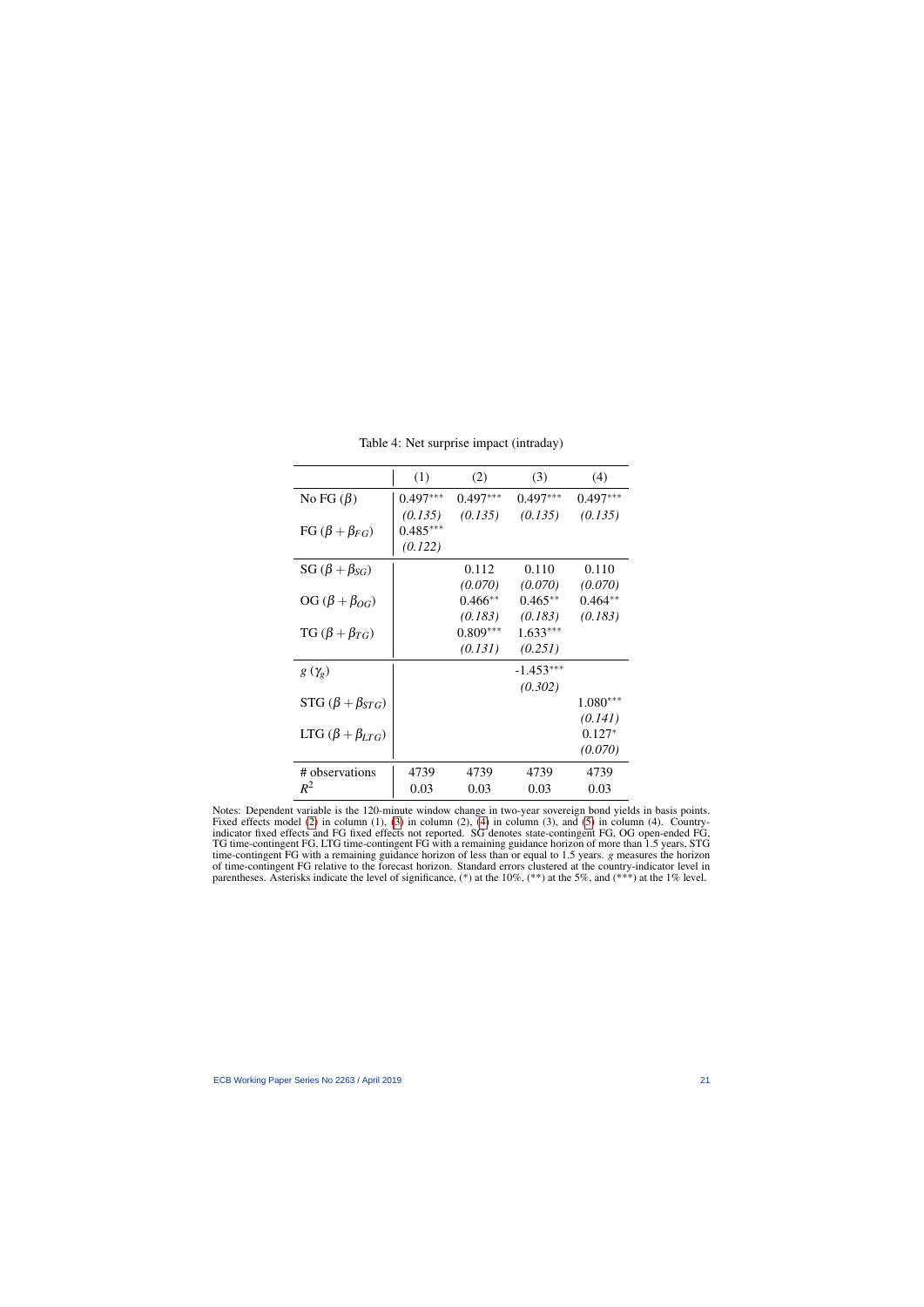Table 4: Net surprise impact (intraday)

| | (1) | (2) | (3) | (4) |
|---|---|---|---|---|
| No FG ($\beta$) | 0.497*** | 0.497*** | 0.497*** | 0.497*** |
| | *(0.135)* | *(0.135)* | *(0.135)* | *(0.135)* |
| FG ($\beta + \beta_{FG}$) | 0.485*** | | | |
| | *(0.122)* | | | |
| SG ($\beta + \beta_{SG}$) | | 0.112 | 0.110 | 0.110 |
| | | *(0.070)* | *(0.070)* | *(0.070)* |
| OG ($\beta + \beta_{OG}$) | | 0.466** | 0.465** | 0.464** |
| | | *(0.183)* | *(0.183)* | *(0.183)* |
| TG ($\beta + \beta_{TG}$) | | 0.809*** | 1.633*** | |
| | | *(0.131)* | *(0.251)* | |
| $g$ ($\gamma_g$) | | | -1.453*** | |
| | | | *(0.302)* | |
| STG ($\beta + \beta_{STG}$) | | | | 1.080*** |
| | | | | *(0.141)* |
| LTG ($\beta + \beta_{LTG}$) | | | | 0.127* |
| | | | | *(0.070)* |
| # observations | 4739 | 4739 | 4739 | 4739 |
| $R^2$ | 0.03 | 0.03 | 0.03 | 0.03 |

Notes: Dependent variable is the 120-minute window change in two-year sovereign bond yields in basis points. Fixed effects model (2) in column (1), (3) in column (2), (4) in column (3), and (5) in column (4). Country-indicator fixed effects and FG fixed effects not reported. SG denotes state-contingent FG, OG open-ended FG, TG time-contingent FG, LTG time-contingent FG with a remaining guidance horizon of more than 1.5 years, STG time-contingent FG with a remaining guidance horizon of less than or equal to 1.5 years. $g$ measures the horizon of time-contingent FG relative to the forecast horizon. Standard errors clustered at the country-indicator level in parentheses. Asterisks indicate the level of significance, (*) at the 10%, (**) at the 5%, and (***) at the 1% level.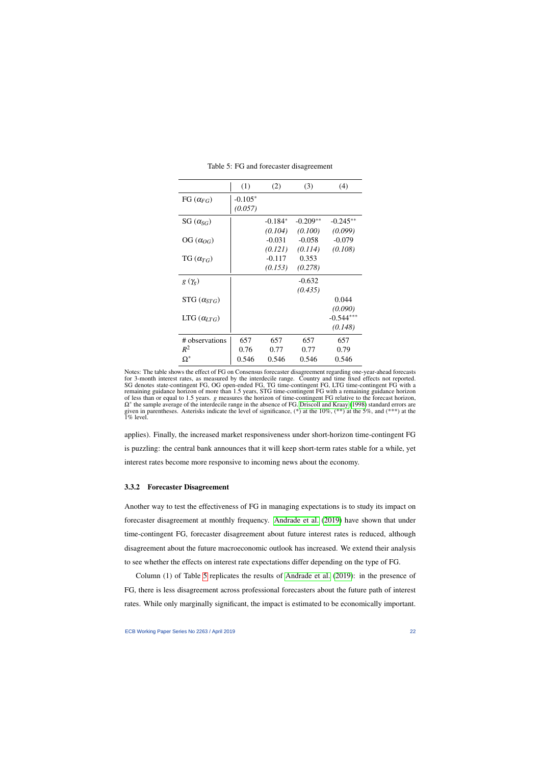Table 5: FG and forecaster disagreement

| | (1) | (2) | (3) | (4) |
|---|---|---|---|---|
| FG ($\alpha_{FG}$) | -0.105* | | | |
| | *(0.057)* | | | |
| SG ($\alpha_{SG}$) | | -0.184* | -0.209** | -0.245** |
| | | *(0.104)* | *(0.100)* | *(0.099)* |
| OG ($\alpha_{OG}$) | | -0.031 | -0.058 | -0.079 |
| | | *(0.121)* | *(0.114)* | *(0.108)* |
| TG ($\alpha_{TG}$) | | -0.117 | 0.353 | |
| | | *(0.153)* | *(0.278)* | |
| $g$ ($\gamma_g$) | | | -0.632 | |
| | | | *(0.435)* | |
| STG ($\alpha_{STG}$) | | | | 0.044 |
| | | | | *(0.090)* |
| LTG ($\alpha_{LTG}$) | | | | -0.544*** |
| | | | | *(0.148)* |
| # observations | 657 | 657 | 657 | 657 |
| $R^2$ | 0.76 | 0.77 | 0.77 | 0.79 |
| $\Omega^*$ | 0.546 | 0.546 | 0.546 | 0.546 |

Notes: The table shows the effect of FG on Consensus forecaster disagreement regarding one-year-ahead forecasts for 3-month interest rates, as measured by the interdecile range. Country and time fixed effects not reported. SG denotes state-contingent FG, OG open-ended FG, TG time-contingent FG, LTG time-contingent FG with a remaining guidance horizon of more than 1.5 years, STG time-contingent FG with a remaining guidance horizon of less than or equal to 1.5 years. $g$ measures the horizon of time-contingent FG relative to the forecast horizon, $\Omega^*$ the sample average of the interdecile range in the absence of FG. Driscoll and Kraay (1998) standard errors are given in parentheses. Asterisks indicate the level of significance, (*) at the 10%, (**) at the 5%, and (***) at the 1% level.

applies). Finally, the increased market responsiveness under short-horizon time-contingent FG is puzzling: the central bank announces that it will keep short-term rates stable for a while, yet interest rates become more responsive to incoming news about the economy.

### 3.3.2 Forecaster Disagreement

Another way to test the effectiveness of FG in managing expectations is to study its impact on forecaster disagreement at monthly frequency. Andrade et al. (2019) have shown that under time-contingent FG, forecaster disagreement about future interest rates is reduced, although disagreement about the future macroeconomic outlook has increased. We extend their analysis to see whether the effects on interest rate expectations differ depending on the type of FG.

Column (1) of Table 5 replicates the results of Andrade et al. (2019): in the presence of FG, there is less disagreement across professional forecasters about the future path of interest rates. While only marginally significant, the impact is estimated to be economically important.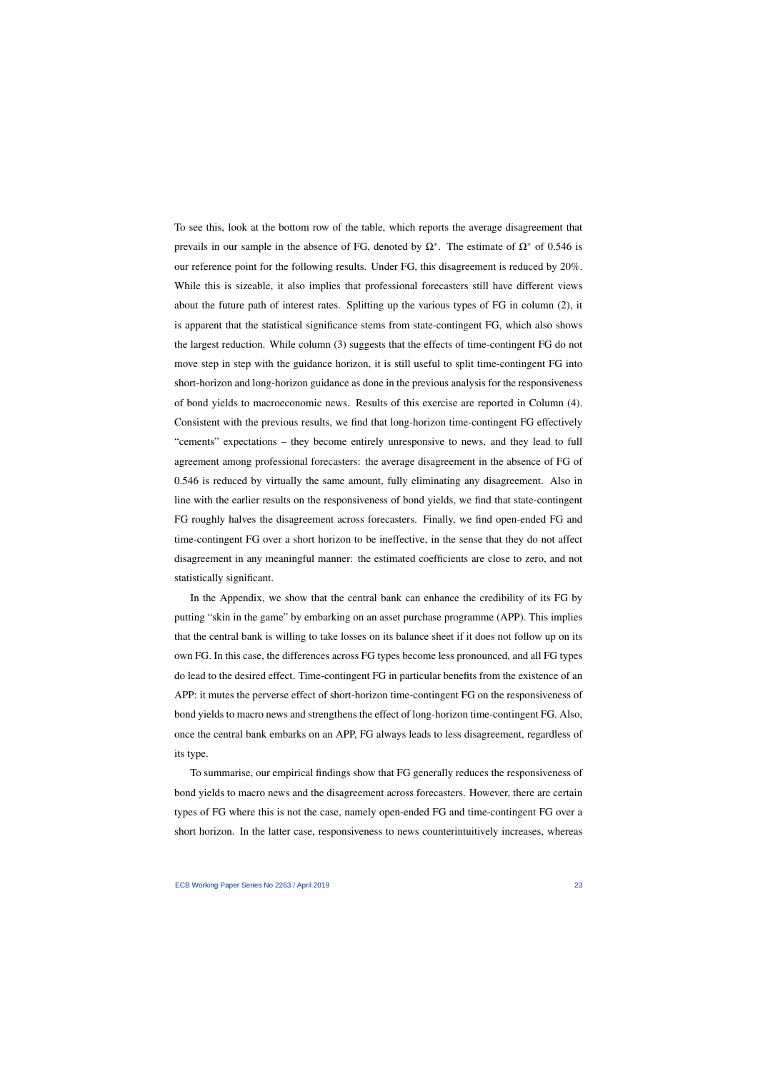To see this, look at the bottom row of the table, which reports the average disagreement that prevails in our sample in the absence of FG, denoted by $\Omega^*$. The estimate of $\Omega^*$ of 0.546 is our reference point for the following results. Under FG, this disagreement is reduced by 20%. While this is sizeable, it also implies that professional forecasters still have different views about the future path of interest rates. Splitting up the various types of FG in column (2), it is apparent that the statistical significance stems from state-contingent FG, which also shows the largest reduction. While column (3) suggests that the effects of time-contingent FG do not move step in step with the guidance horizon, it is still useful to split time-contingent FG into short-horizon and long-horizon guidance as done in the previous analysis for the responsiveness of bond yields to macroeconomic news. Results of this exercise are reported in Column (4). Consistent with the previous results, we find that long-horizon time-contingent FG effectively "cements" expectations – they become entirely unresponsive to news, and they lead to full agreement among professional forecasters: the average disagreement in the absence of FG of 0.546 is reduced by virtually the same amount, fully eliminating any disagreement. Also in line with the earlier results on the responsiveness of bond yields, we find that state-contingent FG roughly halves the disagreement across forecasters. Finally, we find open-ended FG and time-contingent FG over a short horizon to be ineffective, in the sense that they do not affect disagreement in any meaningful manner: the estimated coefficients are close to zero, and not statistically significant.

In the Appendix, we show that the central bank can enhance the credibility of its FG by putting "skin in the game" by embarking on an asset purchase programme (APP). This implies that the central bank is willing to take losses on its balance sheet if it does not follow up on its own FG. In this case, the differences across FG types become less pronounced, and all FG types do lead to the desired effect. Time-contingent FG in particular benefits from the existence of an APP: it mutes the perverse effect of short-horizon time-contingent FG on the responsiveness of bond yields to macro news and strengthens the effect of long-horizon time-contingent FG. Also, once the central bank embarks on an APP, FG always leads to less disagreement, regardless of its type.

To summarise, our empirical findings show that FG generally reduces the responsiveness of bond yields to macro news and the disagreement across forecasters. However, there are certain types of FG where this is not the case, namely open-ended FG and time-contingent FG over a short horizon. In the latter case, responsiveness to news counterintuitively increases, whereas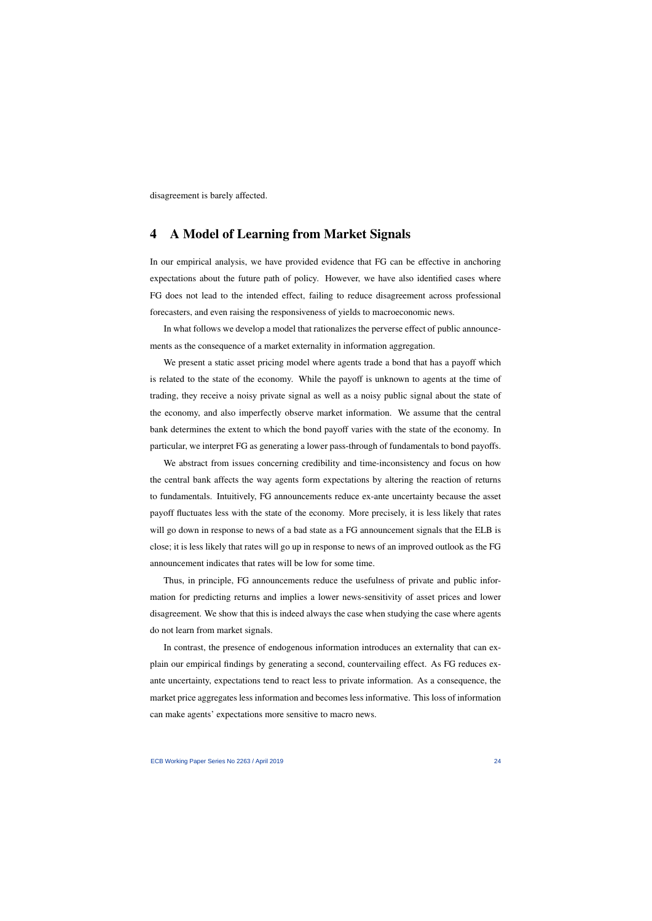disagreement is barely affected.

# 4 A Model of Learning from Market Signals

In our empirical analysis, we have provided evidence that FG can be effective in anchoring expectations about the future path of policy. However, we have also identified cases where FG does not lead to the intended effect, failing to reduce disagreement across professional forecasters, and even raising the responsiveness of yields to macroeconomic news.

In what follows we develop a model that rationalizes the perverse effect of public announcements as the consequence of a market externality in information aggregation.

We present a static asset pricing model where agents trade a bond that has a payoff which is related to the state of the economy. While the payoff is unknown to agents at the time of trading, they receive a noisy private signal as well as a noisy public signal about the state of the economy, and also imperfectly observe market information. We assume that the central bank determines the extent to which the bond payoff varies with the state of the economy. In particular, we interpret FG as generating a lower pass-through of fundamentals to bond payoffs.

We abstract from issues concerning credibility and time-inconsistency and focus on how the central bank affects the way agents form expectations by altering the reaction of returns to fundamentals. Intuitively, FG announcements reduce ex-ante uncertainty because the asset payoff fluctuates less with the state of the economy. More precisely, it is less likely that rates will go down in response to news of a bad state as a FG announcement signals that the ELB is close; it is less likely that rates will go up in response to news of an improved outlook as the FG announcement indicates that rates will be low for some time.

Thus, in principle, FG announcements reduce the usefulness of private and public information for predicting returns and implies a lower news-sensitivity of asset prices and lower disagreement. We show that this is indeed always the case when studying the case where agents do not learn from market signals.

In contrast, the presence of endogenous information introduces an externality that can explain our empirical findings by generating a second, countervailing effect. As FG reduces ex-ante uncertainty, expectations tend to react less to private information. As a consequence, the market price aggregates less information and becomes less informative. This loss of information can make agents' expectations more sensitive to macro news.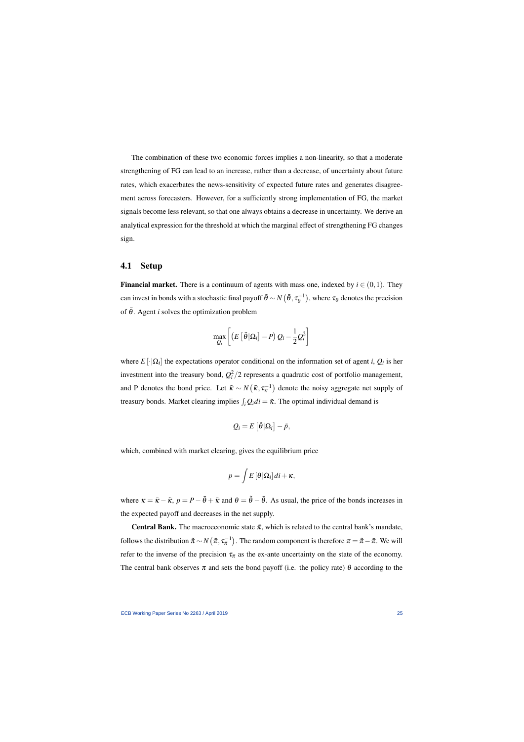The combination of these two economic forces implies a non-linearity, so that a moderate strengthening of FG can lead to an increase, rather than a decrease, of uncertainty about future rates, which exacerbates the news-sensitivity of expected future rates and generates disagreement across forecasters. However, for a sufficiently strong implementation of FG, the market signals become less relevant, so that one always obtains a decrease in uncertainty. We derive an analytical expression for the threshold at which the marginal effect of strengthening FG changes sign.

## 4.1 Setup

**Financial market.** There is a continuum of agents with mass one, indexed by $i \in (0,1)$. They can invest in bonds with a stochastic final payoff $\tilde{\theta} \sim N\left(\bar{\theta}, \tau_\theta^{-1}\right)$, where $\tau_\theta$ denotes the precision of $\tilde{\theta}$. Agent $i$ solves the optimization problem

$$\max_{Q_i} \left[ \left( E\left[\tilde{\theta}|\Omega_i\right] - P \right) Q_i - \frac{1}{2} Q_i^2 \right]$$

where $E\left[\cdot|\Omega_i\right]$ the expectations operator conditional on the information set of agent $i$, $Q_i$ is her investment into the treasury bond, $Q_i^2/2$ represents a quadratic cost of portfolio management, and P denotes the bond price. Let $\tilde{\kappa} \sim N\left(\bar{\kappa}, \tau_\kappa^{-1}\right)$ denote the noisy aggregate net supply of treasury bonds. Market clearing implies $\int_i Q_i di = \tilde{\kappa}$. The optimal individual demand is

$$Q_i = E\left[\tilde{\theta}|\Omega_i\right] - \tilde{p},$$

which, combined with market clearing, gives the equilibrium price

$$p = \int E\left[\theta|\Omega_i\right] di + \kappa,$$

where $\kappa = \bar{\kappa} - \tilde{\kappa}$, $p = P - \bar{\theta} + \bar{\kappa}$ and $\theta = \tilde{\theta} - \bar{\theta}$. As usual, the price of the bonds increases in the expected payoff and decreases in the net supply.

**Central Bank.** The macroeconomic state $\tilde{\pi}$, which is related to the central bank's mandate, follows the distribution $\tilde{\pi} \sim N\left(\bar{\pi}, \tau_\pi^{-1}\right)$. The random component is therefore $\pi = \tilde{\pi} - \bar{\pi}$. We will refer to the inverse of the precision $\tau_\pi$ as the ex-ante uncertainty on the state of the economy. The central bank observes $\pi$ and sets the bond payoff (i.e. the policy rate) $\theta$ according to the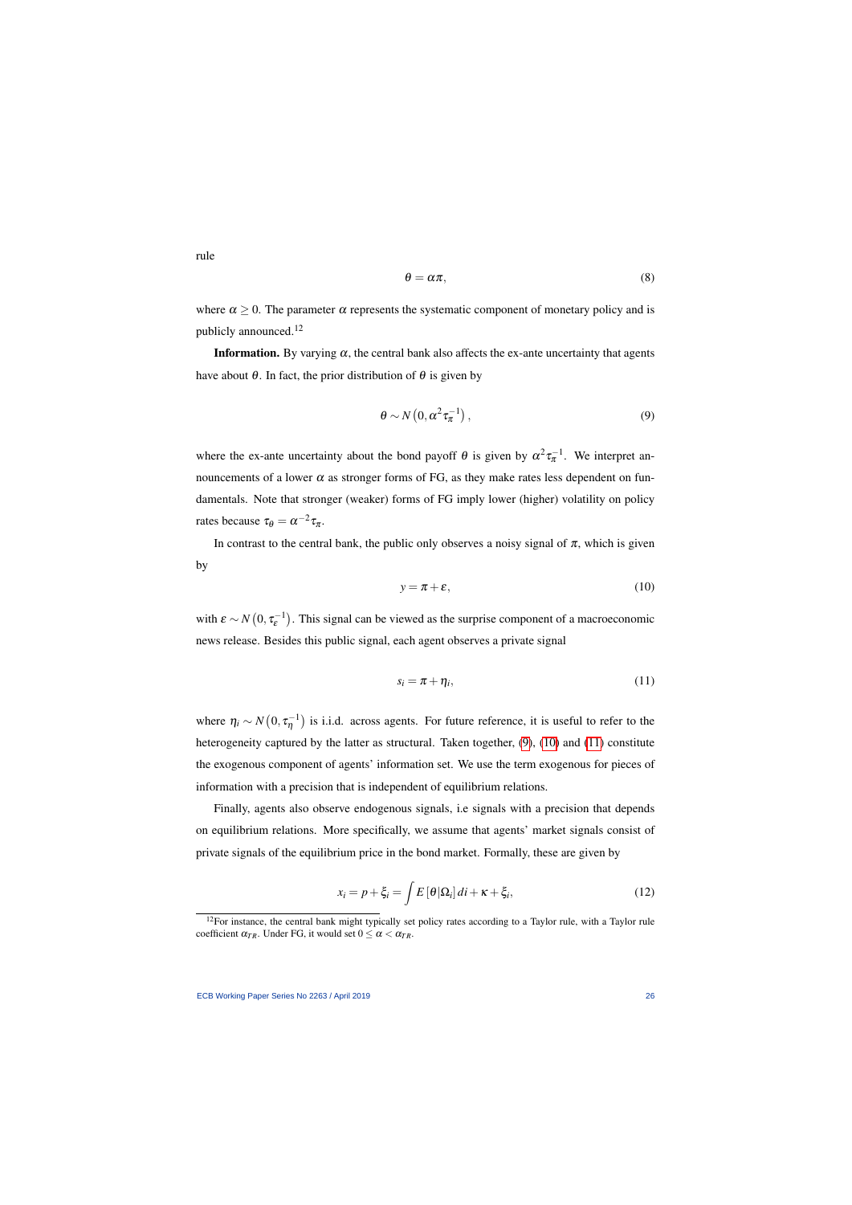rule

$$\theta = \alpha \pi, \tag{8}$$

where $\alpha \geq 0$. The parameter $\alpha$ represents the systematic component of monetary policy and is publicly announced.[12]

**Information.** By varying $\alpha$, the central bank also affects the ex-ante uncertainty that agents have about $\theta$. In fact, the prior distribution of $\theta$ is given by

$$\theta \sim N\left(0, \alpha^2 \tau_\pi^{-1}\right), \tag{9}$$

where the ex-ante uncertainty about the bond payoff $\theta$ is given by $\alpha^2 \tau_\pi^{-1}$. We interpret announcements of a lower $\alpha$ as stronger forms of FG, as they make rates less dependent on fundamentals. Note that stronger (weaker) forms of FG imply lower (higher) volatility on policy rates because $\tau_\theta = \alpha^{-2} \tau_\pi$.

In contrast to the central bank, the public only observes a noisy signal of $\pi$, which is given by

$$y = \pi + \varepsilon, \tag{10}$$

with $\varepsilon \sim N\left(0, \tau_\varepsilon^{-1}\right)$. This signal can be viewed as the surprise component of a macroeconomic news release. Besides this public signal, each agent observes a private signal

$$s_i = \pi + \eta_i, \tag{11}$$

where $\eta_i \sim N\left(0, \tau_\eta^{-1}\right)$ is i.i.d. across agents. For future reference, it is useful to refer to the heterogeneity captured by the latter as structural. Taken together, (9), (10) and (11) constitute the exogenous component of agents' information set. We use the term exogenous for pieces of information with a precision that is independent of equilibrium relations.

Finally, agents also observe endogenous signals, i.e signals with a precision that depends on equilibrium relations. More specifically, we assume that agents' market signals consist of private signals of the equilibrium price in the bond market. Formally, these are given by

$$x_i = p + \xi_i = \int E\left[\theta | \Omega_i\right] di + \kappa + \xi_i, \tag{12}$$

[12] For instance, the central bank might typically set policy rates according to a Taylor rule, with a Taylor rule coefficient $\alpha_{TR}$. Under FG, it would set $0 \leq \alpha < \alpha_{TR}$.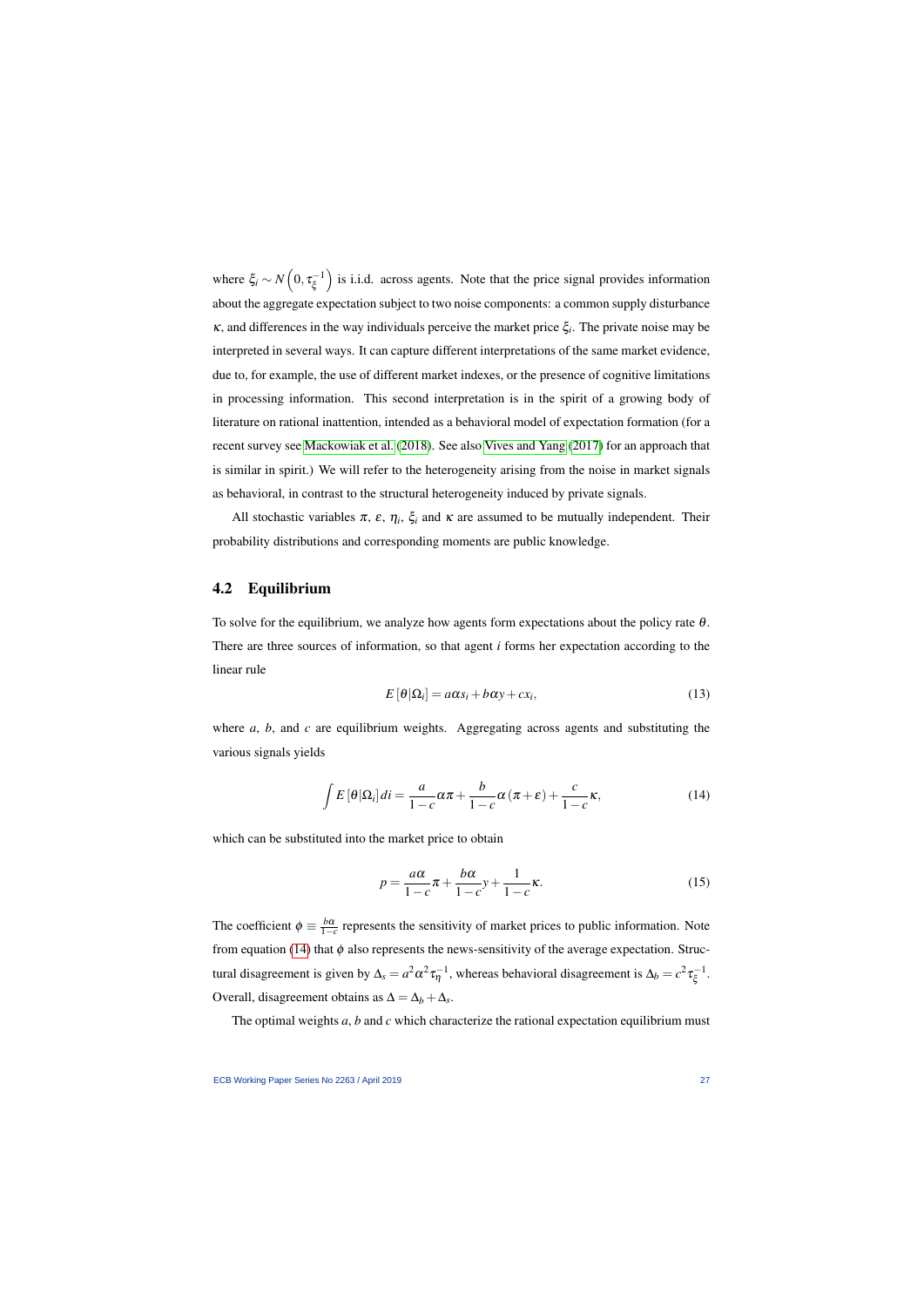where $\xi_i \sim N\left(0, \tau_{\xi}^{-1}\right)$ is i.i.d. across agents. Note that the price signal provides information about the aggregate expectation subject to two noise components: a common supply disturbance $\kappa$, and differences in the way individuals perceive the market price $\xi_i$. The private noise may be interpreted in several ways. It can capture different interpretations of the same market evidence, due to, for example, the use of different market indexes, or the presence of cognitive limitations in processing information. This second interpretation is in the spirit of a growing body of literature on rational inattention, intended as a behavioral model of expectation formation (for a recent survey see Mackowiak et al. (2018). See also Vives and Yang (2017) for an approach that is similar in spirit.) We will refer to the heterogeneity arising from the noise in market signals as behavioral, in contrast to the structural heterogeneity induced by private signals.

All stochastic variables $\pi$, $\varepsilon$, $\eta_i$, $\xi_i$ and $\kappa$ are assumed to be mutually independent. Their probability distributions and corresponding moments are public knowledge.

## 4.2 Equilibrium

To solve for the equilibrium, we analyze how agents form expectations about the policy rate $\theta$. There are three sources of information, so that agent $i$ forms her expectation according to the linear rule

$$E\left[\theta|\Omega_i\right] = a\alpha s_i + b\alpha y + cx_i, \tag{13}$$

where $a$, $b$, and $c$ are equilibrium weights. Aggregating across agents and substituting the various signals yields

$$\int E\left[\theta|\Omega_i\right]di = \frac{a}{1-c}\alpha\pi + \frac{b}{1-c}\alpha\left(\pi+\varepsilon\right) + \frac{c}{1-c}\kappa, \tag{14}$$

which can be substituted into the market price to obtain

$$p = \frac{a\alpha}{1-c}\pi + \frac{b\alpha}{1-c}y + \frac{1}{1-c}\kappa. \tag{15}$$

The coefficient $\phi \equiv \frac{b\alpha}{1-c}$ represents the sensitivity of market prices to public information. Note from equation (14) that $\phi$ also represents the news-sensitivity of the average expectation. Structural disagreement is given by $\Delta_s = a^2\alpha^2\tau_{\eta}^{-1}$, whereas behavioral disagreement is $\Delta_b = c^2\tau_{\xi}^{-1}$. Overall, disagreement obtains as $\Delta = \Delta_b + \Delta_s$.

The optimal weights $a$, $b$ and $c$ which characterize the rational expectation equilibrium must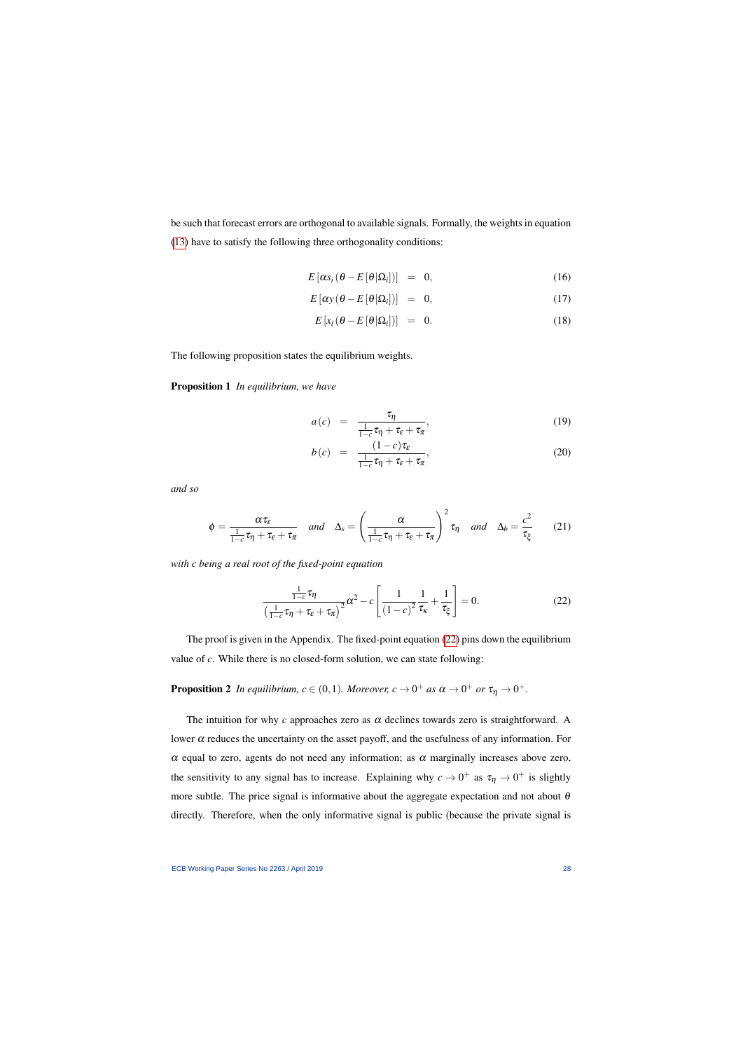be such that forecast errors are orthogonal to available signals. Formally, the weights in equation (13) have to satisfy the following three orthogonality conditions:

$$
\begin{aligned}
E\left[\alpha s_i \left(\theta - E\left[\theta|\Omega_i\right]\right)\right] &= 0, \quad (16)\\
E\left[\alpha y \left(\theta - E\left[\theta|\Omega_i\right]\right)\right] &= 0, \quad (17)\\
E\left[x_i \left(\theta - E\left[\theta|\Omega_i\right]\right)\right] &= 0. \quad (18)
\end{aligned}
$$

The following proposition states the equilibrium weights.

**Proposition 1** *In equilibrium, we have*

$$
\begin{aligned}
a(c) &= \frac{\tau_\eta}{\frac{1}{1-c}\tau_\eta + \tau_\varepsilon + \tau_\pi}, \quad (19)\\
b(c) &= \frac{(1-c)\tau_\varepsilon}{\frac{1}{1-c}\tau_\eta + \tau_\varepsilon + \tau_\pi}, \quad (20)
\end{aligned}
$$

*and so*

$$
\phi = \frac{\alpha \tau_\varepsilon}{\frac{1}{1-c}\tau_\eta + \tau_\varepsilon + \tau_\pi} \quad \textit{and} \quad \Delta_s = \left(\frac{\alpha}{\frac{1}{1-c}\tau_\eta + \tau_\varepsilon + \tau_\pi}\right)^2 \tau_\eta \quad \textit{and} \quad \Delta_b = \frac{c^2}{\tau_\xi} \quad (21)
$$

*with c being a real root of the fixed-point equation*

$$
\frac{\frac{1}{1-c}\tau_\eta}{\left(\frac{1}{1-c}\tau_\eta + \tau_\varepsilon + \tau_\pi\right)^2}\alpha^2 - c\left[\frac{1}{(1-c)^2}\frac{1}{\tau_\kappa} + \frac{1}{\tau_\xi}\right] = 0. \quad (22)
$$

The proof is given in the Appendix. The fixed-point equation (22) pins down the equilibrium value of $c$. While there is no closed-form solution, we can state following:

**Proposition 2** *In equilibrium, $c \in (0,1)$. Moreover, $c \to 0^+$ as $\alpha \to 0^+$ or $\tau_\eta \to 0^+$.*

The intuition for why $c$ approaches zero as $\alpha$ declines towards zero is straightforward. A lower $\alpha$ reduces the uncertainty on the asset payoff, and the usefulness of any information. For $\alpha$ equal to zero, agents do not need any information; as $\alpha$ marginally increases above zero, the sensitivity to any signal has to increase. Explaining why $c \to 0^+$ as $\tau_\eta \to 0^+$ is slightly more subtle. The price signal is informative about the aggregate expectation and not about $\theta$ directly. Therefore, when the only informative signal is public (because the private signal is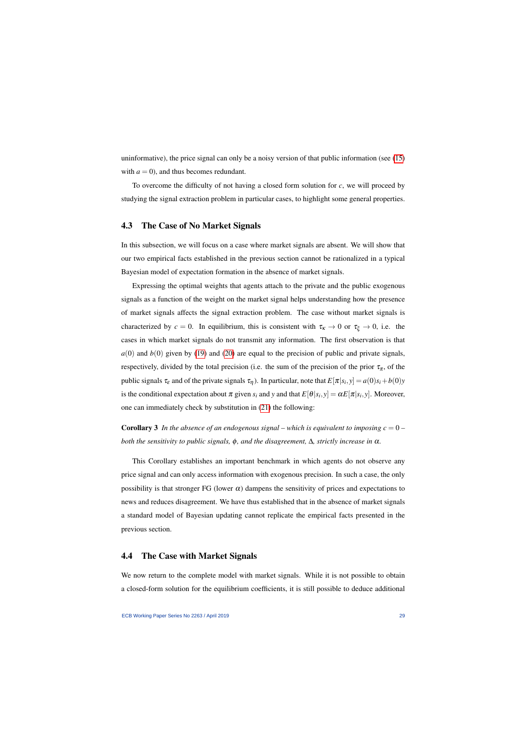uninformative), the price signal can only be a noisy version of that public information (see (15) with $a = 0$), and thus becomes redundant.

To overcome the difficulty of not having a closed form solution for $c$, we will proceed by studying the signal extraction problem in particular cases, to highlight some general properties.

### 4.3 The Case of No Market Signals

In this subsection, we will focus on a case where market signals are absent. We will show that our two empirical facts established in the previous section cannot be rationalized in a typical Bayesian model of expectation formation in the absence of market signals.

Expressing the optimal weights that agents attach to the private and the public exogenous signals as a function of the weight on the market signal helps understanding how the presence of market signals affects the signal extraction problem. The case without market signals is characterized by $c = 0$. In equilibrium, this is consistent with $\tau_\kappa \to 0$ or $\tau_\xi \to 0$, i.e. the cases in which market signals do not transmit any information. The first observation is that $a(0)$ and $b(0)$ given by (19) and (20) are equal to the precision of public and private signals, respectively, divided by the total precision (i.e. the sum of the precision of the prior $\tau_\pi$, of the public signals $\tau_\varepsilon$ and of the private signals $\tau_\eta$). In particular, note that $E[\pi|s_i, y] = a(0)s_i + b(0)y$ is the conditional expectation about $\pi$ given $s_i$ and $y$ and that $E[\theta|s_i, y] = \alpha E[\pi|s_i, y]$. Moreover, one can immediately check by substitution in (21) the following:

**Corollary 3** *In the absence of an endogenous signal – which is equivalent to imposing $c = 0$ – both the sensitivity to public signals, $\phi$, and the disagreement, $\Delta$, strictly increase in $\alpha$.*

This Corollary establishes an important benchmark in which agents do not observe any price signal and can only access information with exogenous precision. In such a case, the only possibility is that stronger FG (lower $\alpha$) dampens the sensitivity of prices and expectations to news and reduces disagreement. We have thus established that in the absence of market signals a standard model of Bayesian updating cannot replicate the empirical facts presented in the previous section.

### 4.4 The Case with Market Signals

We now return to the complete model with market signals. While it is not possible to obtain a closed-form solution for the equilibrium coefficients, it is still possible to deduce additional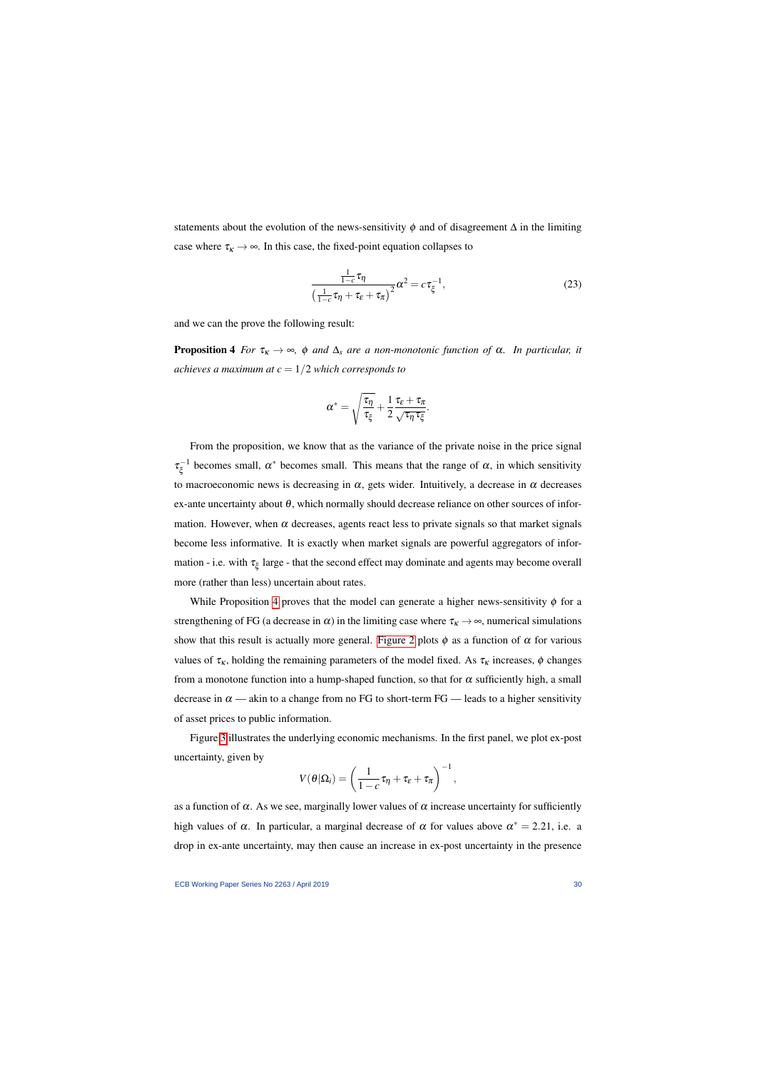statements about the evolution of the news-sensitivity $\phi$ and of disagreement $\Delta$ in the limiting case where $\tau_\kappa \to \infty$. In this case, the fixed-point equation collapses to

$$\frac{\frac{1}{1-c}\tau_\eta}{\left(\frac{1}{1-c}\tau_\eta + \tau_\varepsilon + \tau_\pi\right)^2}\alpha^2 = c\tau_\xi^{-1}, \tag{23}$$

and we can the prove the following result:

**Proposition 4** *For $\tau_\kappa \to \infty$, $\phi$ and $\Delta_s$ are a non-monotonic function of $\alpha$. In particular, it achieves a maximum at $c = 1/2$ which corresponds to*

$$\alpha^* = \sqrt{\frac{\tau_\eta}{\tau_\xi}} + \frac{1}{2}\frac{\tau_\varepsilon + \tau_\pi}{\sqrt{\tau_\eta \tau_\xi}}.$$

From the proposition, we know that as the variance of the private noise in the price signal $\tau_\xi^{-1}$ becomes small, $\alpha^*$ becomes small. This means that the range of $\alpha$, in which sensitivity to macroeconomic news is decreasing in $\alpha$, gets wider. Intuitively, a decrease in $\alpha$ decreases ex-ante uncertainty about $\theta$, which normally should decrease reliance on other sources of information. However, when $\alpha$ decreases, agents react less to private signals so that market signals become less informative. It is exactly when market signals are powerful aggregators of information - i.e. with $\tau_\xi$ large - that the second effect may dominate and agents may become overall more (rather than less) uncertain about rates.

While Proposition 4 proves that the model can generate a higher news-sensitivity $\phi$ for a strengthening of FG (a decrease in $\alpha$) in the limiting case where $\tau_\kappa \to \infty$, numerical simulations show that this result is actually more general. Figure 2 plots $\phi$ as a function of $\alpha$ for various values of $\tau_\kappa$, holding the remaining parameters of the model fixed. As $\tau_\kappa$ increases, $\phi$ changes from a monotone function into a hump-shaped function, so that for $\alpha$ sufficiently high, a small decrease in $\alpha$ — akin to a change from no FG to short-term FG — leads to a higher sensitivity of asset prices to public information.

Figure 3 illustrates the underlying economic mechanisms. In the first panel, we plot ex-post uncertainty, given by

$$V(\theta|\Omega_i) = \left(\frac{1}{1-c}\tau_\eta + \tau_\varepsilon + \tau_\pi\right)^{-1},$$

as a function of $\alpha$. As we see, marginally lower values of $\alpha$ increase uncertainty for sufficiently high values of $\alpha$. In particular, a marginal decrease of $\alpha$ for values above $\alpha^* = 2.21$, i.e. a drop in ex-ante uncertainty, may then cause an increase in ex-post uncertainty in the presence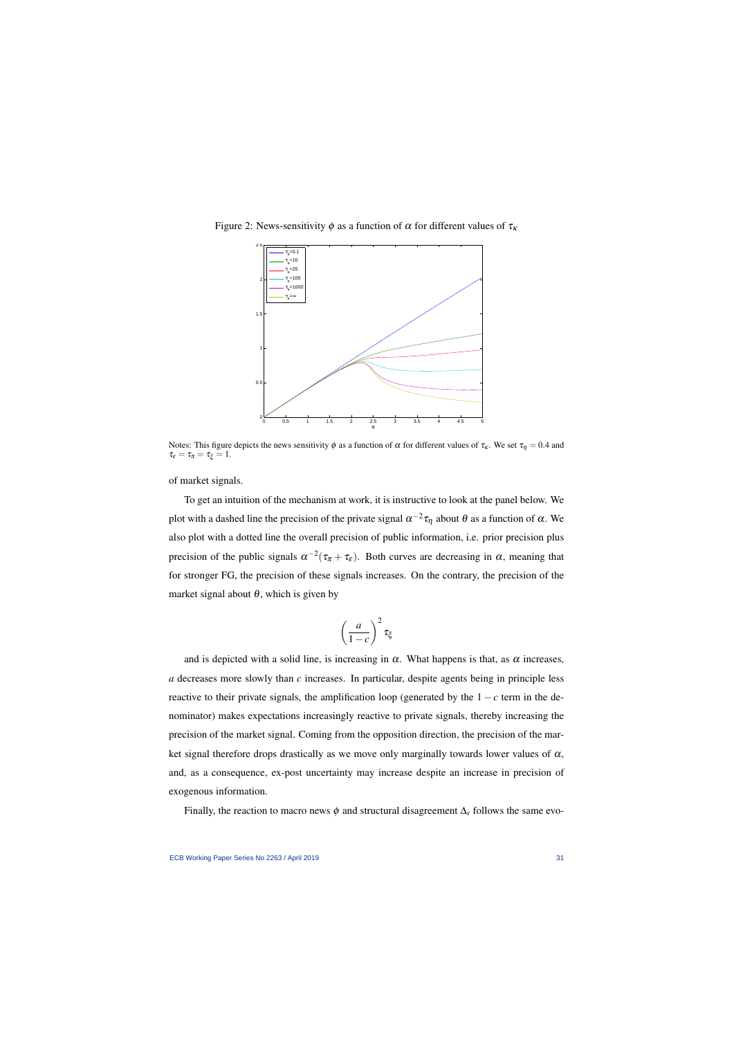Figure 2: News-sensitivity $\phi$ as a function of $\alpha$ for different values of $\tau_\kappa$

Notes: This figure depicts the news sensitivity $\phi$ as a function of $\alpha$ for different values of $\tau_\kappa$. We set $\tau_\eta = 0.4$ and $\tau_\varepsilon = \tau_\pi = \tau_\xi = 1$.

of market signals.

To get an intuition of the mechanism at work, it is instructive to look at the panel below. We plot with a dashed line the precision of the private signal $\alpha^{-2}\tau_\eta$ about $\theta$ as a function of $\alpha$. We also plot with a dotted line the overall precision of public information, i.e. prior precision plus precision of the public signals $\alpha^{-2}(\tau_\pi + \tau_\varepsilon)$. Both curves are decreasing in $\alpha$, meaning that for stronger FG, the precision of these signals increases. On the contrary, the precision of the market signal about $\theta$, which is given by

$$\left(\frac{a}{1-c}\right)^2 \tau_\xi$$

and is depicted with a solid line, is increasing in $\alpha$. What happens is that, as $\alpha$ increases, $a$ decreases more slowly than $c$ increases. In particular, despite agents being in principle less reactive to their private signals, the amplification loop (generated by the $1-c$ term in the denominator) makes expectations increasingly reactive to private signals, thereby increasing the precision of the market signal. Coming from the opposition direction, the precision of the market signal therefore drops drastically as we move only marginally towards lower values of $\alpha$, and, as a consequence, ex-post uncertainty may increase despite an increase in precision of exogenous information.

Finally, the reaction to macro news $\phi$ and structural disagreement $\Delta_s$ follows the same evo-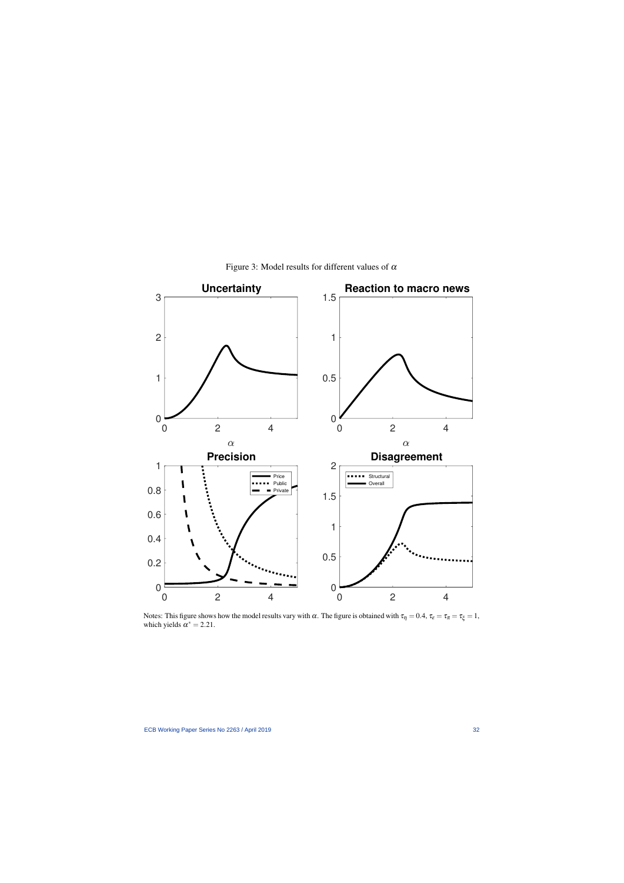Figure 3: Model results for different values of $\alpha$

Notes: This figure shows how the model results vary with $\alpha$. The figure is obtained with $\tau_\eta = 0.4$, $\tau_\varepsilon = \tau_\pi = \tau_\xi = 1$, which yields $\alpha^* = 2.21$.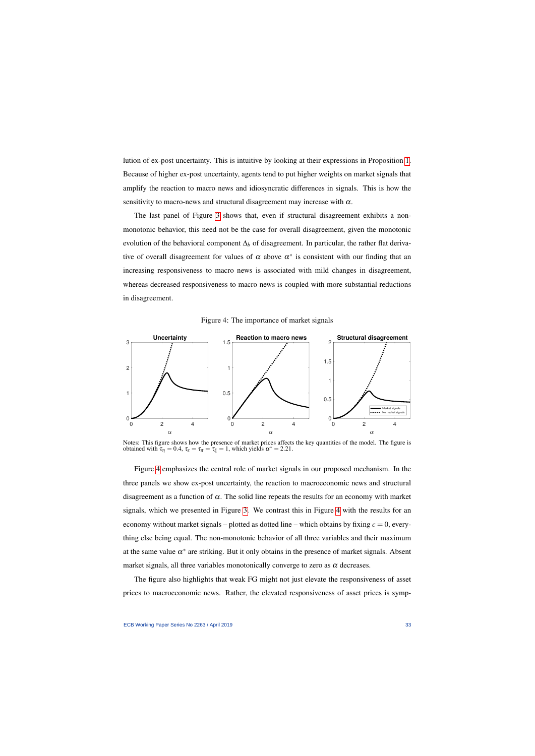lution of ex-post uncertainty. This is intuitive by looking at their expressions in Proposition 1. Because of higher ex-post uncertainty, agents tend to put higher weights on market signals that amplify the reaction to macro news and idiosyncratic differences in signals. This is how the sensitivity to macro-news and structural disagreement may increase with $\alpha$.

The last panel of Figure 3 shows that, even if structural disagreement exhibits a non-monotonic behavior, this need not be the case for overall disagreement, given the monotonic evolution of the behavioral component $\Delta_b$ of disagreement. In particular, the rather flat derivative of overall disagreement for values of $\alpha$ above $\alpha^*$ is consistent with our finding that an increasing responsiveness to macro news is associated with mild changes in disagreement, whereas decreased responsiveness to macro news is coupled with more substantial reductions in disagreement.

Figure 4: The importance of market signals

Notes: This figure shows how the presence of market prices affects the key quantities of the model. The figure is obtained with $\tau_\eta = 0.4$, $\tau_\varepsilon = \tau_\pi = \tau_\xi = 1$, which yields $\alpha^* = 2.21$.

Figure 4 emphasizes the central role of market signals in our proposed mechanism. In the three panels we show ex-post uncertainty, the reaction to macroeconomic news and structural disagreement as a function of $\alpha$. The solid line repeats the results for an economy with market signals, which we presented in Figure 3. We contrast this in Figure 4 with the results for an economy without market signals – plotted as dotted line – which obtains by fixing $c = 0$, everything else being equal. The non-monotonic behavior of all three variables and their maximum at the same value $\alpha^*$ are striking. But it only obtains in the presence of market signals. Absent market signals, all three variables monotonically converge to zero as $\alpha$ decreases.

The figure also highlights that weak FG might not just elevate the responsiveness of asset prices to macroeconomic news. Rather, the elevated responsiveness of asset prices is symp-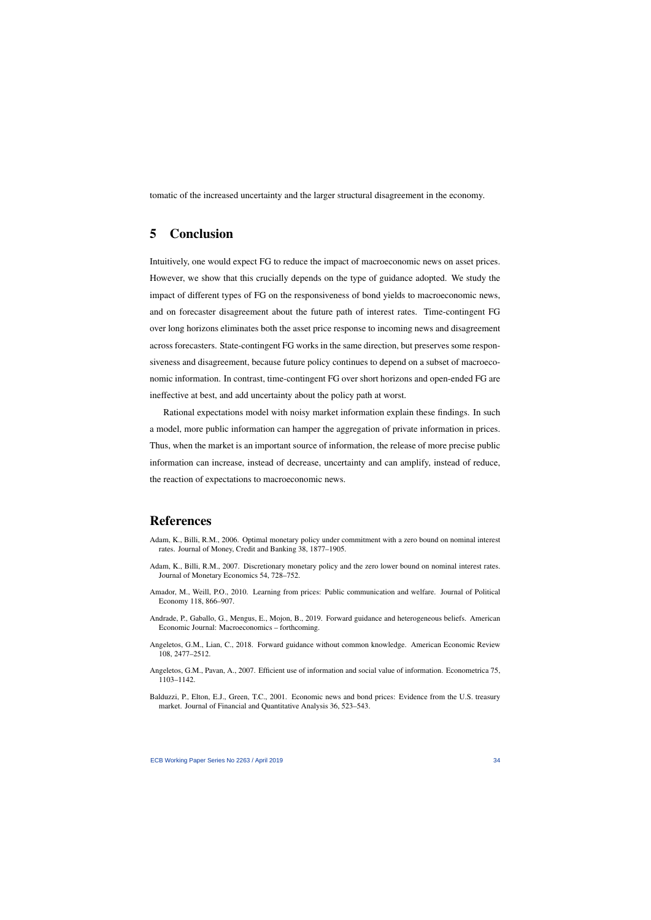tomatic of the increased uncertainty and the larger structural disagreement in the economy.

## 5 Conclusion

Intuitively, one would expect FG to reduce the impact of macroeconomic news on asset prices. However, we show that this crucially depends on the type of guidance adopted. We study the impact of different types of FG on the responsiveness of bond yields to macroeconomic news, and on forecaster disagreement about the future path of interest rates. Time-contingent FG over long horizons eliminates both the asset price response to incoming news and disagreement across forecasters. State-contingent FG works in the same direction, but preserves some responsiveness and disagreement, because future policy continues to depend on a subset of macroeconomic information. In contrast, time-contingent FG over short horizons and open-ended FG are ineffective at best, and add uncertainty about the policy path at worst.

Rational expectations model with noisy market information explain these findings. In such a model, more public information can hamper the aggregation of private information in prices. Thus, when the market is an important source of information, the release of more precise public information can increase, instead of decrease, uncertainty and can amplify, instead of reduce, the reaction of expectations to macroeconomic news.

## References

Adam, K., Billi, R.M., 2006. Optimal monetary policy under commitment with a zero bound on nominal interest rates. Journal of Money, Credit and Banking 38, 1877–1905.

Adam, K., Billi, R.M., 2007. Discretionary monetary policy and the zero lower bound on nominal interest rates. Journal of Monetary Economics 54, 728–752.

Amador, M., Weill, P.O., 2010. Learning from prices: Public communication and welfare. Journal of Political Economy 118, 866–907.

Andrade, P., Gaballo, G., Mengus, E., Mojon, B., 2019. Forward guidance and heterogeneous beliefs. American Economic Journal: Macroeconomics – forthcoming.

Angeletos, G.M., Lian, C., 2018. Forward guidance without common knowledge. American Economic Review 108, 2477–2512.

Angeletos, G.M., Pavan, A., 2007. Efficient use of information and social value of information. Econometrica 75, 1103–1142.

Balduzzi, P., Elton, E.J., Green, T.C., 2001. Economic news and bond prices: Evidence from the U.S. treasury market. Journal of Financial and Quantitative Analysis 36, 523–543.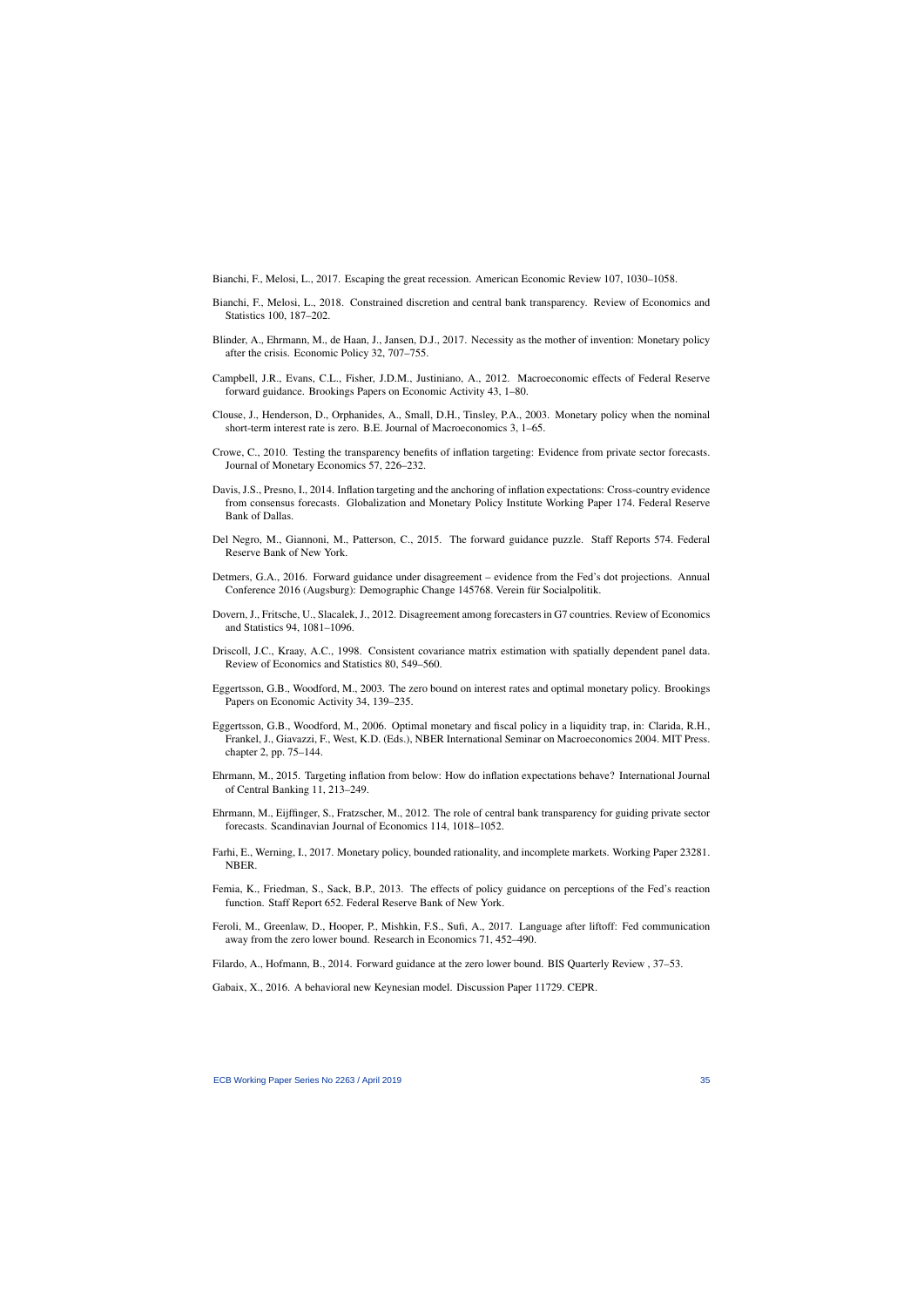Bianchi, F., Melosi, L., 2017. Escaping the great recession. American Economic Review 107, 1030–1058.

Bianchi, F., Melosi, L., 2018. Constrained discretion and central bank transparency. Review of Economics and Statistics 100, 187–202.

Blinder, A., Ehrmann, M., de Haan, J., Jansen, D.J., 2017. Necessity as the mother of invention: Monetary policy after the crisis. Economic Policy 32, 707–755.

Campbell, J.R., Evans, C.L., Fisher, J.D.M., Justiniano, A., 2012. Macroeconomic effects of Federal Reserve forward guidance. Brookings Papers on Economic Activity 43, 1–80.

Clouse, J., Henderson, D., Orphanides, A., Small, D.H., Tinsley, P.A., 2003. Monetary policy when the nominal short-term interest rate is zero. B.E. Journal of Macroeconomics 3, 1–65.

Crowe, C., 2010. Testing the transparency benefits of inflation targeting: Evidence from private sector forecasts. Journal of Monetary Economics 57, 226–232.

Davis, J.S., Presno, I., 2014. Inflation targeting and the anchoring of inflation expectations: Cross-country evidence from consensus forecasts. Globalization and Monetary Policy Institute Working Paper 174. Federal Reserve Bank of Dallas.

Del Negro, M., Giannoni, M., Patterson, C., 2015. The forward guidance puzzle. Staff Reports 574. Federal Reserve Bank of New York.

Detmers, G.A., 2016. Forward guidance under disagreement – evidence from the Fed's dot projections. Annual Conference 2016 (Augsburg): Demographic Change 145768. Verein für Socialpolitik.

Dovern, J., Fritsche, U., Slacalek, J., 2012. Disagreement among forecasters in G7 countries. Review of Economics and Statistics 94, 1081–1096.

Driscoll, J.C., Kraay, A.C., 1998. Consistent covariance matrix estimation with spatially dependent panel data. Review of Economics and Statistics 80, 549–560.

Eggertsson, G.B., Woodford, M., 2003. The zero bound on interest rates and optimal monetary policy. Brookings Papers on Economic Activity 34, 139–235.

Eggertsson, G.B., Woodford, M., 2006. Optimal monetary and fiscal policy in a liquidity trap, in: Clarida, R.H., Frankel, J., Giavazzi, F., West, K.D. (Eds.), NBER International Seminar on Macroeconomics 2004. MIT Press. chapter 2, pp. 75–144.

Ehrmann, M., 2015. Targeting inflation from below: How do inflation expectations behave? International Journal of Central Banking 11, 213–249.

Ehrmann, M., Eijffinger, S., Fratzscher, M., 2012. The role of central bank transparency for guiding private sector forecasts. Scandinavian Journal of Economics 114, 1018–1052.

Farhi, E., Werning, I., 2017. Monetary policy, bounded rationality, and incomplete markets. Working Paper 23281. NBER.

Femia, K., Friedman, S., Sack, B.P., 2013. The effects of policy guidance on perceptions of the Fed's reaction function. Staff Report 652. Federal Reserve Bank of New York.

Feroli, M., Greenlaw, D., Hooper, P., Mishkin, F.S., Sufi, A., 2017. Language after liftoff: Fed communication away from the zero lower bound. Research in Economics 71, 452–490.

Filardo, A., Hofmann, B., 2014. Forward guidance at the zero lower bound. BIS Quarterly Review , 37–53.

Gabaix, X., 2016. A behavioral new Keynesian model. Discussion Paper 11729. CEPR.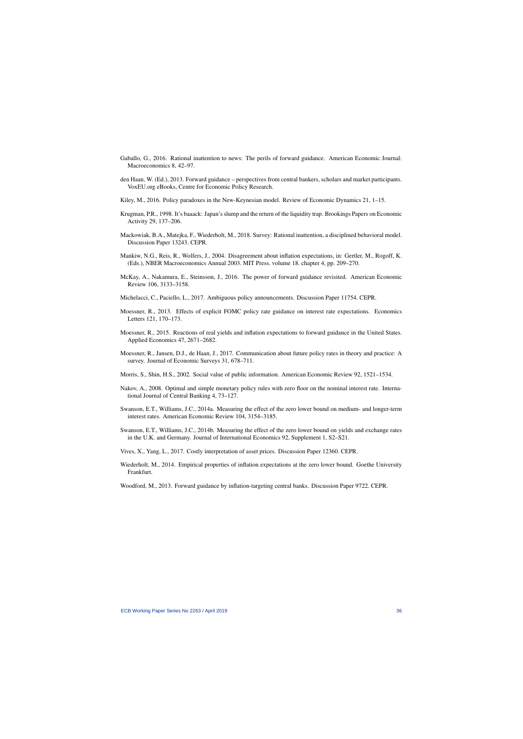Gaballo, G., 2016. Rational inattention to news: The perils of forward guidance. American Economic Journal: Macroeconomics 8, 42–97.

den Haan, W. (Ed.), 2013. Forward guidance – perspectives from central bankers, scholars and market participants. VoxEU.org eBooks, Centre for Economic Policy Research.

Kiley, M., 2016. Policy paradoxes in the New-Keynesian model. Review of Economic Dynamics 21, 1–15.

Krugman, P.R., 1998. It's baaack: Japan's slump and the return of the liquidity trap. Brookings Papers on Economic Activity 29, 137–206.

Mackowiak, B.A., Matejka, F., Wiederholt, M., 2018. Survey: Rational inattention, a disciplined behavioral model. Discussion Paper 13243. CEPR.

Mankiw, N.G., Reis, R., Wolfers, J., 2004. Disagreement about inflation expectations, in: Gertler, M., Rogoff, K. (Eds.), NBER Macroeconomics Annual 2003. MIT Press. volume 18. chapter 4, pp. 209–270.

McKay, A., Nakamura, E., Steinsson, J., 2016. The power of forward guidance revisited. American Economic Review 106, 3133–3158.

Michelacci, C., Paciello, L., 2017. Ambiguous policy announcements. Discussion Paper 11754. CEPR.

Moessner, R., 2013. Effects of explicit FOMC policy rate guidance on interest rate expectations. Economics Letters 121, 170–173.

Moessner, R., 2015. Reactions of real yields and inflation expectations to forward guidance in the United States. Applied Economics 47, 2671–2682.

Moessner, R., Jansen, D.J., de Haan, J., 2017. Communication about future policy rates in theory and practice: A survey. Journal of Economic Surveys 31, 678–711.

Morris, S., Shin, H.S., 2002. Social value of public information. American Economic Review 92, 1521–1534.

Nakov, A., 2008. Optimal and simple monetary policy rules with zero floor on the nominal interest rate. International Journal of Central Banking 4, 73–127.

Swanson, E.T., Williams, J.C., 2014a. Measuring the effect of the zero lower bound on medium- and longer-term interest rates. American Economic Review 104, 3154–3185.

Swanson, E.T., Williams, J.C., 2014b. Measuring the effect of the zero lower bound on yields and exchange rates in the U.K. and Germany. Journal of International Economics 92, Supplement 1, S2–S21.

Vives, X., Yang, L., 2017. Costly interpretation of asset prices. Discussion Paper 12360. CEPR.

Wiederholt, M., 2014. Empirical properties of inflation expectations at the zero lower bound. Goethe University Frankfurt.

Woodford, M., 2013. Forward guidance by inflation-targeting central banks. Discussion Paper 9722. CEPR.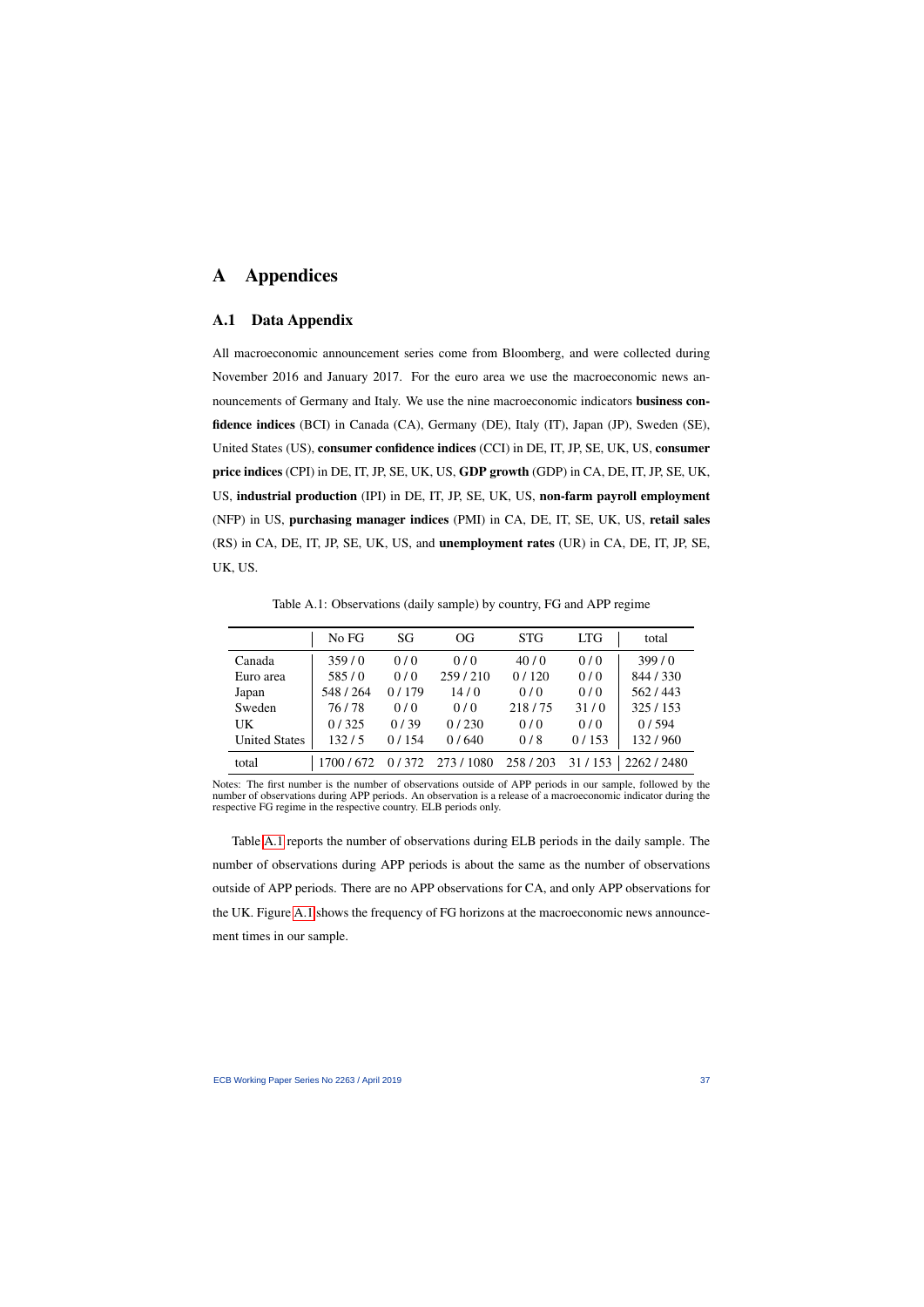# A Appendices

## A.1 Data Appendix

All macroeconomic announcement series come from Bloomberg, and were collected during November 2016 and January 2017. For the euro area we use the macroeconomic news announcements of Germany and Italy. We use the nine macroeconomic indicators **business confidence indices** (BCI) in Canada (CA), Germany (DE), Italy (IT), Japan (JP), Sweden (SE), United States (US), **consumer confidence indices** (CCI) in DE, IT, JP, SE, UK, US, **consumer price indices** (CPI) in DE, IT, JP, SE, UK, US, **GDP growth** (GDP) in CA, DE, IT, JP, SE, UK, US, **industrial production** (IPI) in DE, IT, JP, SE, UK, US, **non-farm payroll employment** (NFP) in US, **purchasing manager indices** (PMI) in CA, DE, IT, SE, UK, US, **retail sales** (RS) in CA, DE, IT, JP, SE, UK, US, and **unemployment rates** (UR) in CA, DE, IT, JP, SE, UK, US.

Table A.1: Observations (daily sample) by country, FG and APP regime

| | No FG | SG | OG | STG | LTG | total |
|---|---|---|---|---|---|---|
| Canada | 359 / 0 | 0 / 0 | 0 / 0 | 40 / 0 | 0 / 0 | 399 / 0 |
| Euro area | 585 / 0 | 0 / 0 | 259 / 210 | 0 / 120 | 0 / 0 | 844 / 330 |
| Japan | 548 / 264 | 0 / 179 | 14 / 0 | 0 / 0 | 0 / 0 | 562 / 443 |
| Sweden | 76 / 78 | 0 / 0 | 0 / 0 | 218 / 75 | 31 / 0 | 325 / 153 |
| UK | 0 / 325 | 0 / 39 | 0 / 230 | 0 / 0 | 0 / 0 | 0 / 594 |
| United States | 132 / 5 | 0 / 154 | 0 / 640 | 0 / 8 | 0 / 153 | 132 / 960 |
| total | 1700 / 672 | 0 / 372 | 273 / 1080 | 258 / 203 | 31 / 153 | 2262 / 2480 |

Notes: The first number is the number of observations outside of APP periods in our sample, followed by the number of observations during APP periods. An observation is a release of a macroeconomic indicator during the respective FG regime in the respective country. ELB periods only.

Table A.1 reports the number of observations during ELB periods in the daily sample. The number of observations during APP periods is about the same as the number of observations outside of APP periods. There are no APP observations for CA, and only APP observations for the UK. Figure A.1 shows the frequency of FG horizons at the macroeconomic news announcement times in our sample.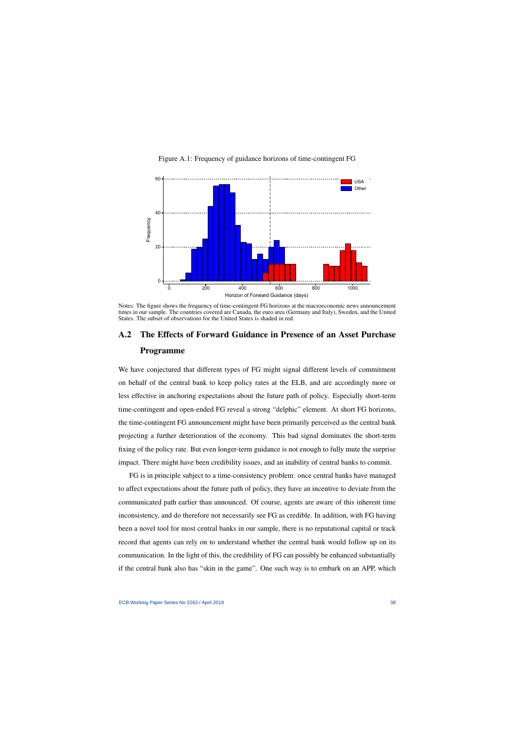Figure A.1: Frequency of guidance horizons of time-contingent FG

Notes: The figure shows the frequency of time-contingent FG horizons at the macroeconomic news announcement times in our sample. The countries covered are Canada, the euro area (Germany and Italy), Sweden, and the United States. The subset of observations for the United States is shaded in red.

## A.2 The Effects of Forward Guidance in Presence of an Asset Purchase Programme

We have conjectured that different types of FG might signal different levels of commitment on behalf of the central bank to keep policy rates at the ELB, and are accordingly more or less effective in anchoring expectations about the future path of policy. Especially short-term time-contingent and open-ended FG reveal a strong "delphic" element. At short FG horizons, the time-contingent FG announcement might have been primarily perceived as the central bank projecting a further deterioration of the economy. This bad signal dominates the short-term fixing of the policy rate. But even longer-term guidance is not enough to fully mute the surprise impact. There might have been credibility issues, and an inability of central banks to commit.

FG is in principle subject to a time-consistency problem: once central banks have managed to affect expectations about the future path of policy, they have an incentive to deviate from the communicated path earlier than announced. Of course, agents are aware of this inherent time inconsistency, and do therefore not necessarily see FG as credible. In addition, with FG having been a novel tool for most central banks in our sample, there is no reputational capital or track record that agents can rely on to understand whether the central bank would follow up on its communication. In the light of this, the credibility of FG can possibly be enhanced substantially if the central bank also has "skin in the game". One such way is to embark on an APP, which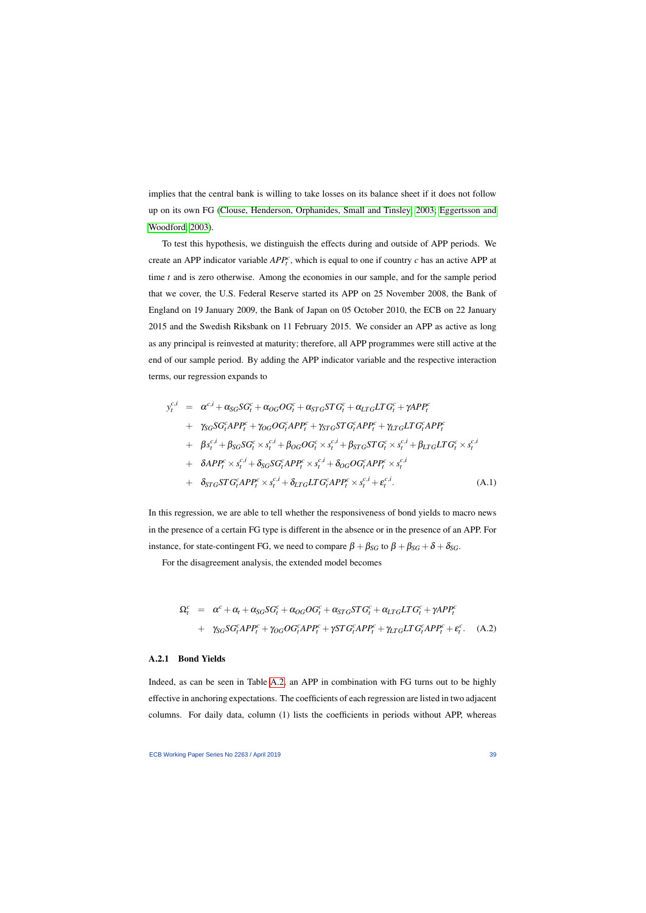implies that the central bank is willing to take losses on its balance sheet if it does not follow up on its own FG (Clouse, Henderson, Orphanides, Small and Tinsley, 2003; Eggertsson and Woodford, 2003).

To test this hypothesis, we distinguish the effects during and outside of APP periods. We create an APP indicator variable $APP_t^c$, which is equal to one if country $c$ has an active APP at time $t$ and is zero otherwise. Among the economies in our sample, and for the sample period that we cover, the U.S. Federal Reserve started its APP on 25 November 2008, the Bank of England on 19 January 2009, the Bank of Japan on 05 October 2010, the ECB on 22 January 2015 and the Swedish Riksbank on 11 February 2015. We consider an APP as active as long as any principal is reinvested at maturity; therefore, all APP programmes were still active at the end of our sample period. By adding the APP indicator variable and the respective interaction terms, our regression expands to

$$
\begin{aligned}
y_t^{c,i} \;=\;& \alpha^{c,i} + \alpha_{SG} SG_t^c + \alpha_{OG} OG_t^c + \alpha_{STG} STG_t^c + \alpha_{LTG} LTG_t^c + \gamma APP_t^c \\
+\;& \gamma_{SG} SG_t^c APP_t^c + \gamma_{OG} OG_t^c APP_t^c + \gamma_{STG} STG_t^c APP_t^c + \gamma_{LTG} LTG_t^c APP_t^c \\
+\;& \beta s_t^{c,i} + \beta_{SG} SG_t^c \times s_t^{c,i} + \beta_{OG} OG_t^c \times s_t^{c,i} + \beta_{STG} STG_t^c \times s_t^{c,i} + \beta_{LTG} LTG_t^c \times s_t^{c,i} \\
+\;& \delta APP_t^c \times s_t^{c,i} + \delta_{SG} SG_t^c APP_t^c \times s_t^{c,i} + \delta_{OG} OG_t^c APP_t^c \times s_t^{c,i} \\
+\;& \delta_{STG} STG_t^c APP_t^c \times s_t^{c,i} + \delta_{LTG} LTG_t^c APP_t^c \times s_t^{c,i} + \varepsilon_t^{c,i}. \qquad \text{(A.1)}
\end{aligned}
$$

In this regression, we are able to tell whether the responsiveness of bond yields to macro news in the presence of a certain FG type is different in the absence or in the presence of an APP. For instance, for state-contingent FG, we need to compare $\beta + \beta_{SG}$ to $\beta + \beta_{SG} + \delta + \delta_{SG}$.

For the disagreement analysis, the extended model becomes

$$
\begin{aligned}
\Omega_t^c \;=\;& \alpha^c + \alpha_t + \alpha_{SG} SG_t^c + \alpha_{OG} OG_t^c + \alpha_{STG} STG_t^c + \alpha_{LTG} LTG_t^c + \gamma APP_t^c \\
+\;& \gamma_{SG} SG_t^c APP_t^c + \gamma_{OG} OG_t^c APP_t^c + \gamma STG_t^c APP_t^c + \gamma_{LTG} LTG_t^c APP_t^c + \varepsilon_t^c. \qquad \text{(A.2)}
\end{aligned}
$$

### A.2.1 Bond Yields

Indeed, as can be seen in Table A.2, an APP in combination with FG turns out to be highly effective in anchoring expectations. The coefficients of each regression are listed in two adjacent columns. For daily data, column (1) lists the coefficients in periods without APP, whereas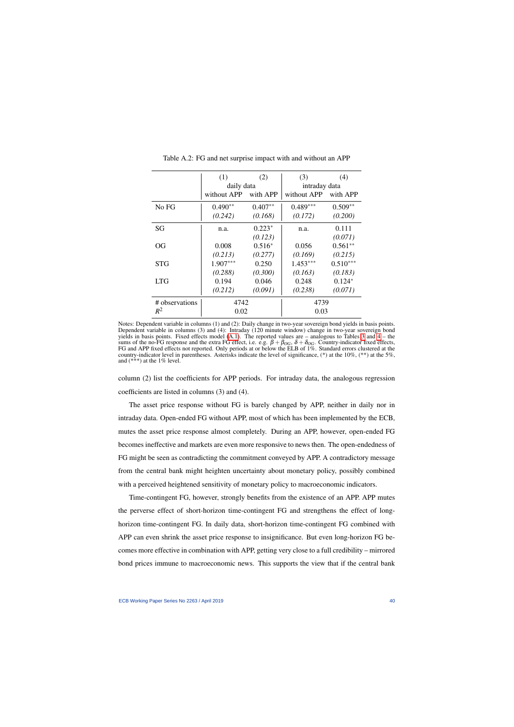Table A.2: FG and net surprise impact with and without an APP

| | (1) | (2) | (3) | (4) |
|---|---|---|---|---|
| | daily data | | intraday data | |
| | without APP | with APP | without APP | with APP |
| No FG | $0.490^{**}$ | $0.407^{**}$ | $0.489^{***}$ | $0.509^{**}$ |
| | *(0.242)* | *(0.168)* | *(0.172)* | *(0.200)* |
| SG | n.a. | $0.223^{*}$ | n.a. | 0.111 |
| | | *(0.123)* | | *(0.071)* |
| OG | 0.008 | $0.516^{*}$ | 0.056 | $0.561^{**}$ |
| | *(0.213)* | *(0.277)* | *(0.169)* | *(0.215)* |
| STG | $1.907^{***}$ | 0.250 | $1.453^{***}$ | $0.510^{***}$ |
| | *(0.288)* | *(0.300)* | *(0.163)* | *(0.183)* |
| LTG | 0.194 | 0.046 | 0.248 | $0.124^{*}$ |
| | *(0.212)* | *(0.091)* | *(0.238)* | *(0.071)* |
| # observations | 4742 | | 4739 | |
| $R^2$ | 0.02 | | 0.03 | |

Notes: Dependent variable in columns (1) and (2): Daily change in two-year sovereign bond yields in basis points. Dependent variable in columns (3) and (4): Intraday (120 minute window) change in two-year sovereign bond yields in basis points. Fixed effects model (A.1). The reported values are – analogous to Tables 3 and 4 – the sums of the no-FG response and the extra FG effect, i.e. e.g. $\beta + \beta_{OG}$, $\delta + \delta_{OG}$. Country-indicator fixed effects, FG and APP fixed effects not reported. Only periods at or below the ELB of 1%. Standard errors clustered at the country-indicator level in parentheses. Asterisks indicate the level of significance, (*) at the 10%, (**) at the 5%, and (***) at the 1% level.

column (2) list the coefficients for APP periods. For intraday data, the analogous regression coefficients are listed in columns (3) and (4).

The asset price response without FG is barely changed by APP, neither in daily nor in intraday data. Open-ended FG without APP, most of which has been implemented by the ECB, mutes the asset price response almost completely. During an APP, however, open-ended FG becomes ineffective and markets are even more responsive to news then. The open-endedness of FG might be seen as contradicting the commitment conveyed by APP. A contradictory message from the central bank might heighten uncertainty about monetary policy, possibly combined with a perceived heightened sensitivity of monetary policy to macroeconomic indicators.

Time-contingent FG, however, strongly benefits from the existence of an APP. APP mutes the perverse effect of short-horizon time-contingent FG and strengthens the effect of long-horizon time-contingent FG. In daily data, short-horizon time-contingent FG combined with APP can even shrink the asset price response to insignificance. But even long-horizon FG becomes more effective in combination with APP, getting very close to a full credibility – mirrored bond prices immune to macroeconomic news. This supports the view that if the central bank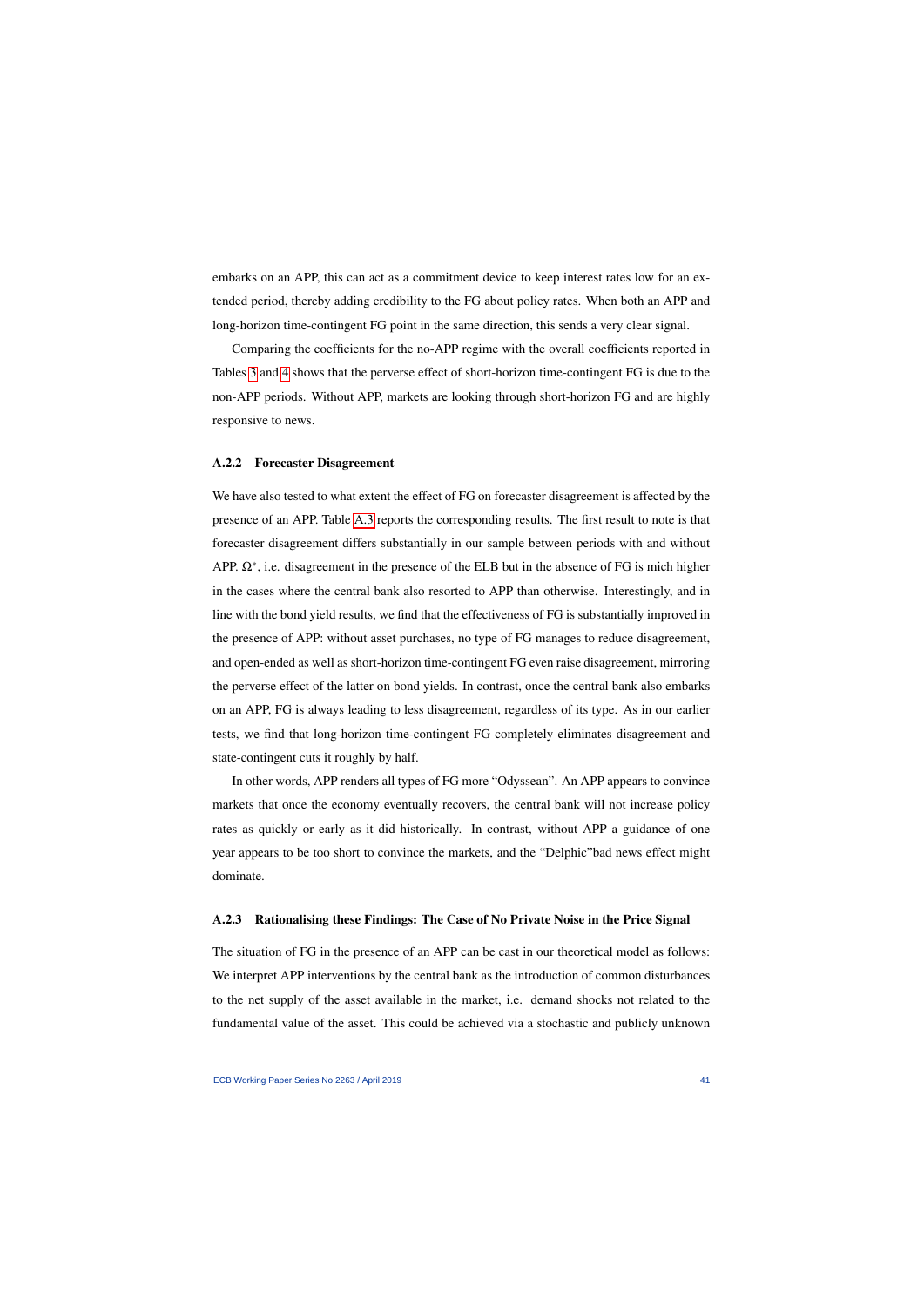embarks on an APP, this can act as a commitment device to keep interest rates low for an extended period, thereby adding credibility to the FG about policy rates. When both an APP and long-horizon time-contingent FG point in the same direction, this sends a very clear signal.

Comparing the coefficients for the no-APP regime with the overall coefficients reported in Tables 3 and 4 shows that the perverse effect of short-horizon time-contingent FG is due to the non-APP periods. Without APP, markets are looking through short-horizon FG and are highly responsive to news.

#### A.2.2 Forecaster Disagreement

We have also tested to what extent the effect of FG on forecaster disagreement is affected by the presence of an APP. Table A.3 reports the corresponding results. The first result to note is that forecaster disagreement differs substantially in our sample between periods with and without APP. $\Omega^*$, i.e. disagreement in the presence of the ELB but in the absence of FG is mich higher in the cases where the central bank also resorted to APP than otherwise. Interestingly, and in line with the bond yield results, we find that the effectiveness of FG is substantially improved in the presence of APP: without asset purchases, no type of FG manages to reduce disagreement, and open-ended as well as short-horizon time-contingent FG even raise disagreement, mirroring the perverse effect of the latter on bond yields. In contrast, once the central bank also embarks on an APP, FG is always leading to less disagreement, regardless of its type. As in our earlier tests, we find that long-horizon time-contingent FG completely eliminates disagreement and state-contingent cuts it roughly by half.

In other words, APP renders all types of FG more "Odyssean". An APP appears to convince markets that once the economy eventually recovers, the central bank will not increase policy rates as quickly or early as it did historically. In contrast, without APP a guidance of one year appears to be too short to convince the markets, and the "Delphic"bad news effect might dominate.

#### A.2.3 Rationalising these Findings: The Case of No Private Noise in the Price Signal

The situation of FG in the presence of an APP can be cast in our theoretical model as follows: We interpret APP interventions by the central bank as the introduction of common disturbances to the net supply of the asset available in the market, i.e. demand shocks not related to the fundamental value of the asset. This could be achieved via a stochastic and publicly unknown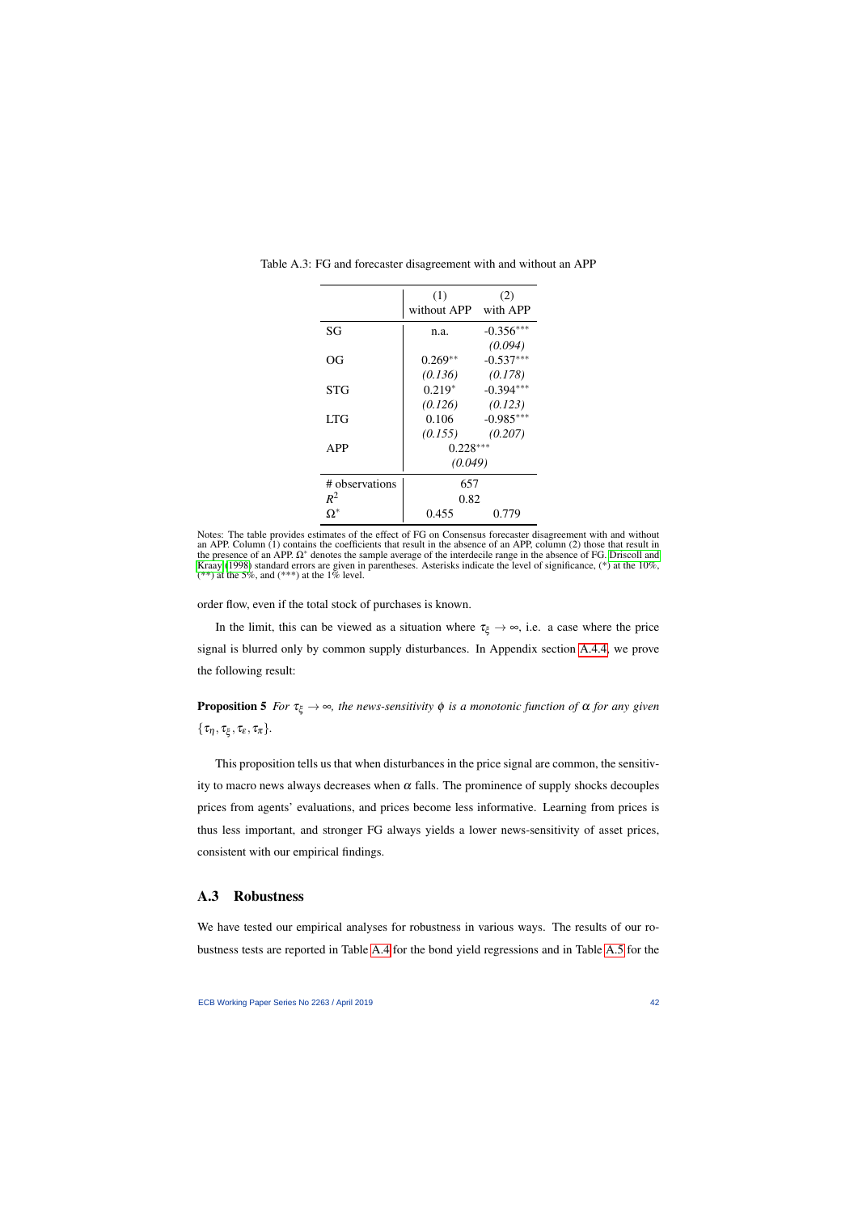Table A.3: FG and forecaster disagreement with and without an APP

| | (1) without APP | (2) with APP |
|---|---|---|
| SG | n.a. | -0.356*** |
| | | *(0.094)* |
| OG | 0.269** | -0.537*** |
| | *(0.136)* | *(0.178)* |
| STG | 0.219* | -0.394*** |
| | *(0.126)* | *(0.123)* |
| LTG | 0.106 | -0.985*** |
| | *(0.155)* | *(0.207)* |
| APP | 0.228*** | |
| | *(0.049)* | |
| # observations | 657 | |
| $R^2$ | 0.82 | |
| $\Omega^*$ | 0.455 | 0.779 |

Notes: The table provides estimates of the effect of FG on Consensus forecaster disagreement with and without an APP. Column (1) contains the coefficients that result in the absence of an APP, column (2) those that result in the presence of an APP. $\Omega^*$ denotes the sample average of the interdecile range in the absence of FG. Driscoll and Kraay (1998) standard errors are given in parentheses. Asterisks indicate the level of significance, (*) at the 10%, (**) at the 5%, and (***) at the 1% level.

order flow, even if the total stock of purchases is known.

In the limit, this can be viewed as a situation where $\tau_\xi \to \infty$, i.e. a case where the price signal is blurred only by common supply disturbances. In Appendix section A.4.4, we prove the following result:

**Proposition 5** *For $\tau_\xi \to \infty$, the news-sensitivity $\phi$ is a monotonic function of $\alpha$ for any given $\{\tau_\eta, \tau_\xi, \tau_\varepsilon, \tau_\pi\}$.*

This proposition tells us that when disturbances in the price signal are common, the sensitivity to macro news always decreases when $\alpha$ falls. The prominence of supply shocks decouples prices from agents' evaluations, and prices become less informative. Learning from prices is thus less important, and stronger FG always yields a lower news-sensitivity of asset prices, consistent with our empirical findings.

## A.3 Robustness

We have tested our empirical analyses for robustness in various ways. The results of our robustness tests are reported in Table A.4 for the bond yield regressions and in Table A.5 for the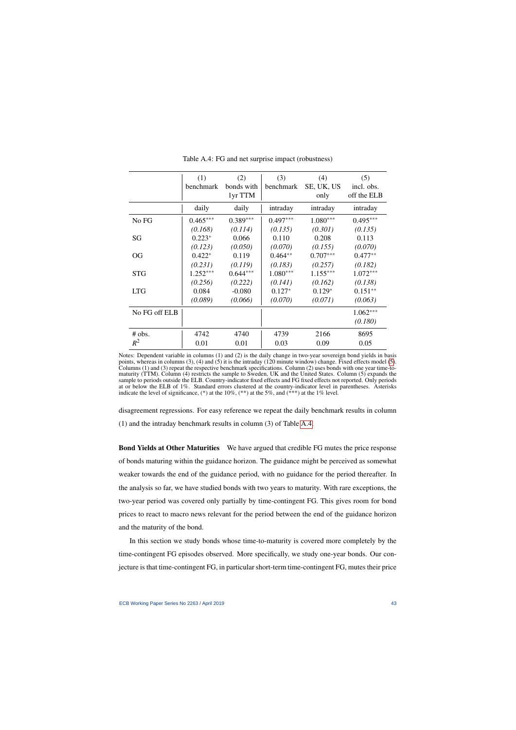Table A.4: FG and net surprise impact (robustness)

| | (1) benchmark | (2) bonds with 1yr TTM | (3) benchmark | (4) SE, UK, US only | (5) incl. obs. off the ELB |
|---|---|---|---|---|---|
| | daily | daily | intraday | intraday | intraday |
| No FG | 0.465*** | 0.389*** | 0.497*** | 1.080*** | 0.495*** |
| | *(0.168)* | *(0.114)* | *(0.135)* | *(0.301)* | *(0.135)* |
| SG | 0.223* | 0.066 | 0.110 | 0.208 | 0.113 |
| | *(0.123)* | *(0.050)* | *(0.070)* | *(0.155)* | *(0.070)* |
| OG | 0.422* | 0.119 | 0.464** | 0.707*** | 0.477** |
| | *(0.231)* | *(0.119)* | *(0.183)* | *(0.257)* | *(0.182)* |
| STG | 1.252*** | 0.644*** | 1.080*** | 1.155*** | 1.072*** |
| | *(0.256)* | *(0.222)* | *(0.141)* | *(0.162)* | *(0.138)* |
| LTG | 0.084 | -0.080 | 0.127* | 0.129* | 0.151** |
| | *(0.089)* | *(0.066)* | *(0.070)* | *(0.071)* | *(0.063)* |
| No FG off ELB | | | | | 1.062*** |
| | | | | | *(0.180)* |
| # obs. | 4742 | 4740 | 4739 | 2166 | 8695 |
| $R^2$ | 0.01 | 0.01 | 0.03 | 0.09 | 0.05 |

Notes: Dependent variable in columns (1) and (2) is the daily change in two-year sovereign bond yields in basis points, whereas in columns (3), (4) and (5) it is the intraday (120 minute window) change. Fixed effects model (5). Columns (1) and (3) repeat the respective benchmark specifications. Column (2) uses bonds with one year time-to-maturity (TTM). Column (4) restricts the sample to Sweden, UK and the United States. Column (5) expands the sample to periods outside the ELB. Country-indicator fixed effects and FG fixed effects not reported. Only periods at or below the ELB of 1%. Standard errors clustered at the country-indicator level in parentheses. Asterisks indicate the level of significance, (*) at the 10%, (**) at the 5%, and (***) at the 1% level.

disagreement regressions. For easy reference we repeat the daily benchmark results in column (1) and the intraday benchmark results in column (3) of Table A.4.

**Bond Yields at Other Maturities** We have argued that credible FG mutes the price response of bonds maturing within the guidance horizon. The guidance might be perceived as somewhat weaker towards the end of the guidance period, with no guidance for the period thereafter. In the analysis so far, we have studied bonds with two years to maturity. With rare exceptions, the two-year period was covered only partially by time-contingent FG. This gives room for bond prices to react to macro news relevant for the period between the end of the guidance horizon and the maturity of the bond.

In this section we study bonds whose time-to-maturity is covered more completely by the time-contingent FG episodes observed. More specifically, we study one-year bonds. Our conjecture is that time-contingent FG, in particular short-term time-contingent FG, mutes their price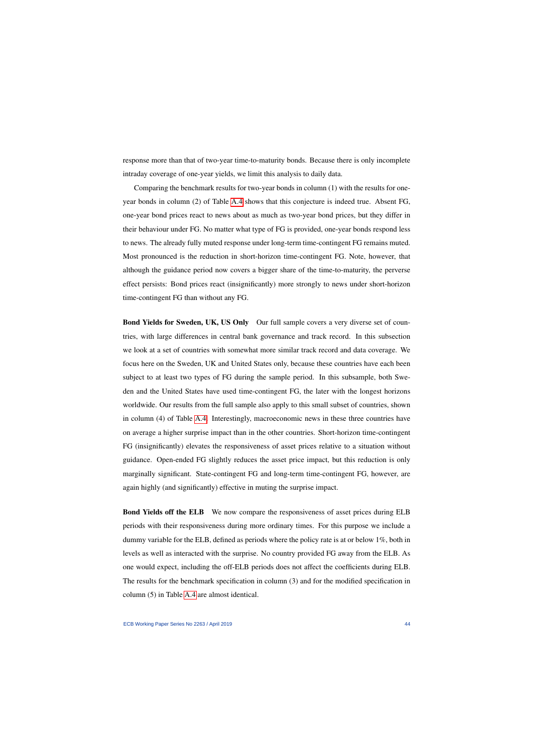response more than that of two-year time-to-maturity bonds. Because there is only incomplete intraday coverage of one-year yields, we limit this analysis to daily data.

Comparing the benchmark results for two-year bonds in column (1) with the results for one-year bonds in column (2) of Table A.4 shows that this conjecture is indeed true. Absent FG, one-year bond prices react to news about as much as two-year bond prices, but they differ in their behaviour under FG. No matter what type of FG is provided, one-year bonds respond less to news. The already fully muted response under long-term time-contingent FG remains muted. Most pronounced is the reduction in short-horizon time-contingent FG. Note, however, that although the guidance period now covers a bigger share of the time-to-maturity, the perverse effect persists: Bond prices react (insignificantly) more strongly to news under short-horizon time-contingent FG than without any FG.

**Bond Yields for Sweden, UK, US Only** Our full sample covers a very diverse set of countries, with large differences in central bank governance and track record. In this subsection we look at a set of countries with somewhat more similar track record and data coverage. We focus here on the Sweden, UK and United States only, because these countries have each been subject to at least two types of FG during the sample period. In this subsample, both Sweden and the United States have used time-contingent FG, the later with the longest horizons worldwide. Our results from the full sample also apply to this small subset of countries, shown in column (4) of Table A.4. Interestingly, macroeconomic news in these three countries have on average a higher surprise impact than in the other countries. Short-horizon time-contingent FG (insignificantly) elevates the responsiveness of asset prices relative to a situation without guidance. Open-ended FG slightly reduces the asset price impact, but this reduction is only marginally significant. State-contingent FG and long-term time-contingent FG, however, are again highly (and significantly) effective in muting the surprise impact.

**Bond Yields off the ELB** We now compare the responsiveness of asset prices during ELB periods with their responsiveness during more ordinary times. For this purpose we include a dummy variable for the ELB, defined as periods where the policy rate is at or below 1%, both in levels as well as interacted with the surprise. No country provided FG away from the ELB. As one would expect, including the off-ELB periods does not affect the coefficients during ELB. The results for the benchmark specification in column (3) and for the modified specification in column (5) in Table A.4 are almost identical.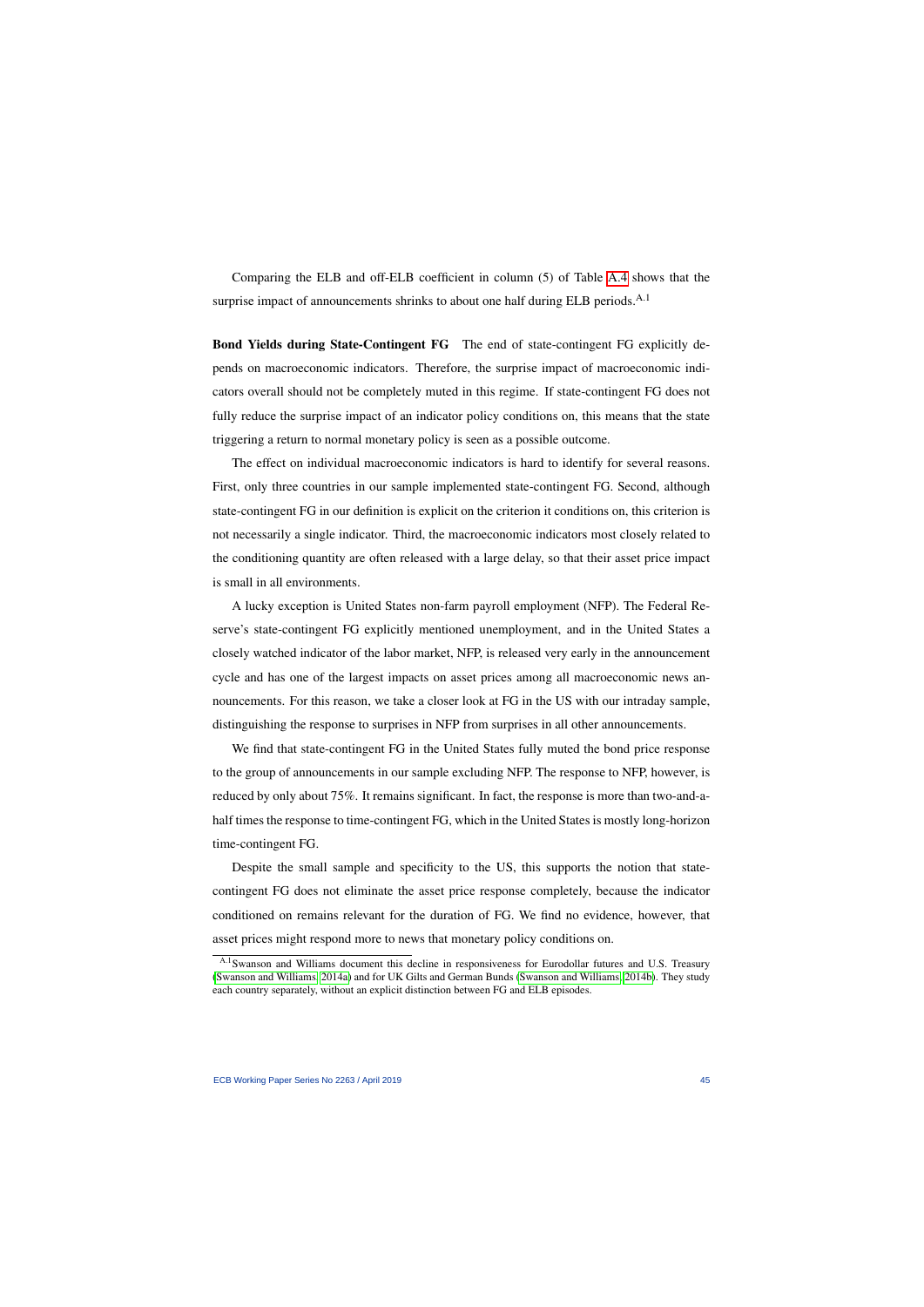Comparing the ELB and off-ELB coefficient in column (5) of Table A.4 shows that the surprise impact of announcements shrinks to about one half during ELB periods.[A.1]

**Bond Yields during State-Contingent FG** The end of state-contingent FG explicitly depends on macroeconomic indicators. Therefore, the surprise impact of macroeconomic indicators overall should not be completely muted in this regime. If state-contingent FG does not fully reduce the surprise impact of an indicator policy conditions on, this means that the state triggering a return to normal monetary policy is seen as a possible outcome.

The effect on individual macroeconomic indicators is hard to identify for several reasons. First, only three countries in our sample implemented state-contingent FG. Second, although state-contingent FG in our definition is explicit on the criterion it conditions on, this criterion is not necessarily a single indicator. Third, the macroeconomic indicators most closely related to the conditioning quantity are often released with a large delay, so that their asset price impact is small in all environments.

A lucky exception is United States non-farm payroll employment (NFP). The Federal Reserve's state-contingent FG explicitly mentioned unemployment, and in the United States a closely watched indicator of the labor market, NFP, is released very early in the announcement cycle and has one of the largest impacts on asset prices among all macroeconomic news announcements. For this reason, we take a closer look at FG in the US with our intraday sample, distinguishing the response to surprises in NFP from surprises in all other announcements.

We find that state-contingent FG in the United States fully muted the bond price response to the group of announcements in our sample excluding NFP. The response to NFP, however, is reduced by only about 75%. It remains significant. In fact, the response is more than two-and-a-half times the response to time-contingent FG, which in the United States is mostly long-horizon time-contingent FG.

Despite the small sample and specificity to the US, this supports the notion that state-contingent FG does not eliminate the asset price response completely, because the indicator conditioned on remains relevant for the duration of FG. We find no evidence, however, that asset prices might respond more to news that monetary policy conditions on.

---

[A.1] Swanson and Williams document this decline in responsiveness for Eurodollar futures and U.S. Treasury (Swanson and Williams 2014a) and for UK Gilts and German Bunds (Swanson and Williams 2014b). They study each country separately, without an explicit distinction between FG and ELB episodes.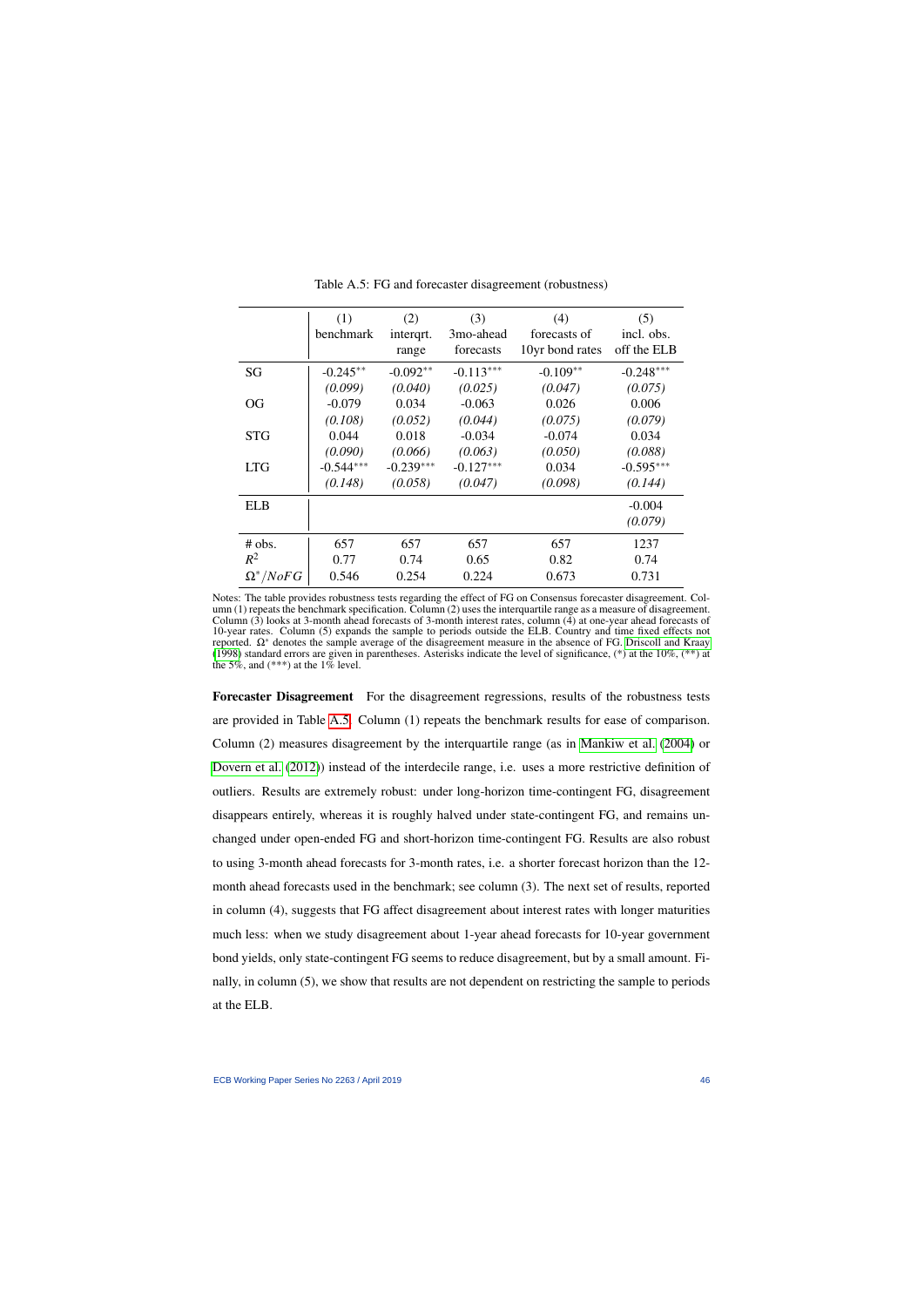Table A.5: FG and forecaster disagreement (robustness)

| | (1) benchmark | (2) interqrt. range | (3) 3mo-ahead forecasts | (4) forecasts of 10yr bond rates | (5) incl. obs. off the ELB |
|---|---|---|---|---|---|
| SG | -0.245** | -0.092** | -0.113*** | -0.109** | -0.248*** |
| | *(0.099)* | *(0.040)* | *(0.025)* | *(0.047)* | *(0.075)* |
| OG | -0.079 | 0.034 | -0.063 | 0.026 | 0.006 |
| | *(0.108)* | *(0.052)* | *(0.044)* | *(0.075)* | *(0.079)* |
| STG | 0.044 | 0.018 | -0.034 | -0.074 | 0.034 |
| | *(0.090)* | *(0.066)* | *(0.063)* | *(0.050)* | *(0.088)* |
| LTG | -0.544*** | -0.239*** | -0.127*** | 0.034 | -0.595*** |
| | *(0.148)* | *(0.058)* | *(0.047)* | *(0.098)* | *(0.144)* |
| ELB | | | | | -0.004 |
| | | | | | *(0.079)* |
| # obs. | 657 | 657 | 657 | 657 | 1237 |
| $R^2$ | 0.77 | 0.74 | 0.65 | 0.82 | 0.74 |
| $\Omega^*/NoFG$ | 0.546 | 0.254 | 0.224 | 0.673 | 0.731 |

Notes: The table provides robustness tests regarding the effect of FG on Consensus forecaster disagreement. Column (1) repeats the benchmark specification. Column (2) uses the interquartile range as a measure of disagreement. Column (3) looks at 3-month ahead forecasts of 3-month interest rates, column (4) at one-year ahead forecasts of 10-year rates. Column (5) expands the sample to periods outside the ELB. Country and time fixed effects not reported. $\Omega^*$ denotes the sample average of the disagreement measure in the absence of FG. Driscoll and Kraay (1998) standard errors are given in parentheses. Asterisks indicate the level of significance, (*) at the 10%, (**) at the 5%, and (***) at the 1% level.

**Forecaster Disagreement** For the disagreement regressions, results of the robustness tests are provided in Table A.5. Column (1) repeats the benchmark results for ease of comparison. Column (2) measures disagreement by the interquartile range (as in Mankiw et al. (2004) or Dovern et al. (2012)) instead of the interdecile range, i.e. uses a more restrictive definition of outliers. Results are extremely robust: under long-horizon time-contingent FG, disagreement disappears entirely, whereas it is roughly halved under state-contingent FG, and remains unchanged under open-ended FG and short-horizon time-contingent FG. Results are also robust to using 3-month ahead forecasts for 3-month rates, i.e. a shorter forecast horizon than the 12-month ahead forecasts used in the benchmark; see column (3). The next set of results, reported in column (4), suggests that FG affect disagreement about interest rates with longer maturities much less: when we study disagreement about 1-year ahead forecasts for 10-year government bond yields, only state-contingent FG seems to reduce disagreement, but by a small amount. Finally, in column (5), we show that results are not dependent on restricting the sample to periods at the ELB.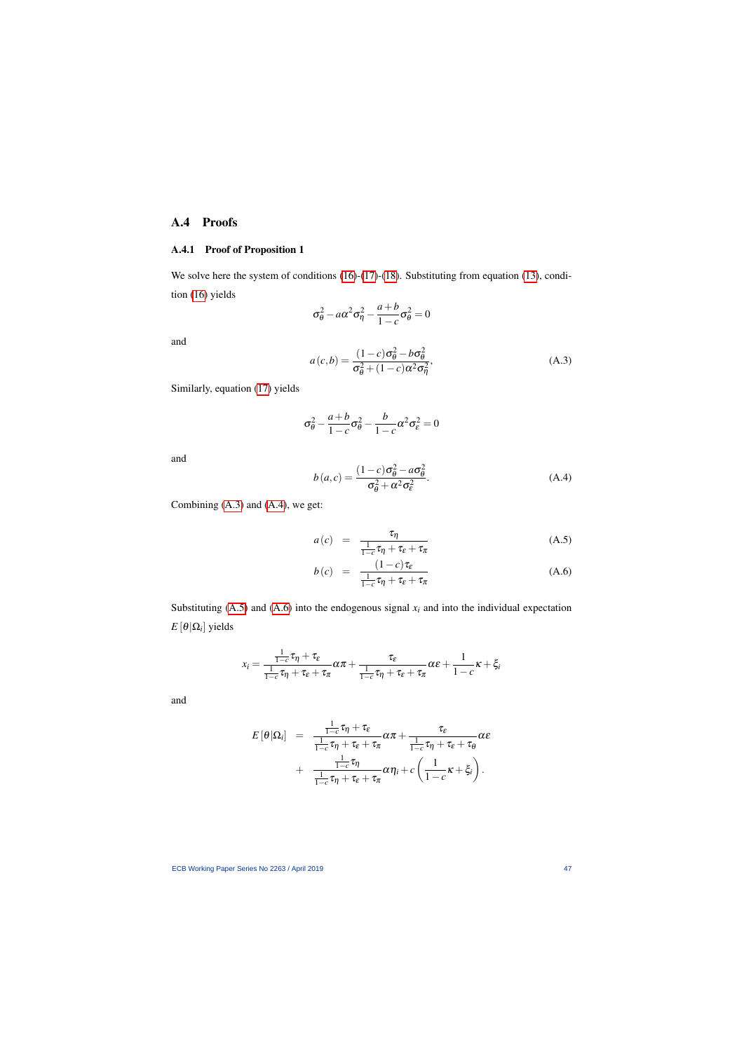## A.4 Proofs

### A.4.1 Proof of Proposition 1

We solve here the system of conditions (16)-(17)-(18). Substituting from equation (13), condition (16) yields

$$\sigma_\theta^2 - a\alpha^2\sigma_\eta^2 - \frac{a+b}{1-c}\sigma_\theta^2 = 0$$

and

$$a(c,b) = \frac{(1-c)\sigma_\theta^2 - b\sigma_\theta^2}{\sigma_\theta^2 + (1-c)\alpha^2\sigma_\eta^2}, \tag{A.3}$$

Similarly, equation (17) yields

$$\sigma_\theta^2 - \frac{a+b}{1-c}\sigma_\theta^2 - \frac{b}{1-c}\alpha^2\sigma_\varepsilon^2 = 0$$

and

$$b(a,c) = \frac{(1-c)\sigma_\theta^2 - a\sigma_\theta^2}{\sigma_\theta^2 + \alpha^2\sigma_\varepsilon^2}. \tag{A.4}$$

Combining (A.3) and (A.4), we get:

$$a(c) = \frac{\tau_\eta}{\frac{1}{1-c}\tau_\eta + \tau_\varepsilon + \tau_\pi} \tag{A.5}$$

$$b(c) = \frac{(1-c)\tau_\varepsilon}{\frac{1}{1-c}\tau_\eta + \tau_\varepsilon + \tau_\pi} \tag{A.6}$$

Substituting (A.5) and (A.6) into the endogenous signal $x_i$ and into the individual expectation $E[\theta|\Omega_i]$ yields

$$x_i = \frac{\frac{1}{1-c}\tau_\eta + \tau_\varepsilon}{\frac{1}{1-c}\tau_\eta + \tau_\varepsilon + \tau_\pi}\alpha\pi + \frac{\tau_\varepsilon}{\frac{1}{1-c}\tau_\eta + \tau_\varepsilon + \tau_\pi}\alpha\varepsilon + \frac{1}{1-c}\kappa + \xi_i$$

and

$$\begin{aligned} E[\theta|\Omega_i] &= \frac{\frac{1}{1-c}\tau_\eta + \tau_\varepsilon}{\frac{1}{1-c}\tau_\eta + \tau_\varepsilon + \tau_\pi}\alpha\pi + \frac{\tau_\varepsilon}{\frac{1}{1-c}\tau_\eta + \tau_\varepsilon + \tau_\theta}\alpha\varepsilon \\ &+ \frac{\frac{1}{1-c}\tau_\eta}{\frac{1}{1-c}\tau_\eta + \tau_\varepsilon + \tau_\pi}\alpha\eta_i + c\left(\frac{1}{1-c}\kappa + \xi_i\right). \end{aligned}$$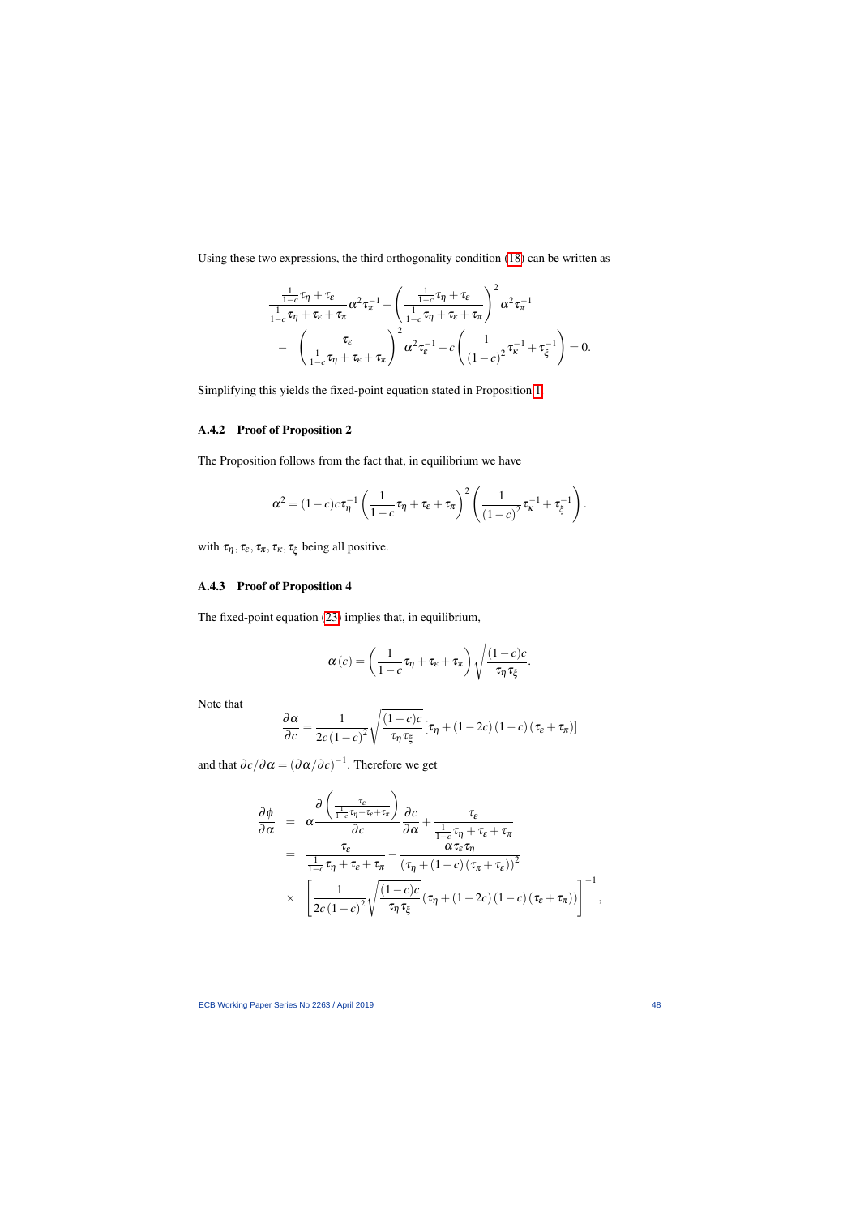Using these two expressions, the third orthogonality condition (18) can be written as

$$
\begin{aligned}
&\frac{\frac{1}{1-c}\tau_\eta + \tau_\varepsilon}{\frac{1}{1-c}\tau_\eta + \tau_\varepsilon + \tau_\pi}\alpha^2\tau_\pi^{-1} - \left(\frac{\frac{1}{1-c}\tau_\eta + \tau_\varepsilon}{\frac{1}{1-c}\tau_\eta + \tau_\varepsilon + \tau_\pi}\right)^2 \alpha^2 \tau_\pi^{-1} \\
&- \left(\frac{\tau_\varepsilon}{\frac{1}{1-c}\tau_\eta + \tau_\varepsilon + \tau_\pi}\right)^2 \alpha^2 \tau_\varepsilon^{-1} - c\left(\frac{1}{(1-c)^2}\tau_\kappa^{-1} + \tau_\xi^{-1}\right) = 0.
\end{aligned}
$$

Simplifying this yields the fixed-point equation stated in Proposition 1.

### A.4.2 Proof of Proposition 2

The Proposition follows from the fact that, in equilibrium we have

$$
\alpha^2 = (1-c)c\tau_\eta^{-1}\left(\frac{1}{1-c}\tau_\eta + \tau_\varepsilon + \tau_\pi\right)^2\left(\frac{1}{(1-c)^2}\tau_\kappa^{-1} + \tau_\xi^{-1}\right).
$$

with $\tau_\eta, \tau_\varepsilon, \tau_\pi, \tau_\kappa, \tau_\xi$ being all positive.

### A.4.3 Proof of Proposition 4

The fixed-point equation (23) implies that, in equilibrium,

$$
\alpha(c) = \left(\frac{1}{1-c}\tau_\eta + \tau_\varepsilon + \tau_\pi\right)\sqrt{\frac{(1-c)c}{\tau_\eta\tau_\xi}}.
$$

Note that

$$
\frac{\partial\alpha}{\partial c} = \frac{1}{2c(1-c)^2}\sqrt{\frac{(1-c)c}{\tau_\eta\tau_\xi}}\left[\tau_\eta + (1-2c)(1-c)(\tau_\varepsilon + \tau_\pi)\right]
$$

and that $\partial c/\partial\alpha = (\partial\alpha/\partial c)^{-1}$. Therefore we get

$$
\begin{aligned}
\frac{\partial\phi}{\partial\alpha} &= \alpha\frac{\partial\left(\frac{\tau_\varepsilon}{\frac{1}{1-c}\tau_\eta + \tau_\varepsilon + \tau_\pi}\right)}{\partial c}\frac{\partial c}{\partial\alpha} + \frac{\tau_\varepsilon}{\frac{1}{1-c}\tau_\eta + \tau_\varepsilon + \tau_\pi} \\
&= \frac{\tau_\varepsilon}{\frac{1}{1-c}\tau_\eta + \tau_\varepsilon + \tau_\pi} - \frac{\alpha\tau_\varepsilon\tau_\eta}{(\tau_\eta + (1-c)(\tau_\pi + \tau_\varepsilon))^2} \\
&\times \left[\frac{1}{2c(1-c)^2}\sqrt{\frac{(1-c)c}{\tau_\eta\tau_\xi}}(\tau_\eta + (1-2c)(1-c)(\tau_\varepsilon + \tau_\pi))\right]^{-1},
\end{aligned}
$$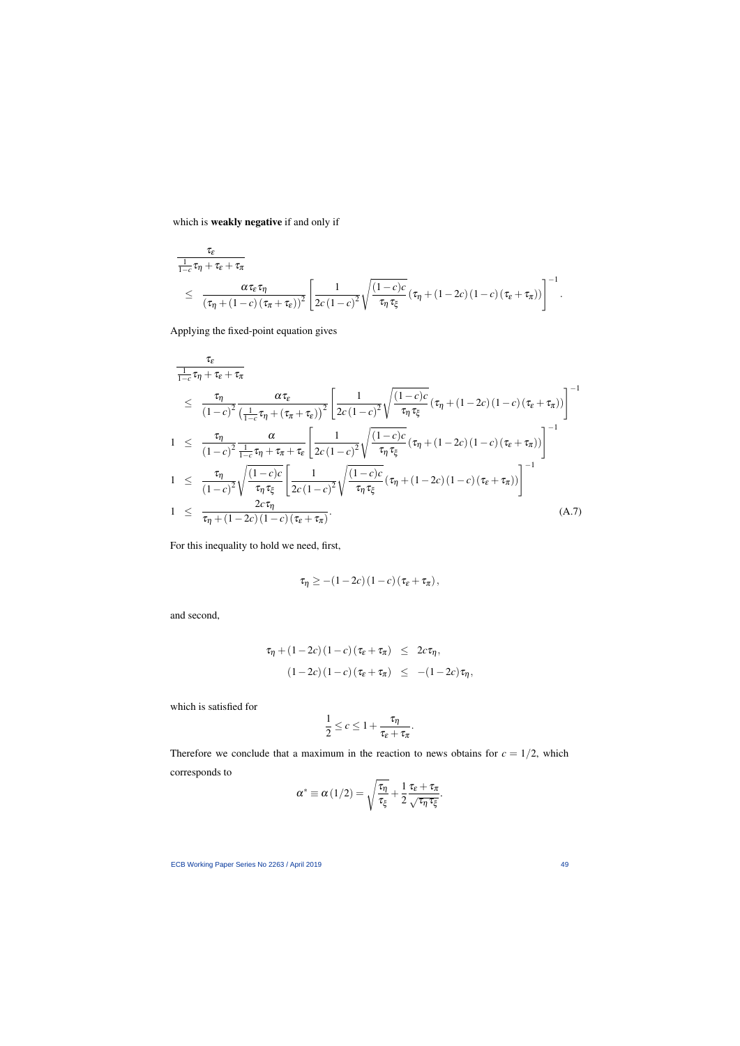which is **weakly negative** if and only if

$$
\begin{aligned}
& \frac{\tau_\varepsilon}{\frac{1}{1-c}\tau_\eta + \tau_\varepsilon + \tau_\pi} \\
& \leq \quad \frac{\alpha \tau_\varepsilon \tau_\eta}{\left(\tau_\eta + (1-c)(\tau_\pi + \tau_\varepsilon)\right)^2} \left[ \frac{1}{2c(1-c)^2} \sqrt{\frac{(1-c)c}{\tau_\eta \tau_\xi}} \left(\tau_\eta + (1-2c)(1-c)(\tau_\varepsilon + \tau_\pi)\right) \right]^{-1}.
\end{aligned}
$$

Applying the fixed-point equation gives

$$
\begin{aligned}
& \frac{\tau_\varepsilon}{\frac{1}{1-c}\tau_\eta + \tau_\varepsilon + \tau_\pi} \\
& \leq \quad \frac{\tau_\eta}{(1-c)^2} \frac{\alpha \tau_\varepsilon}{\left(\frac{1}{1-c}\tau_\eta + (\tau_\pi + \tau_\varepsilon)\right)^2} \left[ \frac{1}{2c(1-c)^2} \sqrt{\frac{(1-c)c}{\tau_\eta \tau_\xi}} \left(\tau_\eta + (1-2c)(1-c)(\tau_\varepsilon + \tau_\pi)\right) \right]^{-1} \\
1 & \leq \quad \frac{\tau_\eta}{(1-c)^2} \frac{\alpha}{\frac{1}{1-c}\tau_\eta + \tau_\pi + \tau_\varepsilon} \left[ \frac{1}{2c(1-c)^2} \sqrt{\frac{(1-c)c}{\tau_\eta \tau_\xi}} \left(\tau_\eta + (1-2c)(1-c)(\tau_\varepsilon + \tau_\pi)\right) \right]^{-1} \\
1 & \leq \quad \frac{\tau_\eta}{(1-c)^2} \sqrt{\frac{(1-c)c}{\tau_\eta \tau_\xi}} \left[ \frac{1}{2c(1-c)^2} \sqrt{\frac{(1-c)c}{\tau_\eta \tau_\xi}} \left(\tau_\eta + (1-2c)(1-c)(\tau_\varepsilon + \tau_\pi)\right) \right]^{-1} \\
1 & \leq \quad \frac{2c\tau_\eta}{\tau_\eta + (1-2c)(1-c)(\tau_\varepsilon + \tau_\pi)}. \qquad \text{(A.7)}
\end{aligned}
$$

For this inequality to hold we need, first,

$$
\tau_\eta \geq -(1-2c)(1-c)(\tau_\varepsilon + \tau_\pi),
$$

and second,

$$
\begin{aligned}
\tau_\eta + (1-2c)(1-c)(\tau_\varepsilon + \tau_\pi) & \leq 2c\tau_\eta, \\
(1-2c)(1-c)(\tau_\varepsilon + \tau_\pi) & \leq -(1-2c)\tau_\eta,
\end{aligned}
$$

which is satisfied for

$$
\frac{1}{2} \leq c \leq 1 + \frac{\tau_\eta}{\tau_\varepsilon + \tau_\pi}.
$$

Therefore we conclude that a maximum in the reaction to news obtains for $c = 1/2$, which corresponds to

$$
\alpha^* \equiv \alpha(1/2) = \sqrt{\frac{\tau_\eta}{\tau_\xi}} + \frac{1}{2}\frac{\tau_\varepsilon + \tau_\pi}{\sqrt{\tau_\eta \tau_\xi}}.
$$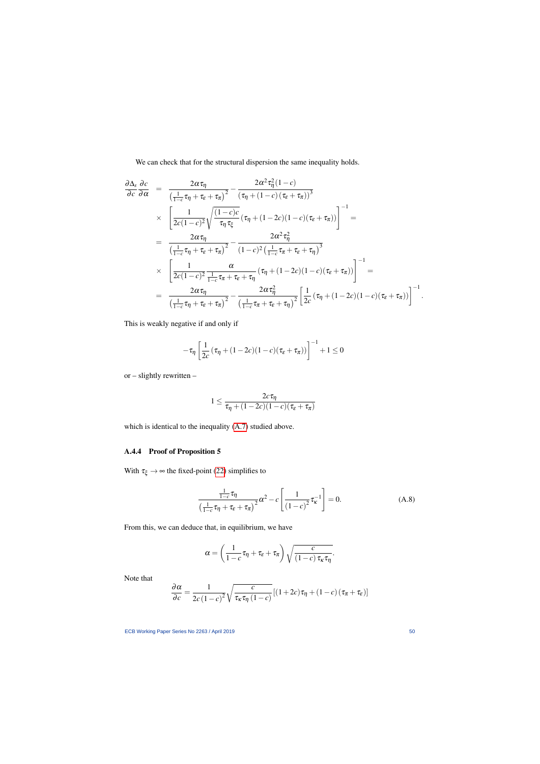We can check that for the structural dispersion the same inequality holds.

$$
\begin{aligned}
\frac{\partial \Delta_s}{\partial c}\frac{\partial c}{\partial \alpha} &= \frac{2\alpha\tau_\eta}{\left(\frac{1}{1-c}\tau_\eta+\tau_\varepsilon+\tau_\pi\right)^2} - \frac{2\alpha^2\tau_\eta^2(1-c)}{\left(\tau_\eta+(1-c)\left(\tau_\varepsilon+\tau_\pi\right)\right)^3} \\
&\times \left[\frac{1}{2c(1-c)^2}\sqrt{\frac{(1-c)c}{\tau_\eta\tau_\xi}}\left(\tau_\eta+(1-2c)(1-c)(\tau_\varepsilon+\tau_\pi)\right)\right]^{-1} = \\
&= \frac{2\alpha\tau_\eta}{\left(\frac{1}{1-c}\tau_\eta+\tau_\varepsilon+\tau_\pi\right)^2} - \frac{2\alpha^2\tau_\eta^2}{(1-c)^2\left(\frac{1}{1-c}\tau_\pi+\tau_\varepsilon+\tau_\eta\right)^3} \\
&\times \left[\frac{1}{2c(1-c)^2}\frac{\alpha}{\frac{1}{1-c}\tau_\pi+\tau_\varepsilon+\tau_\eta}\left(\tau_\eta+(1-2c)(1-c)(\tau_\varepsilon+\tau_\pi)\right)\right]^{-1} = \\
&= \frac{2\alpha\tau_\eta}{\left(\frac{1}{1-c}\tau_\eta+\tau_\varepsilon+\tau_\pi\right)^2} - \frac{2\alpha\tau_\eta^2}{\left(\frac{1}{1-c}\tau_\pi+\tau_\varepsilon+\tau_\eta\right)^2}\left[\frac{1}{2c}\left(\tau_\eta+(1-2c)(1-c)(\tau_\varepsilon+\tau_\pi)\right)\right]^{-1}.
\end{aligned}
$$

This is weakly negative if and only if

$$
-\tau_\eta\left[\frac{1}{2c}\left(\tau_\eta+(1-2c)(1-c)(\tau_\varepsilon+\tau_\pi)\right)\right]^{-1}+1 \leq 0
$$

or – slightly rewritten –

$$
1 \leq \frac{2c\tau_\eta}{\tau_\eta+(1-2c)(1-c)(\tau_\varepsilon+\tau_\pi)}
$$

which is identical to the inequality (A.7) studied above.

### A.4.4 Proof of Proposition 5

With $\tau_\xi \to \infty$ the fixed-point (22) simplifies to

$$
\frac{\frac{1}{1-c}\tau_\eta}{\left(\frac{1}{1-c}\tau_\eta+\tau_\varepsilon+\tau_\pi\right)^2}\alpha^2 - c\left[\frac{1}{(1-c)^2}\tau_\kappa^{-1}\right] = 0. \tag{A.8}
$$

From this, we can deduce that, in equilibrium, we have

$$
\alpha = \left(\frac{1}{1-c}\tau_\eta+\tau_\varepsilon+\tau_\pi\right)\sqrt{\frac{c}{(1-c)\,\tau_\kappa\tau_\eta}}.
$$

Note that

$$
\frac{\partial \alpha}{\partial c} = \frac{1}{2c\,(1-c)^2}\sqrt{\frac{c}{\tau_\kappa\tau_\eta\,(1-c)}}\left[(1+2c)\tau_\eta+(1-c)\left(\tau_\pi+\tau_\varepsilon\right)\right]
$$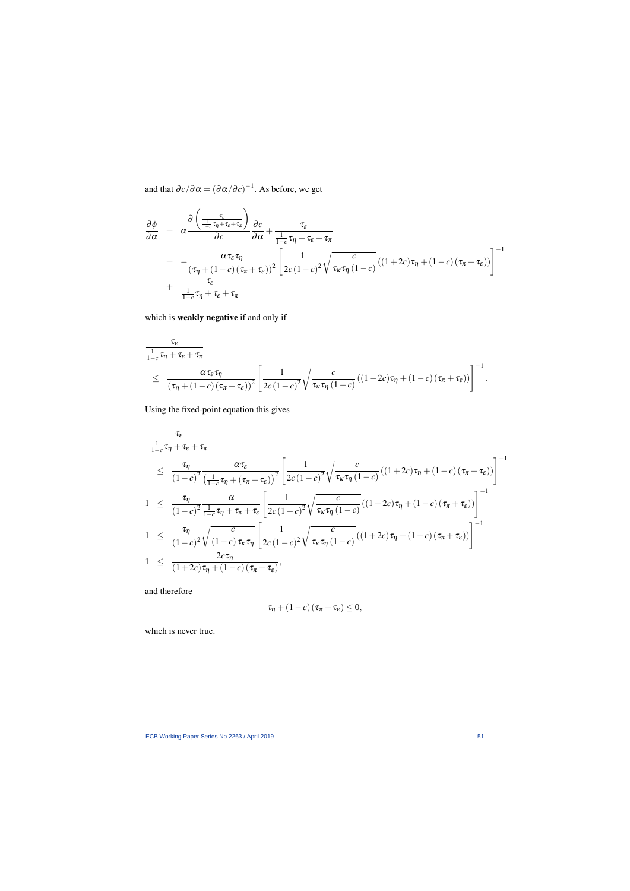and that $\partial c/\partial \alpha = (\partial \alpha/\partial c)^{-1}$. As before, we get

$$
\begin{aligned}
\frac{\partial \phi}{\partial \alpha} &= \alpha \frac{\partial \left( \frac{\tau_\varepsilon}{\frac{1}{1-c}\tau_\eta + \tau_\varepsilon + \tau_\pi} \right)}{\partial c} \frac{\partial c}{\partial \alpha} + \frac{\tau_\varepsilon}{\frac{1}{1-c}\tau_\eta + \tau_\varepsilon + \tau_\pi} \\
&= -\frac{\alpha \tau_\varepsilon \tau_\eta}{\left(\tau_\eta + (1-c)(\tau_\pi + \tau_\varepsilon)\right)^2} \left[ \frac{1}{2c(1-c)^2} \sqrt{\frac{c}{\tau_\kappa \tau_\eta (1-c)}} \left((1+2c)\tau_\eta + (1-c)(\tau_\pi + \tau_\varepsilon)\right) \right]^{-1} \\
&+ \frac{\tau_\varepsilon}{\frac{1}{1-c}\tau_\eta + \tau_\varepsilon + \tau_\pi}
\end{aligned}
$$

which is **weakly negative** if and only if

$$
\begin{aligned}
&\frac{\tau_\varepsilon}{\frac{1}{1-c}\tau_\eta + \tau_\varepsilon + \tau_\pi} \\
&\leq \frac{\alpha \tau_\varepsilon \tau_\eta}{\left(\tau_\eta + (1-c)(\tau_\pi + \tau_\varepsilon)\right)^2} \left[ \frac{1}{2c(1-c)^2} \sqrt{\frac{c}{\tau_\kappa \tau_\eta (1-c)}} \left((1+2c)\tau_\eta + (1-c)(\tau_\pi + \tau_\varepsilon)\right) \right]^{-1}.
\end{aligned}
$$

Using the fixed-point equation this gives

$$
\begin{aligned}
&\frac{\tau_\varepsilon}{\frac{1}{1-c}\tau_\eta + \tau_\varepsilon + \tau_\pi} \\
&\leq \frac{\tau_\eta}{(1-c)^2} \frac{\alpha \tau_\varepsilon}{\left(\frac{1}{1-c}\tau_\eta + (\tau_\pi + \tau_\varepsilon)\right)^2} \left[ \frac{1}{2c(1-c)^2} \sqrt{\frac{c}{\tau_\kappa \tau_\eta (1-c)}} \left((1+2c)\tau_\eta + (1-c)(\tau_\pi + \tau_\varepsilon)\right) \right]^{-1} \\
1 &\leq \frac{\tau_\eta}{(1-c)^2} \frac{\alpha}{\frac{1}{1-c}\tau_\eta + \tau_\pi + \tau_\varepsilon} \left[ \frac{1}{2c(1-c)^2} \sqrt{\frac{c}{\tau_\kappa \tau_\eta (1-c)}} \left((1+2c)\tau_\eta + (1-c)(\tau_\pi + \tau_\varepsilon)\right) \right]^{-1} \\
1 &\leq \frac{\tau_\eta}{(1-c)^2} \sqrt{\frac{c}{(1-c)\tau_\kappa \tau_\eta}} \left[ \frac{1}{2c(1-c)^2} \sqrt{\frac{c}{\tau_\kappa \tau_\eta (1-c)}} \left((1+2c)\tau_\eta + (1-c)(\tau_\pi + \tau_\varepsilon)\right) \right]^{-1} \\
1 &\leq \frac{2c\tau_\eta}{(1+2c)\tau_\eta + (1-c)(\tau_\pi + \tau_\varepsilon)},
\end{aligned}
$$

and therefore

$$
\tau_\eta + (1-c)(\tau_\pi + \tau_\varepsilon) \leq 0,
$$

which is never true.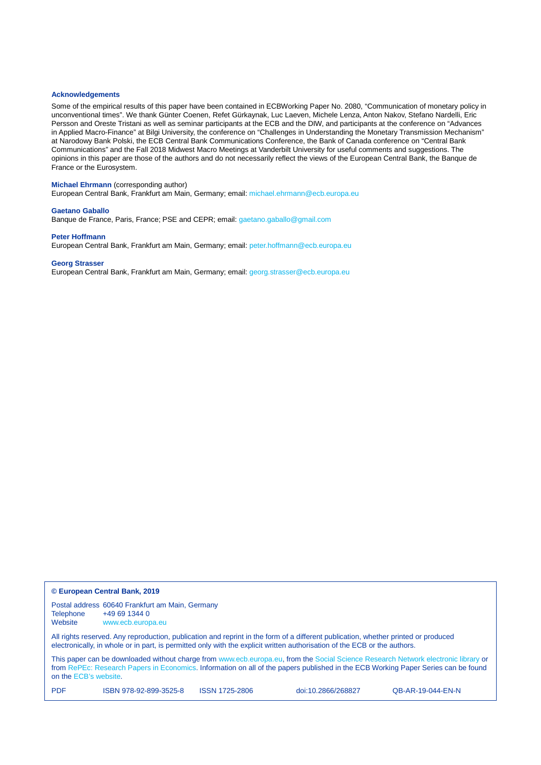**Acknowledgements**

Some of the empirical results of this paper have been contained in ECBWorking Paper No. 2080, “Communication of monetary policy in unconventional times”. We thank Günter Coenen, Refet Gürkaynak, Luc Laeven, Michele Lenza, Anton Nakov, Stefano Nardelli, Eric Persson and Oreste Tristani as well as seminar participants at the ECB and the DIW, and participants at the conference on “Advances in Applied Macro-Finance” at Bilgi University, the conference on “Challenges in Understanding the Monetary Transmission Mechanism” at Narodowy Bank Polski, the ECB Central Bank Communications Conference, the Bank of Canada conference on “Central Bank Communications” and the Fall 2018 Midwest Macro Meetings at Vanderbilt University for useful comments and suggestions. The opinions in this paper are those of the authors and do not necessarily reflect the views of the European Central Bank, the Banque de France or the Eurosystem.

**Michael Ehrmann** (corresponding author)
European Central Bank, Frankfurt am Main, Germany; email: michael.ehrmann@ecb.europa.eu

**Gaetano Gaballo**
Banque de France, Paris, France; PSE and CEPR; email: gaetano.gaballo@gmail.com

**Peter Hoffmann**
European Central Bank, Frankfurt am Main, Germany; email: peter.hoffmann@ecb.europa.eu

**Georg Strasser**
European Central Bank, Frankfurt am Main, Germany; email: georg.strasser@ecb.europa.eu

**© European Central Bank, 2019**

Postal address 60640 Frankfurt am Main, Germany
Telephone +49 69 1344 0
Website www.ecb.europa.eu

All rights reserved. Any reproduction, publication and reprint in the form of a different publication, whether printed or produced electronically, in whole or in part, is permitted only with the explicit written authorisation of the ECB or the authors.

This paper can be downloaded without charge from www.ecb.europa.eu, from the Social Science Research Network electronic library or from RePEc: Research Papers in Economics. Information on all of the papers published in the ECB Working Paper Series can be found on the ECB's website.

PDF ISBN 978-92-899-3525-8 ISSN 1725-2806 doi:10.2866/268827 QB-AR-19-044-EN-N